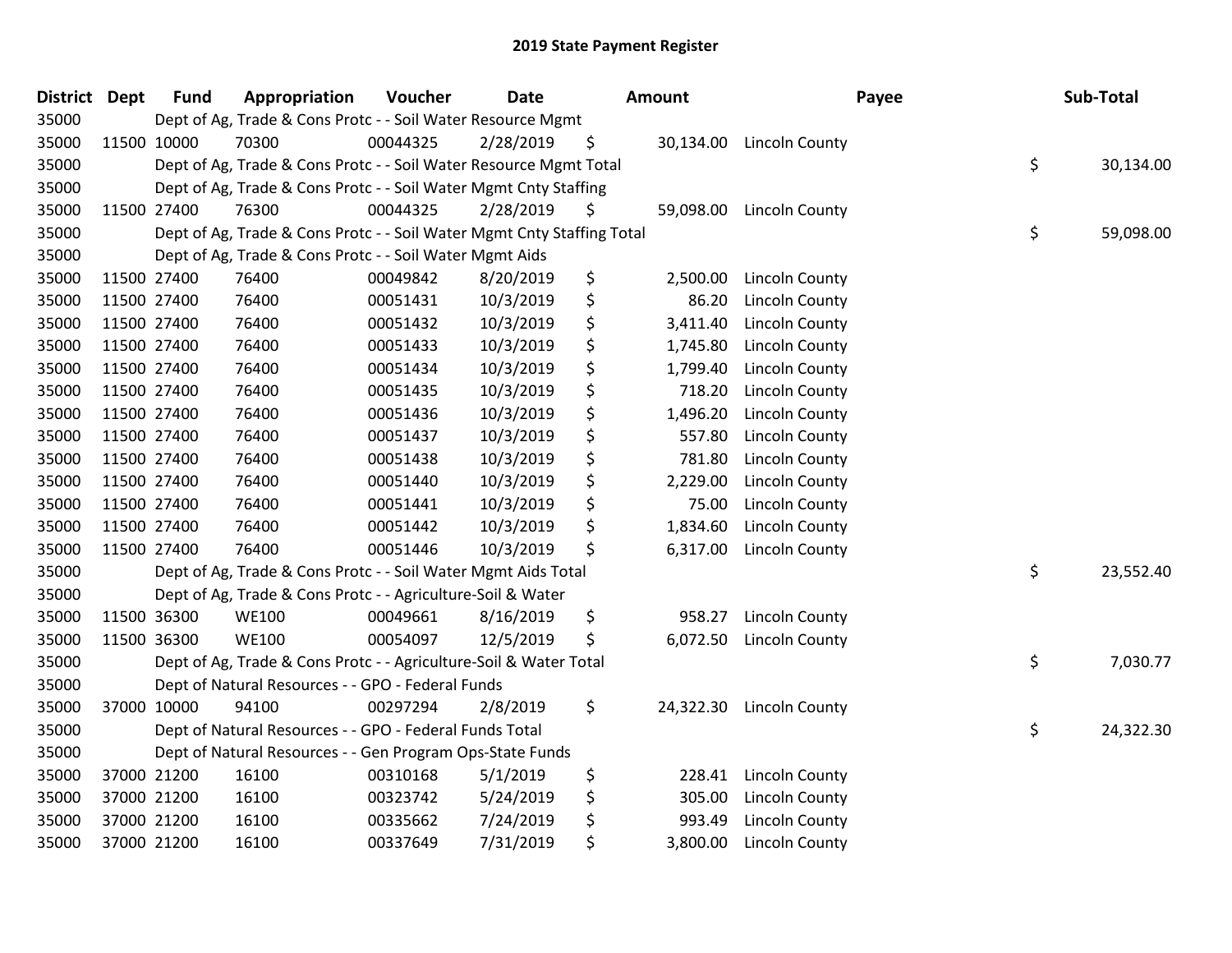# 2019 State Payment Register

| District | Dept | Fund | Appropriation | Voucher | Date | Amount | Payee | Sub-Total |
|---|---|---|---|---|---|---|---|---|
| 35000 | | Dept of Ag, Trade & Cons Protc - - Soil Water Resource Mgmt | | | | | | |
| 35000 | 11500 | 10000 | 70300 | 00044325 | 2/28/2019 | $ 30,134.00 | Lincoln County | |
| 35000 | | Dept of Ag, Trade & Cons Protc - - Soil Water Resource Mgmt Total | | | | | | $ 30,134.00 |
| 35000 | | Dept of Ag, Trade & Cons Protc - - Soil Water Mgmt Cnty Staffing | | | | | | |
| 35000 | 11500 | 27400 | 76300 | 00044325 | 2/28/2019 | $ 59,098.00 | Lincoln County | |
| 35000 | | Dept of Ag, Trade & Cons Protc - - Soil Water Mgmt Cnty Staffing Total | | | | | | $ 59,098.00 |
| 35000 | | Dept of Ag, Trade & Cons Protc - - Soil Water Mgmt Aids | | | | | | |
| 35000 | 11500 | 27400 | 76400 | 00049842 | 8/20/2019 | $ 2,500.00 | Lincoln County | |
| 35000 | 11500 | 27400 | 76400 | 00051431 | 10/3/2019 | $ 86.20 | Lincoln County | |
| 35000 | 11500 | 27400 | 76400 | 00051432 | 10/3/2019 | $ 3,411.40 | Lincoln County | |
| 35000 | 11500 | 27400 | 76400 | 00051433 | 10/3/2019 | $ 1,745.80 | Lincoln County | |
| 35000 | 11500 | 27400 | 76400 | 00051434 | 10/3/2019 | $ 1,799.40 | Lincoln County | |
| 35000 | 11500 | 27400 | 76400 | 00051435 | 10/3/2019 | $ 718.20 | Lincoln County | |
| 35000 | 11500 | 27400 | 76400 | 00051436 | 10/3/2019 | $ 1,496.20 | Lincoln County | |
| 35000 | 11500 | 27400 | 76400 | 00051437 | 10/3/2019 | $ 557.80 | Lincoln County | |
| 35000 | 11500 | 27400 | 76400 | 00051438 | 10/3/2019 | $ 781.80 | Lincoln County | |
| 35000 | 11500 | 27400 | 76400 | 00051440 | 10/3/2019 | $ 2,229.00 | Lincoln County | |
| 35000 | 11500 | 27400 | 76400 | 00051441 | 10/3/2019 | $ 75.00 | Lincoln County | |
| 35000 | 11500 | 27400 | 76400 | 00051442 | 10/3/2019 | $ 1,834.60 | Lincoln County | |
| 35000 | 11500 | 27400 | 76400 | 00051446 | 10/3/2019 | $ 6,317.00 | Lincoln County | |
| 35000 | | Dept of Ag, Trade & Cons Protc - - Soil Water Mgmt Aids Total | | | | | | $ 23,552.40 |
| 35000 | | Dept of Ag, Trade & Cons Protc - - Agriculture-Soil & Water | | | | | | |
| 35000 | 11500 | 36300 | WE100 | 00049661 | 8/16/2019 | $ 958.27 | Lincoln County | |
| 35000 | 11500 | 36300 | WE100 | 00054097 | 12/5/2019 | $ 6,072.50 | Lincoln County | |
| 35000 | | Dept of Ag, Trade & Cons Protc - - Agriculture-Soil & Water Total | | | | | | $ 7,030.77 |
| 35000 | | Dept of Natural Resources - - GPO - Federal Funds | | | | | | |
| 35000 | 37000 | 10000 | 94100 | 00297294 | 2/8/2019 | $ 24,322.30 | Lincoln County | |
| 35000 | | Dept of Natural Resources - - GPO - Federal Funds Total | | | | | | $ 24,322.30 |
| 35000 | | Dept of Natural Resources - - Gen Program Ops-State Funds | | | | | | |
| 35000 | 37000 | 21200 | 16100 | 00310168 | 5/1/2019 | $ 228.41 | Lincoln County | |
| 35000 | 37000 | 21200 | 16100 | 00323742 | 5/24/2019 | $ 305.00 | Lincoln County | |
| 35000 | 37000 | 21200 | 16100 | 00335662 | 7/24/2019 | $ 993.49 | Lincoln County | |
| 35000 | 37000 | 21200 | 16100 | 00337649 | 7/31/2019 | $ 3,800.00 | Lincoln County | |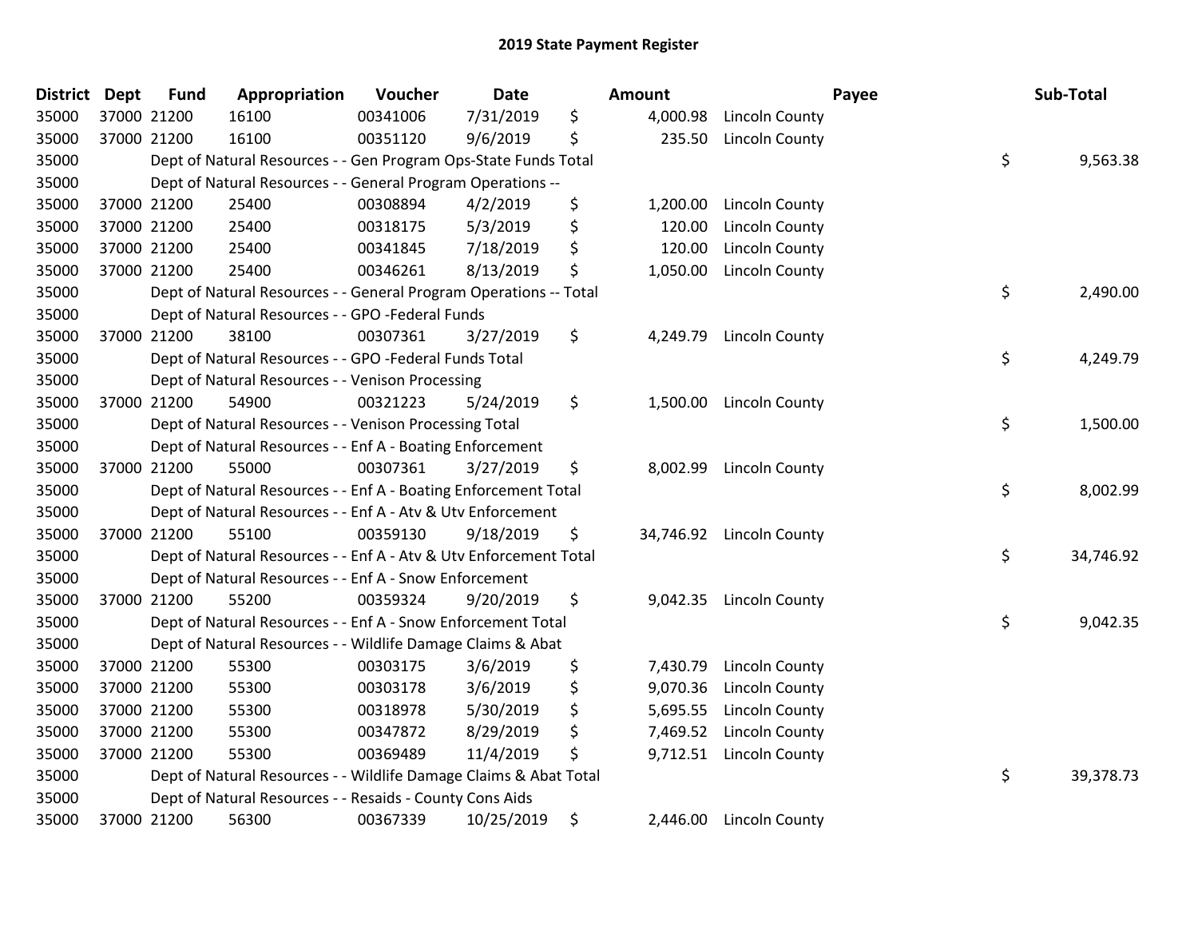## 2019 State Payment Register

| District | Dept | Fund | Appropriation | Voucher | Date | | Amount | Payee | | Sub-Total |
|---|---|---|---|---|---|---|---|---|---|---|
| 35000 | 37000 | 21200 | 16100 | 00341006 | 7/31/2019 | $ | 4,000.98 | Lincoln County | | |
| 35000 | 37000 | 21200 | 16100 | 00351120 | 9/6/2019 | $ | 235.50 | Lincoln County | | |
| 35000 | | Dept of Natural Resources - - Gen Program Ops-State Funds Total | | | | | | | $ | 9,563.38 |
| 35000 | | Dept of Natural Resources - - General Program Operations -- | | | | | | | | |
| 35000 | 37000 | 21200 | 25400 | 00308894 | 4/2/2019 | $ | 1,200.00 | Lincoln County | | |
| 35000 | 37000 | 21200 | 25400 | 00318175 | 5/3/2019 | $ | 120.00 | Lincoln County | | |
| 35000 | 37000 | 21200 | 25400 | 00341845 | 7/18/2019 | $ | 120.00 | Lincoln County | | |
| 35000 | 37000 | 21200 | 25400 | 00346261 | 8/13/2019 | $ | 1,050.00 | Lincoln County | | |
| 35000 | | Dept of Natural Resources - - General Program Operations -- Total | | | | | | | $ | 2,490.00 |
| 35000 | | Dept of Natural Resources - - GPO -Federal Funds | | | | | | | | |
| 35000 | 37000 | 21200 | 38100 | 00307361 | 3/27/2019 | $ | 4,249.79 | Lincoln County | | |
| 35000 | | Dept of Natural Resources - - GPO -Federal Funds Total | | | | | | | $ | 4,249.79 |
| 35000 | | Dept of Natural Resources - - Venison Processing | | | | | | | | |
| 35000 | 37000 | 21200 | 54900 | 00321223 | 5/24/2019 | $ | 1,500.00 | Lincoln County | | |
| 35000 | | Dept of Natural Resources - - Venison Processing Total | | | | | | | $ | 1,500.00 |
| 35000 | | Dept of Natural Resources - - Enf A - Boating Enforcement | | | | | | | | |
| 35000 | 37000 | 21200 | 55000 | 00307361 | 3/27/2019 | $ | 8,002.99 | Lincoln County | | |
| 35000 | | Dept of Natural Resources - - Enf A - Boating Enforcement Total | | | | | | | $ | 8,002.99 |
| 35000 | | Dept of Natural Resources - - Enf A - Atv & Utv Enforcement | | | | | | | | |
| 35000 | 37000 | 21200 | 55100 | 00359130 | 9/18/2019 | $ | 34,746.92 | Lincoln County | | |
| 35000 | | Dept of Natural Resources - - Enf A - Atv & Utv Enforcement Total | | | | | | | $ | 34,746.92 |
| 35000 | | Dept of Natural Resources - - Enf A - Snow Enforcement | | | | | | | | |
| 35000 | 37000 | 21200 | 55200 | 00359324 | 9/20/2019 | $ | 9,042.35 | Lincoln County | | |
| 35000 | | Dept of Natural Resources - - Enf A - Snow Enforcement Total | | | | | | | $ | 9,042.35 |
| 35000 | | Dept of Natural Resources - - Wildlife Damage Claims & Abat | | | | | | | | |
| 35000 | 37000 | 21200 | 55300 | 00303175 | 3/6/2019 | $ | 7,430.79 | Lincoln County | | |
| 35000 | 37000 | 21200 | 55300 | 00303178 | 3/6/2019 | $ | 9,070.36 | Lincoln County | | |
| 35000 | 37000 | 21200 | 55300 | 00318978 | 5/30/2019 | $ | 5,695.55 | Lincoln County | | |
| 35000 | 37000 | 21200 | 55300 | 00347872 | 8/29/2019 | $ | 7,469.52 | Lincoln County | | |
| 35000 | 37000 | 21200 | 55300 | 00369489 | 11/4/2019 | $ | 9,712.51 | Lincoln County | | |
| 35000 | | Dept of Natural Resources - - Wildlife Damage Claims & Abat Total | | | | | | | $ | 39,378.73 |
| 35000 | | Dept of Natural Resources - - Resaids - County Cons Aids | | | | | | | | |
| 35000 | 37000 | 21200 | 56300 | 00367339 | 10/25/2019 | $ | 2,446.00 | Lincoln County | | |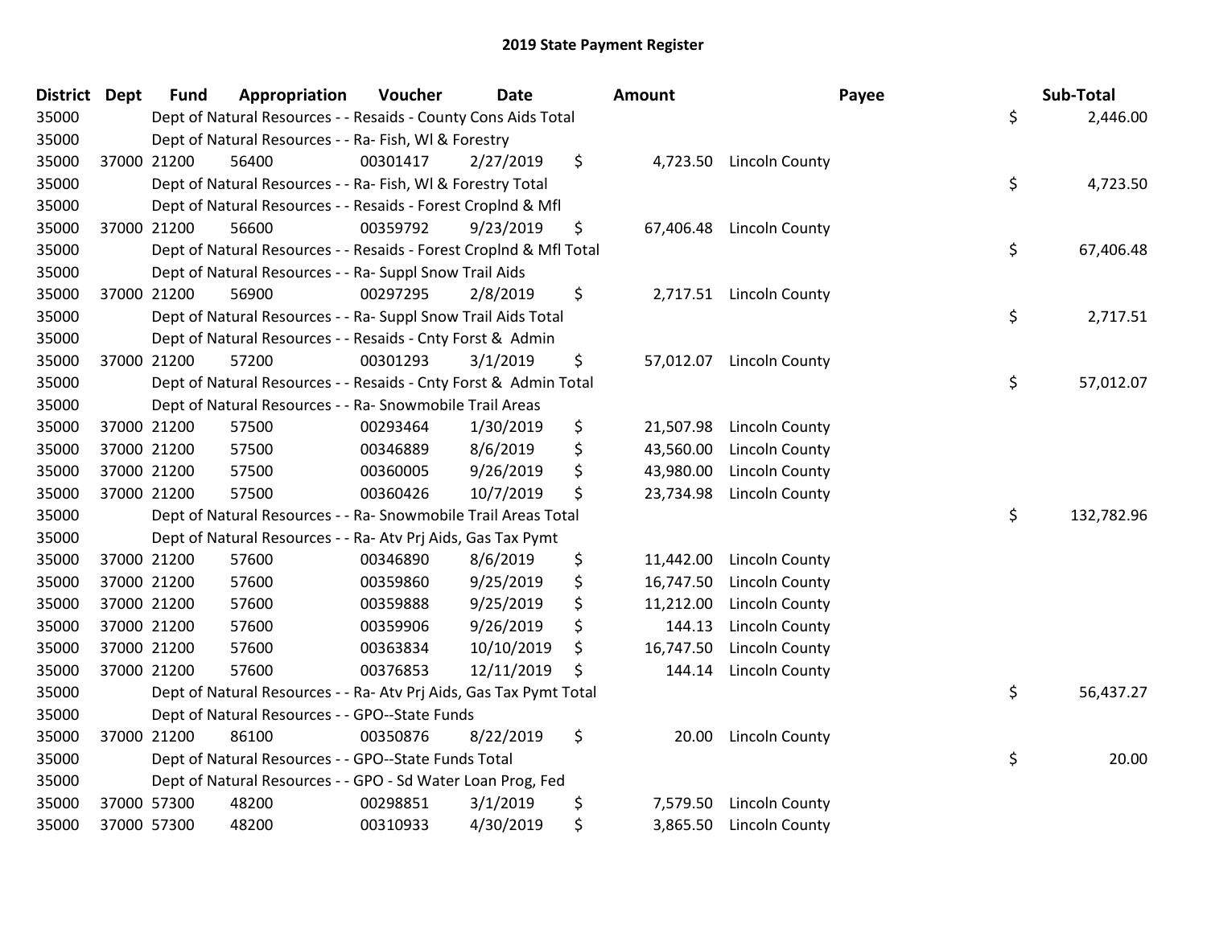# 2019 State Payment Register

| District | Dept | Fund | Appropriation | Voucher | Date | Amount | Payee | Sub-Total |
|---|---|---|---|---|---|---|---|---|
| 35000 | | Dept of Natural Resources - - Resaids - County Cons Aids Total | | | | | | $ 2,446.00 |
| 35000 | | Dept of Natural Resources - - Ra- Fish, Wl & Forestry | | | | | | |
| 35000 | 37000 | 21200 | 56400 | 00301417 | 2/27/2019 | $ 4,723.50 | Lincoln County | |
| 35000 | | Dept of Natural Resources - - Ra- Fish, Wl & Forestry Total | | | | | | $ 4,723.50 |
| 35000 | | Dept of Natural Resources - - Resaids - Forest Croplnd & Mfl | | | | | | |
| 35000 | 37000 | 21200 | 56600 | 00359792 | 9/23/2019 | $ 67,406.48 | Lincoln County | |
| 35000 | | Dept of Natural Resources - - Resaids - Forest Croplnd & Mfl Total | | | | | | $ 67,406.48 |
| 35000 | | Dept of Natural Resources - - Ra- Suppl Snow Trail Aids | | | | | | |
| 35000 | 37000 | 21200 | 56900 | 00297295 | 2/8/2019 | $ 2,717.51 | Lincoln County | |
| 35000 | | Dept of Natural Resources - - Ra- Suppl Snow Trail Aids Total | | | | | | $ 2,717.51 |
| 35000 | | Dept of Natural Resources - - Resaids - Cnty Forst & Admin | | | | | | |
| 35000 | 37000 | 21200 | 57200 | 00301293 | 3/1/2019 | $ 57,012.07 | Lincoln County | |
| 35000 | | Dept of Natural Resources - - Resaids - Cnty Forst & Admin Total | | | | | | $ 57,012.07 |
| 35000 | | Dept of Natural Resources - - Ra- Snowmobile Trail Areas | | | | | | |
| 35000 | 37000 | 21200 | 57500 | 00293464 | 1/30/2019 | $ 21,507.98 | Lincoln County | |
| 35000 | 37000 | 21200 | 57500 | 00346889 | 8/6/2019 | $ 43,560.00 | Lincoln County | |
| 35000 | 37000 | 21200 | 57500 | 00360005 | 9/26/2019 | $ 43,980.00 | Lincoln County | |
| 35000 | 37000 | 21200 | 57500 | 00360426 | 10/7/2019 | $ 23,734.98 | Lincoln County | |
| 35000 | | Dept of Natural Resources - - Ra- Snowmobile Trail Areas Total | | | | | | $ 132,782.96 |
| 35000 | | Dept of Natural Resources - - Ra- Atv Prj Aids, Gas Tax Pymt | | | | | | |
| 35000 | 37000 | 21200 | 57600 | 00346890 | 8/6/2019 | $ 11,442.00 | Lincoln County | |
| 35000 | 37000 | 21200 | 57600 | 00359860 | 9/25/2019 | $ 16,747.50 | Lincoln County | |
| 35000 | 37000 | 21200 | 57600 | 00359888 | 9/25/2019 | $ 11,212.00 | Lincoln County | |
| 35000 | 37000 | 21200 | 57600 | 00359906 | 9/26/2019 | $ 144.13 | Lincoln County | |
| 35000 | 37000 | 21200 | 57600 | 00363834 | 10/10/2019 | $ 16,747.50 | Lincoln County | |
| 35000 | 37000 | 21200 | 57600 | 00376853 | 12/11/2019 | $ 144.14 | Lincoln County | |
| 35000 | | Dept of Natural Resources - - Ra- Atv Prj Aids, Gas Tax Pymt Total | | | | | | $ 56,437.27 |
| 35000 | | Dept of Natural Resources - - GPO--State Funds | | | | | | |
| 35000 | 37000 | 21200 | 86100 | 00350876 | 8/22/2019 | $ 20.00 | Lincoln County | |
| 35000 | | Dept of Natural Resources - - GPO--State Funds Total | | | | | | $ 20.00 |
| 35000 | | Dept of Natural Resources - - GPO - Sd Water Loan Prog, Fed | | | | | | |
| 35000 | 37000 | 57300 | 48200 | 00298851 | 3/1/2019 | $ 7,579.50 | Lincoln County | |
| 35000 | 37000 | 57300 | 48200 | 00310933 | 4/30/2019 | $ 3,865.50 | Lincoln County | |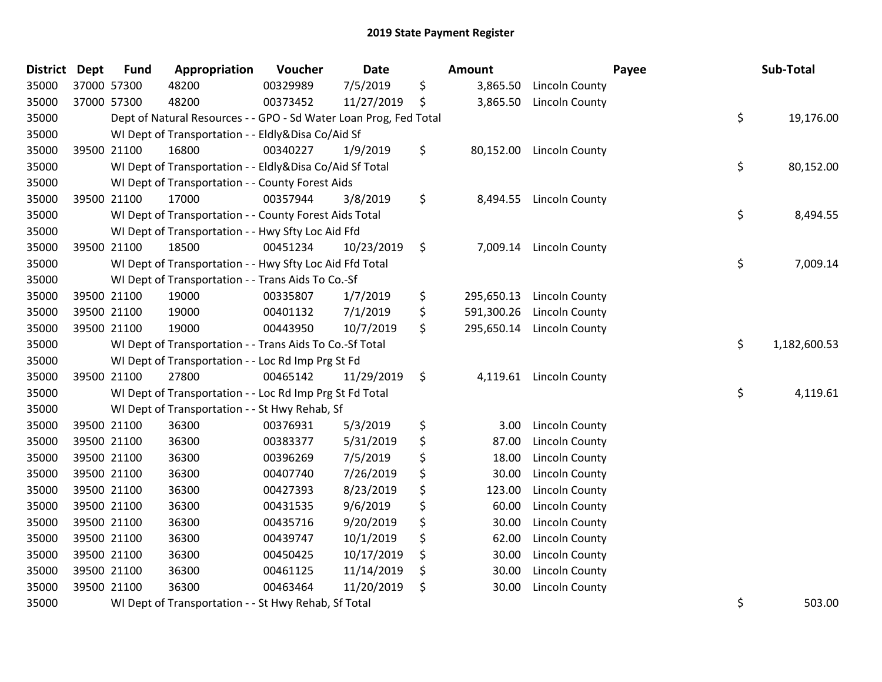# 2019 State Payment Register

| District | Dept | Fund | Appropriation | Voucher | Date | Amount | Payee | Sub-Total |
|---|---|---|---|---|---|---|---|---|
| 35000 | 37000 | 57300 | 48200 | 00329989 | 7/5/2019 | $ 3,865.50 | Lincoln County | |
| 35000 | 37000 | 57300 | 48200 | 00373452 | 11/27/2019 | $ 3,865.50 | Lincoln County | |
| 35000 | | | Dept of Natural Resources - - GPO - Sd Water Loan Prog, Fed Total | | | | | $ 19,176.00 |
| 35000 | | | WI Dept of Transportation - - Eldly&Disa Co/Aid Sf | | | | | |
| 35000 | 39500 | 21100 | 16800 | 00340227 | 1/9/2019 | $ 80,152.00 | Lincoln County | |
| 35000 | | | WI Dept of Transportation - - Eldly&Disa Co/Aid Sf Total | | | | | $ 80,152.00 |
| 35000 | | | WI Dept of Transportation - - County Forest Aids | | | | | |
| 35000 | 39500 | 21100 | 17000 | 00357944 | 3/8/2019 | $ 8,494.55 | Lincoln County | |
| 35000 | | | WI Dept of Transportation - - County Forest Aids Total | | | | | $ 8,494.55 |
| 35000 | | | WI Dept of Transportation - - Hwy Sfty Loc Aid Ffd | | | | | |
| 35000 | 39500 | 21100 | 18500 | 00451234 | 10/23/2019 | $ 7,009.14 | Lincoln County | |
| 35000 | | | WI Dept of Transportation - - Hwy Sfty Loc Aid Ffd Total | | | | | $ 7,009.14 |
| 35000 | | | WI Dept of Transportation - - Trans Aids To Co.-Sf | | | | | |
| 35000 | 39500 | 21100 | 19000 | 00335807 | 1/7/2019 | $ 295,650.13 | Lincoln County | |
| 35000 | 39500 | 21100 | 19000 | 00401132 | 7/1/2019 | $ 591,300.26 | Lincoln County | |
| 35000 | 39500 | 21100 | 19000 | 00443950 | 10/7/2019 | $ 295,650.14 | Lincoln County | |
| 35000 | | | WI Dept of Transportation - - Trans Aids To Co.-Sf Total | | | | | $ 1,182,600.53 |
| 35000 | | | WI Dept of Transportation - - Loc Rd Imp Prg St Fd | | | | | |
| 35000 | 39500 | 21100 | 27800 | 00465142 | 11/29/2019 | $ 4,119.61 | Lincoln County | |
| 35000 | | | WI Dept of Transportation - - Loc Rd Imp Prg St Fd Total | | | | | $ 4,119.61 |
| 35000 | | | WI Dept of Transportation - - St Hwy Rehab, Sf | | | | | |
| 35000 | 39500 | 21100 | 36300 | 00376931 | 5/3/2019 | $ 3.00 | Lincoln County | |
| 35000 | 39500 | 21100 | 36300 | 00383377 | 5/31/2019 | $ 87.00 | Lincoln County | |
| 35000 | 39500 | 21100 | 36300 | 00396269 | 7/5/2019 | $ 18.00 | Lincoln County | |
| 35000 | 39500 | 21100 | 36300 | 00407740 | 7/26/2019 | $ 30.00 | Lincoln County | |
| 35000 | 39500 | 21100 | 36300 | 00427393 | 8/23/2019 | $ 123.00 | Lincoln County | |
| 35000 | 39500 | 21100 | 36300 | 00431535 | 9/6/2019 | $ 60.00 | Lincoln County | |
| 35000 | 39500 | 21100 | 36300 | 00435716 | 9/20/2019 | $ 30.00 | Lincoln County | |
| 35000 | 39500 | 21100 | 36300 | 00439747 | 10/1/2019 | $ 62.00 | Lincoln County | |
| 35000 | 39500 | 21100 | 36300 | 00450425 | 10/17/2019 | $ 30.00 | Lincoln County | |
| 35000 | 39500 | 21100 | 36300 | 00461125 | 11/14/2019 | $ 30.00 | Lincoln County | |
| 35000 | 39500 | 21100 | 36300 | 00463464 | 11/20/2019 | $ 30.00 | Lincoln County | |
| 35000 | | | WI Dept of Transportation - - St Hwy Rehab, Sf Total | | | | | $ 503.00 |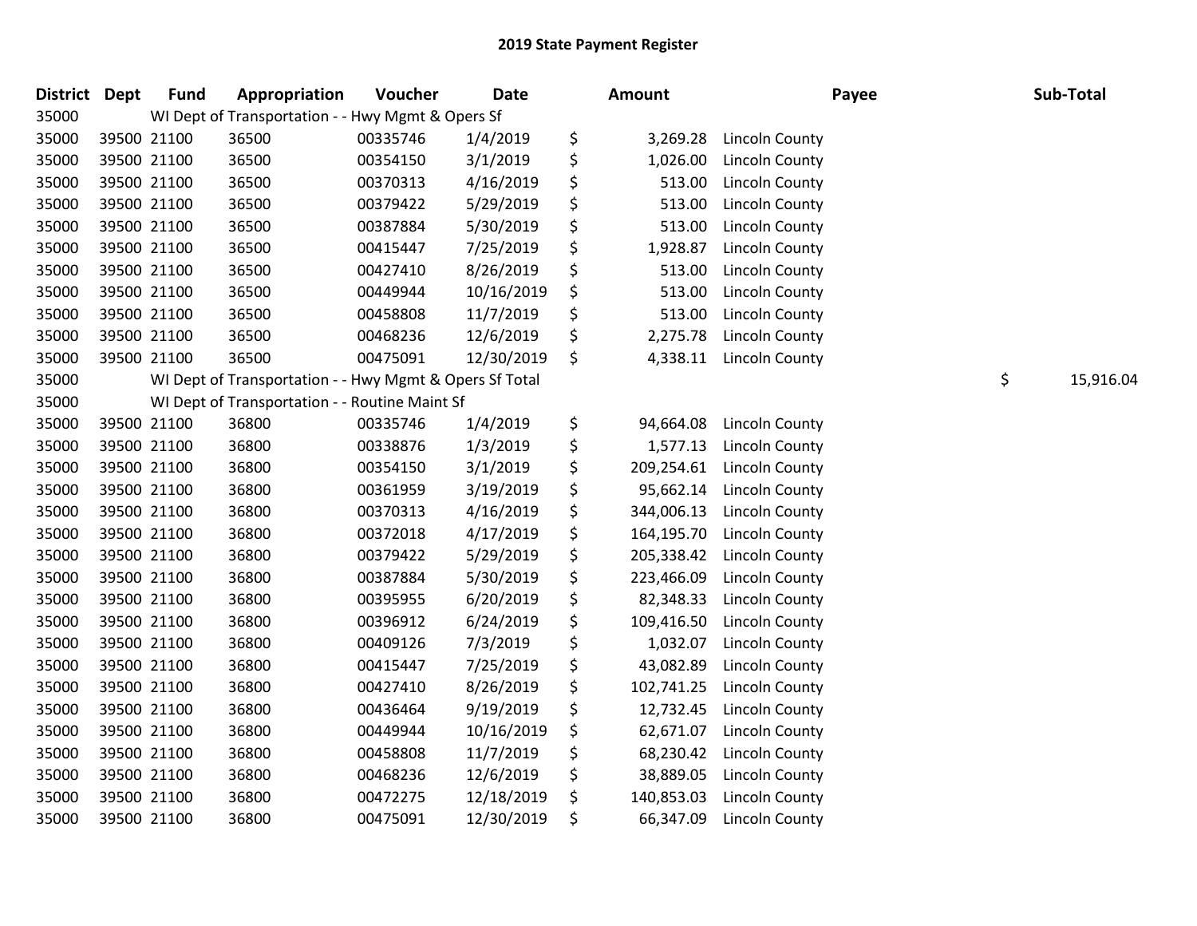# 2019 State Payment Register

| District | Dept | Fund | Appropriation | Voucher | Date | Amount | Payee | Sub-Total |
|---|---|---|---|---|---|---|---|---|
| 35000 | WI Dept of Transportation - - Hwy Mgmt & Opers Sf | | | | | | | |
| 35000 | 39500 | 21100 | 36500 | 00335746 | 1/4/2019 | $ 3,269.28 | Lincoln County | |
| 35000 | 39500 | 21100 | 36500 | 00354150 | 3/1/2019 | $ 1,026.00 | Lincoln County | |
| 35000 | 39500 | 21100 | 36500 | 00370313 | 4/16/2019 | $ 513.00 | Lincoln County | |
| 35000 | 39500 | 21100 | 36500 | 00379422 | 5/29/2019 | $ 513.00 | Lincoln County | |
| 35000 | 39500 | 21100 | 36500 | 00387884 | 5/30/2019 | $ 513.00 | Lincoln County | |
| 35000 | 39500 | 21100 | 36500 | 00415447 | 7/25/2019 | $ 1,928.87 | Lincoln County | |
| 35000 | 39500 | 21100 | 36500 | 00427410 | 8/26/2019 | $ 513.00 | Lincoln County | |
| 35000 | 39500 | 21100 | 36500 | 00449944 | 10/16/2019 | $ 513.00 | Lincoln County | |
| 35000 | 39500 | 21100 | 36500 | 00458808 | 11/7/2019 | $ 513.00 | Lincoln County | |
| 35000 | 39500 | 21100 | 36500 | 00468236 | 12/6/2019 | $ 2,275.78 | Lincoln County | |
| 35000 | 39500 | 21100 | 36500 | 00475091 | 12/30/2019 | $ 4,338.11 | Lincoln County | |
| 35000 | WI Dept of Transportation - - Hwy Mgmt & Opers Sf Total | | | | | | | $ 15,916.04 |
| 35000 | WI Dept of Transportation - - Routine Maint Sf | | | | | | | |
| 35000 | 39500 | 21100 | 36800 | 00335746 | 1/4/2019 | $ 94,664.08 | Lincoln County | |
| 35000 | 39500 | 21100 | 36800 | 00338876 | 1/3/2019 | $ 1,577.13 | Lincoln County | |
| 35000 | 39500 | 21100 | 36800 | 00354150 | 3/1/2019 | $ 209,254.61 | Lincoln County | |
| 35000 | 39500 | 21100 | 36800 | 00361959 | 3/19/2019 | $ 95,662.14 | Lincoln County | |
| 35000 | 39500 | 21100 | 36800 | 00370313 | 4/16/2019 | $ 344,006.13 | Lincoln County | |
| 35000 | 39500 | 21100 | 36800 | 00372018 | 4/17/2019 | $ 164,195.70 | Lincoln County | |
| 35000 | 39500 | 21100 | 36800 | 00379422 | 5/29/2019 | $ 205,338.42 | Lincoln County | |
| 35000 | 39500 | 21100 | 36800 | 00387884 | 5/30/2019 | $ 223,466.09 | Lincoln County | |
| 35000 | 39500 | 21100 | 36800 | 00395955 | 6/20/2019 | $ 82,348.33 | Lincoln County | |
| 35000 | 39500 | 21100 | 36800 | 00396912 | 6/24/2019 | $ 109,416.50 | Lincoln County | |
| 35000 | 39500 | 21100 | 36800 | 00409126 | 7/3/2019 | $ 1,032.07 | Lincoln County | |
| 35000 | 39500 | 21100 | 36800 | 00415447 | 7/25/2019 | $ 43,082.89 | Lincoln County | |
| 35000 | 39500 | 21100 | 36800 | 00427410 | 8/26/2019 | $ 102,741.25 | Lincoln County | |
| 35000 | 39500 | 21100 | 36800 | 00436464 | 9/19/2019 | $ 12,732.45 | Lincoln County | |
| 35000 | 39500 | 21100 | 36800 | 00449944 | 10/16/2019 | $ 62,671.07 | Lincoln County | |
| 35000 | 39500 | 21100 | 36800 | 00458808 | 11/7/2019 | $ 68,230.42 | Lincoln County | |
| 35000 | 39500 | 21100 | 36800 | 00468236 | 12/6/2019 | $ 38,889.05 | Lincoln County | |
| 35000 | 39500 | 21100 | 36800 | 00472275 | 12/18/2019 | $ 140,853.03 | Lincoln County | |
| 35000 | 39500 | 21100 | 36800 | 00475091 | 12/30/2019 | $ 66,347.09 | Lincoln County | |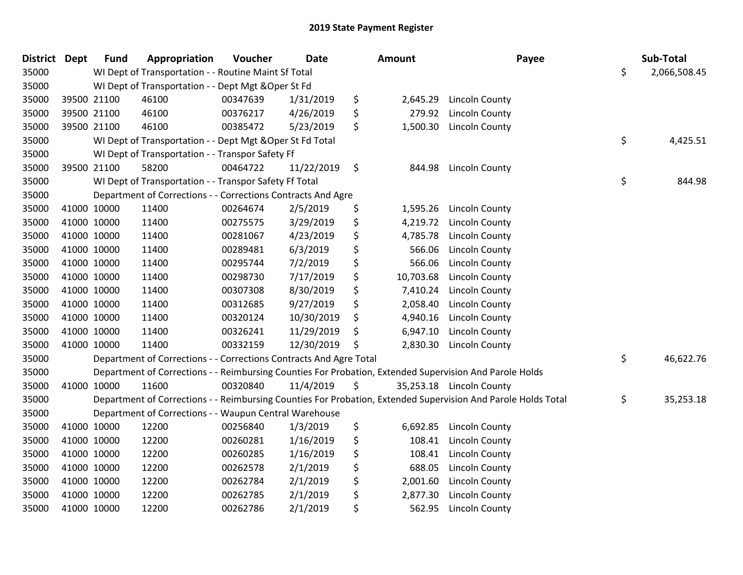# 2019 State Payment Register

| District | Dept | Fund | Appropriation | Voucher | Date | Amount | Payee | Sub-Total |
|---|---|---|---|---|---|---|---|---|
| 35000 | | WI Dept of Transportation - - Routine Maint Sf Total | | | | | | $ 2,066,508.45 |
| 35000 | | WI Dept of Transportation - - Dept Mgt &Oper St Fd | | | | | | |
| 35000 | 39500 | 21100 | 46100 | 00347639 | 1/31/2019 | $ 2,645.29 | Lincoln County | |
| 35000 | 39500 | 21100 | 46100 | 00376217 | 4/26/2019 | $ 279.92 | Lincoln County | |
| 35000 | 39500 | 21100 | 46100 | 00385472 | 5/23/2019 | $ 1,500.30 | Lincoln County | |
| 35000 | | WI Dept of Transportation - - Dept Mgt &Oper St Fd Total | | | | | | $ 4,425.51 |
| 35000 | | WI Dept of Transportation - - Transpor Safety Ff | | | | | | |
| 35000 | 39500 | 21100 | 58200 | 00464722 | 11/22/2019 | $ 844.98 | Lincoln County | |
| 35000 | | WI Dept of Transportation - - Transpor Safety Ff Total | | | | | | $ 844.98 |
| 35000 | | Department of Corrections - - Corrections Contracts And Agre | | | | | | |
| 35000 | 41000 | 10000 | 11400 | 00264674 | 2/5/2019 | $ 1,595.26 | Lincoln County | |
| 35000 | 41000 | 10000 | 11400 | 00275575 | 3/29/2019 | $ 4,219.72 | Lincoln County | |
| 35000 | 41000 | 10000 | 11400 | 00281067 | 4/23/2019 | $ 4,785.78 | Lincoln County | |
| 35000 | 41000 | 10000 | 11400 | 00289481 | 6/3/2019 | $ 566.06 | Lincoln County | |
| 35000 | 41000 | 10000 | 11400 | 00295744 | 7/2/2019 | $ 566.06 | Lincoln County | |
| 35000 | 41000 | 10000 | 11400 | 00298730 | 7/17/2019 | $ 10,703.68 | Lincoln County | |
| 35000 | 41000 | 10000 | 11400 | 00307308 | 8/30/2019 | $ 7,410.24 | Lincoln County | |
| 35000 | 41000 | 10000 | 11400 | 00312685 | 9/27/2019 | $ 2,058.40 | Lincoln County | |
| 35000 | 41000 | 10000 | 11400 | 00320124 | 10/30/2019 | $ 4,940.16 | Lincoln County | |
| 35000 | 41000 | 10000 | 11400 | 00326241 | 11/29/2019 | $ 6,947.10 | Lincoln County | |
| 35000 | 41000 | 10000 | 11400 | 00332159 | 12/30/2019 | $ 2,830.30 | Lincoln County | |
| 35000 | | Department of Corrections - - Corrections Contracts And Agre Total | | | | | | $ 46,622.76 |
| 35000 | | Department of Corrections - - Reimbursing Counties For Probation, Extended Supervision And Parole Holds | | | | | | |
| 35000 | 41000 | 10000 | 11600 | 00320840 | 11/4/2019 | $ 35,253.18 | Lincoln County | |
| 35000 | | Department of Corrections - - Reimbursing Counties For Probation, Extended Supervision And Parole Holds Total | | | | | | $ 35,253.18 |
| 35000 | | Department of Corrections - - Waupun Central Warehouse | | | | | | |
| 35000 | 41000 | 10000 | 12200 | 00256840 | 1/3/2019 | $ 6,692.85 | Lincoln County | |
| 35000 | 41000 | 10000 | 12200 | 00260281 | 1/16/2019 | $ 108.41 | Lincoln County | |
| 35000 | 41000 | 10000 | 12200 | 00260285 | 1/16/2019 | $ 108.41 | Lincoln County | |
| 35000 | 41000 | 10000 | 12200 | 00262578 | 2/1/2019 | $ 688.05 | Lincoln County | |
| 35000 | 41000 | 10000 | 12200 | 00262784 | 2/1/2019 | $ 2,001.60 | Lincoln County | |
| 35000 | 41000 | 10000 | 12200 | 00262785 | 2/1/2019 | $ 2,877.30 | Lincoln County | |
| 35000 | 41000 | 10000 | 12200 | 00262786 | 2/1/2019 | $ 562.95 | Lincoln County | |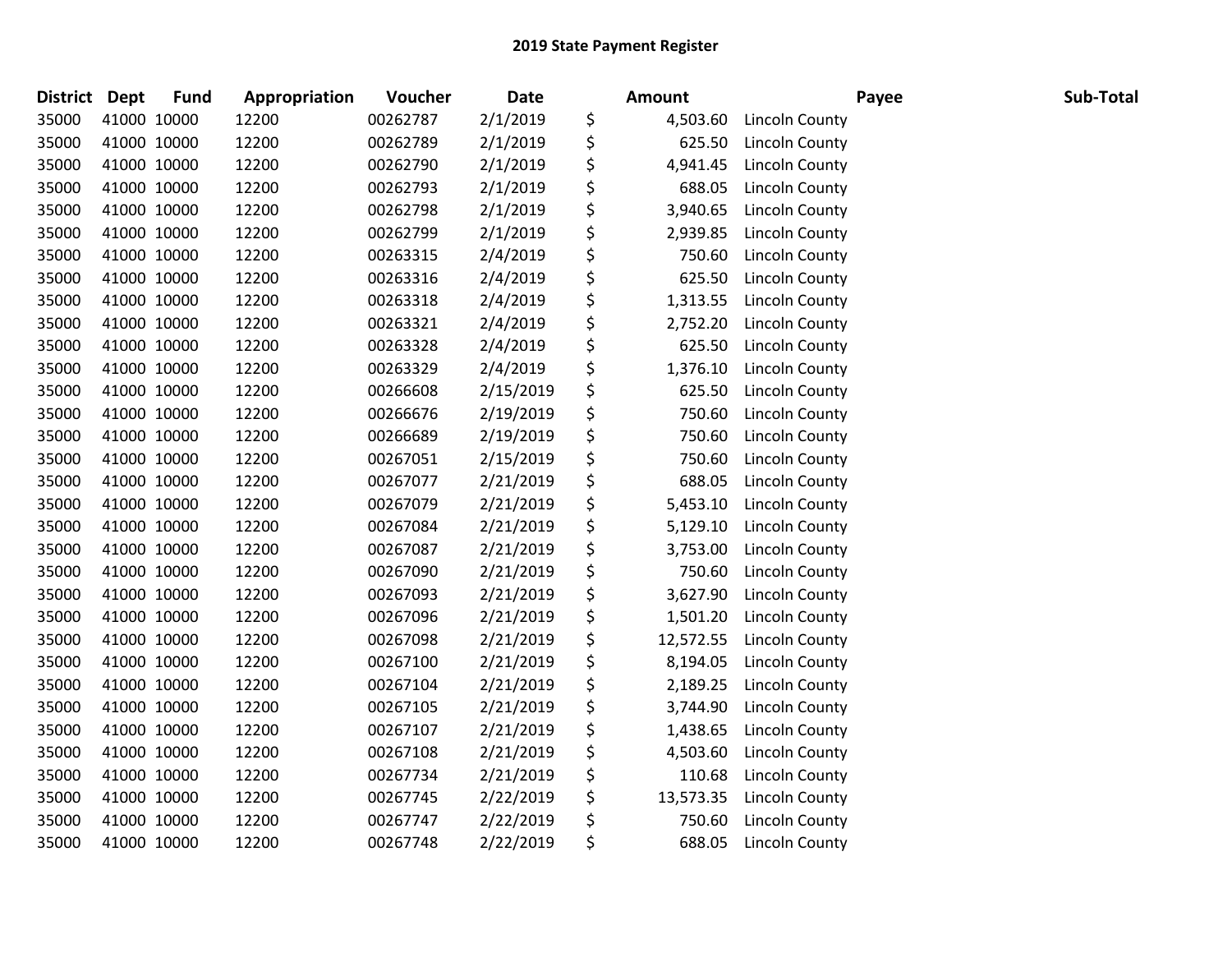## 2019 State Payment Register

| District | Dept | Fund | Appropriation | Voucher | Date | Amount | Payee | Sub-Total |
|---|---|---|---|---|---|---|---|---|
| 35000 | 41000 | 10000 | 12200 | 00262787 | 2/1/2019 | $ 4,503.60 | Lincoln County | |
| 35000 | 41000 | 10000 | 12200 | 00262789 | 2/1/2019 | $ 625.50 | Lincoln County | |
| 35000 | 41000 | 10000 | 12200 | 00262790 | 2/1/2019 | $ 4,941.45 | Lincoln County | |
| 35000 | 41000 | 10000 | 12200 | 00262793 | 2/1/2019 | $ 688.05 | Lincoln County | |
| 35000 | 41000 | 10000 | 12200 | 00262798 | 2/1/2019 | $ 3,940.65 | Lincoln County | |
| 35000 | 41000 | 10000 | 12200 | 00262799 | 2/1/2019 | $ 2,939.85 | Lincoln County | |
| 35000 | 41000 | 10000 | 12200 | 00263315 | 2/4/2019 | $ 750.60 | Lincoln County | |
| 35000 | 41000 | 10000 | 12200 | 00263316 | 2/4/2019 | $ 625.50 | Lincoln County | |
| 35000 | 41000 | 10000 | 12200 | 00263318 | 2/4/2019 | $ 1,313.55 | Lincoln County | |
| 35000 | 41000 | 10000 | 12200 | 00263321 | 2/4/2019 | $ 2,752.20 | Lincoln County | |
| 35000 | 41000 | 10000 | 12200 | 00263328 | 2/4/2019 | $ 625.50 | Lincoln County | |
| 35000 | 41000 | 10000 | 12200 | 00263329 | 2/4/2019 | $ 1,376.10 | Lincoln County | |
| 35000 | 41000 | 10000 | 12200 | 00266608 | 2/15/2019 | $ 625.50 | Lincoln County | |
| 35000 | 41000 | 10000 | 12200 | 00266676 | 2/19/2019 | $ 750.60 | Lincoln County | |
| 35000 | 41000 | 10000 | 12200 | 00266689 | 2/19/2019 | $ 750.60 | Lincoln County | |
| 35000 | 41000 | 10000 | 12200 | 00267051 | 2/15/2019 | $ 750.60 | Lincoln County | |
| 35000 | 41000 | 10000 | 12200 | 00267077 | 2/21/2019 | $ 688.05 | Lincoln County | |
| 35000 | 41000 | 10000 | 12200 | 00267079 | 2/21/2019 | $ 5,453.10 | Lincoln County | |
| 35000 | 41000 | 10000 | 12200 | 00267084 | 2/21/2019 | $ 5,129.10 | Lincoln County | |
| 35000 | 41000 | 10000 | 12200 | 00267087 | 2/21/2019 | $ 3,753.00 | Lincoln County | |
| 35000 | 41000 | 10000 | 12200 | 00267090 | 2/21/2019 | $ 750.60 | Lincoln County | |
| 35000 | 41000 | 10000 | 12200 | 00267093 | 2/21/2019 | $ 3,627.90 | Lincoln County | |
| 35000 | 41000 | 10000 | 12200 | 00267096 | 2/21/2019 | $ 1,501.20 | Lincoln County | |
| 35000 | 41000 | 10000 | 12200 | 00267098 | 2/21/2019 | $ 12,572.55 | Lincoln County | |
| 35000 | 41000 | 10000 | 12200 | 00267100 | 2/21/2019 | $ 8,194.05 | Lincoln County | |
| 35000 | 41000 | 10000 | 12200 | 00267104 | 2/21/2019 | $ 2,189.25 | Lincoln County | |
| 35000 | 41000 | 10000 | 12200 | 00267105 | 2/21/2019 | $ 3,744.90 | Lincoln County | |
| 35000 | 41000 | 10000 | 12200 | 00267107 | 2/21/2019 | $ 1,438.65 | Lincoln County | |
| 35000 | 41000 | 10000 | 12200 | 00267108 | 2/21/2019 | $ 4,503.60 | Lincoln County | |
| 35000 | 41000 | 10000 | 12200 | 00267734 | 2/21/2019 | $ 110.68 | Lincoln County | |
| 35000 | 41000 | 10000 | 12200 | 00267745 | 2/22/2019 | $ 13,573.35 | Lincoln County | |
| 35000 | 41000 | 10000 | 12200 | 00267747 | 2/22/2019 | $ 750.60 | Lincoln County | |
| 35000 | 41000 | 10000 | 12200 | 00267748 | 2/22/2019 | $ 688.05 | Lincoln County | |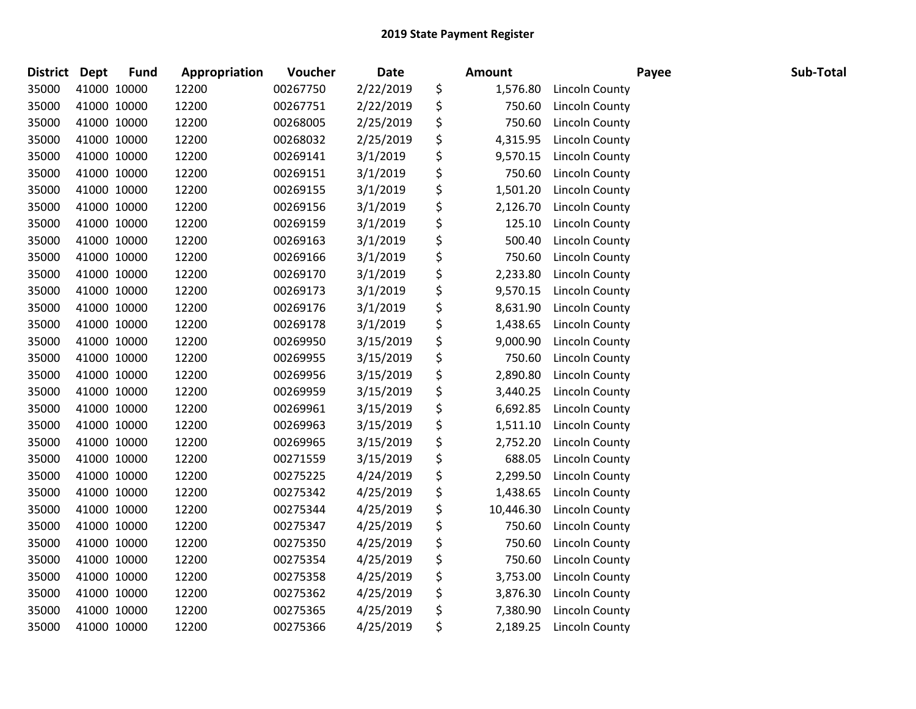## 2019 State Payment Register

| District | Dept | Fund | Appropriation | Voucher | Date | Amount | Payee | Sub-Total |
|---|---|---|---|---|---|---|---|---|
| 35000 | 41000 | 10000 | 12200 | 00267750 | 2/22/2019 | $ 1,576.80 | Lincoln County | |
| 35000 | 41000 | 10000 | 12200 | 00267751 | 2/22/2019 | $ 750.60 | Lincoln County | |
| 35000 | 41000 | 10000 | 12200 | 00268005 | 2/25/2019 | $ 750.60 | Lincoln County | |
| 35000 | 41000 | 10000 | 12200 | 00268032 | 2/25/2019 | $ 4,315.95 | Lincoln County | |
| 35000 | 41000 | 10000 | 12200 | 00269141 | 3/1/2019 | $ 9,570.15 | Lincoln County | |
| 35000 | 41000 | 10000 | 12200 | 00269151 | 3/1/2019 | $ 750.60 | Lincoln County | |
| 35000 | 41000 | 10000 | 12200 | 00269155 | 3/1/2019 | $ 1,501.20 | Lincoln County | |
| 35000 | 41000 | 10000 | 12200 | 00269156 | 3/1/2019 | $ 2,126.70 | Lincoln County | |
| 35000 | 41000 | 10000 | 12200 | 00269159 | 3/1/2019 | $ 125.10 | Lincoln County | |
| 35000 | 41000 | 10000 | 12200 | 00269163 | 3/1/2019 | $ 500.40 | Lincoln County | |
| 35000 | 41000 | 10000 | 12200 | 00269166 | 3/1/2019 | $ 750.60 | Lincoln County | |
| 35000 | 41000 | 10000 | 12200 | 00269170 | 3/1/2019 | $ 2,233.80 | Lincoln County | |
| 35000 | 41000 | 10000 | 12200 | 00269173 | 3/1/2019 | $ 9,570.15 | Lincoln County | |
| 35000 | 41000 | 10000 | 12200 | 00269176 | 3/1/2019 | $ 8,631.90 | Lincoln County | |
| 35000 | 41000 | 10000 | 12200 | 00269178 | 3/1/2019 | $ 1,438.65 | Lincoln County | |
| 35000 | 41000 | 10000 | 12200 | 00269950 | 3/15/2019 | $ 9,000.90 | Lincoln County | |
| 35000 | 41000 | 10000 | 12200 | 00269955 | 3/15/2019 | $ 750.60 | Lincoln County | |
| 35000 | 41000 | 10000 | 12200 | 00269956 | 3/15/2019 | $ 2,890.80 | Lincoln County | |
| 35000 | 41000 | 10000 | 12200 | 00269959 | 3/15/2019 | $ 3,440.25 | Lincoln County | |
| 35000 | 41000 | 10000 | 12200 | 00269961 | 3/15/2019 | $ 6,692.85 | Lincoln County | |
| 35000 | 41000 | 10000 | 12200 | 00269963 | 3/15/2019 | $ 1,511.10 | Lincoln County | |
| 35000 | 41000 | 10000 | 12200 | 00269965 | 3/15/2019 | $ 2,752.20 | Lincoln County | |
| 35000 | 41000 | 10000 | 12200 | 00271559 | 3/15/2019 | $ 688.05 | Lincoln County | |
| 35000 | 41000 | 10000 | 12200 | 00275225 | 4/24/2019 | $ 2,299.50 | Lincoln County | |
| 35000 | 41000 | 10000 | 12200 | 00275342 | 4/25/2019 | $ 1,438.65 | Lincoln County | |
| 35000 | 41000 | 10000 | 12200 | 00275344 | 4/25/2019 | $ 10,446.30 | Lincoln County | |
| 35000 | 41000 | 10000 | 12200 | 00275347 | 4/25/2019 | $ 750.60 | Lincoln County | |
| 35000 | 41000 | 10000 | 12200 | 00275350 | 4/25/2019 | $ 750.60 | Lincoln County | |
| 35000 | 41000 | 10000 | 12200 | 00275354 | 4/25/2019 | $ 750.60 | Lincoln County | |
| 35000 | 41000 | 10000 | 12200 | 00275358 | 4/25/2019 | $ 3,753.00 | Lincoln County | |
| 35000 | 41000 | 10000 | 12200 | 00275362 | 4/25/2019 | $ 3,876.30 | Lincoln County | |
| 35000 | 41000 | 10000 | 12200 | 00275365 | 4/25/2019 | $ 7,380.90 | Lincoln County | |
| 35000 | 41000 | 10000 | 12200 | 00275366 | 4/25/2019 | $ 2,189.25 | Lincoln County | |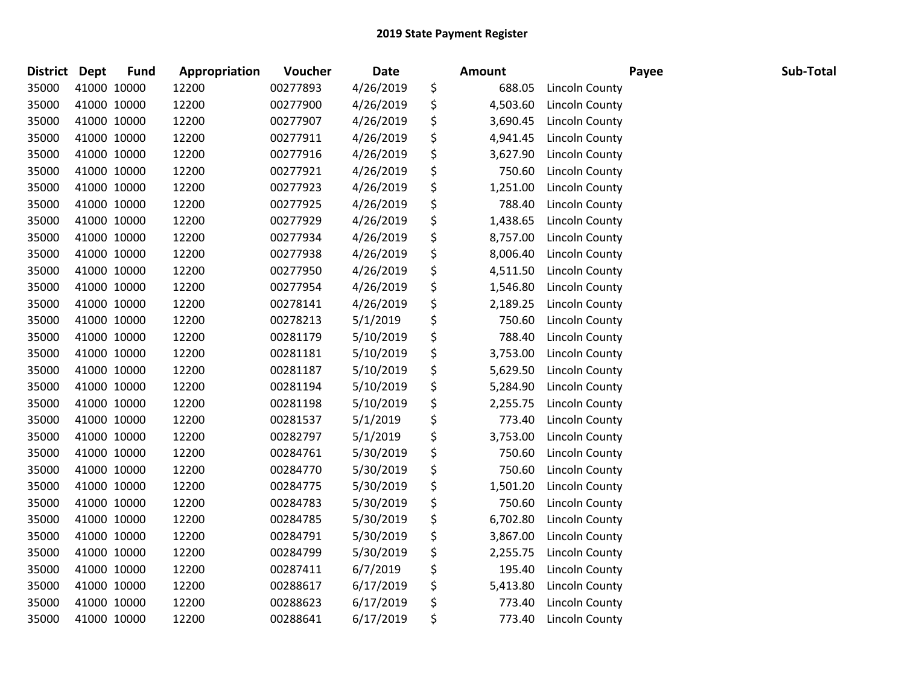## 2019 State Payment Register

| District | Dept | Fund | Appropriation | Voucher | Date | Amount | Payee | Sub-Total |
|---|---|---|---|---|---|---|---|---|
| 35000 | 41000 | 10000 | 12200 | 00277893 | 4/26/2019 | $ 688.05 | Lincoln County | |
| 35000 | 41000 | 10000 | 12200 | 00277900 | 4/26/2019 | $ 4,503.60 | Lincoln County | |
| 35000 | 41000 | 10000 | 12200 | 00277907 | 4/26/2019 | $ 3,690.45 | Lincoln County | |
| 35000 | 41000 | 10000 | 12200 | 00277911 | 4/26/2019 | $ 4,941.45 | Lincoln County | |
| 35000 | 41000 | 10000 | 12200 | 00277916 | 4/26/2019 | $ 3,627.90 | Lincoln County | |
| 35000 | 41000 | 10000 | 12200 | 00277921 | 4/26/2019 | $ 750.60 | Lincoln County | |
| 35000 | 41000 | 10000 | 12200 | 00277923 | 4/26/2019 | $ 1,251.00 | Lincoln County | |
| 35000 | 41000 | 10000 | 12200 | 00277925 | 4/26/2019 | $ 788.40 | Lincoln County | |
| 35000 | 41000 | 10000 | 12200 | 00277929 | 4/26/2019 | $ 1,438.65 | Lincoln County | |
| 35000 | 41000 | 10000 | 12200 | 00277934 | 4/26/2019 | $ 8,757.00 | Lincoln County | |
| 35000 | 41000 | 10000 | 12200 | 00277938 | 4/26/2019 | $ 8,006.40 | Lincoln County | |
| 35000 | 41000 | 10000 | 12200 | 00277950 | 4/26/2019 | $ 4,511.50 | Lincoln County | |
| 35000 | 41000 | 10000 | 12200 | 00277954 | 4/26/2019 | $ 1,546.80 | Lincoln County | |
| 35000 | 41000 | 10000 | 12200 | 00278141 | 4/26/2019 | $ 2,189.25 | Lincoln County | |
| 35000 | 41000 | 10000 | 12200 | 00278213 | 5/1/2019 | $ 750.60 | Lincoln County | |
| 35000 | 41000 | 10000 | 12200 | 00281179 | 5/10/2019 | $ 788.40 | Lincoln County | |
| 35000 | 41000 | 10000 | 12200 | 00281181 | 5/10/2019 | $ 3,753.00 | Lincoln County | |
| 35000 | 41000 | 10000 | 12200 | 00281187 | 5/10/2019 | $ 5,629.50 | Lincoln County | |
| 35000 | 41000 | 10000 | 12200 | 00281194 | 5/10/2019 | $ 5,284.90 | Lincoln County | |
| 35000 | 41000 | 10000 | 12200 | 00281198 | 5/10/2019 | $ 2,255.75 | Lincoln County | |
| 35000 | 41000 | 10000 | 12200 | 00281537 | 5/1/2019 | $ 773.40 | Lincoln County | |
| 35000 | 41000 | 10000 | 12200 | 00282797 | 5/1/2019 | $ 3,753.00 | Lincoln County | |
| 35000 | 41000 | 10000 | 12200 | 00284761 | 5/30/2019 | $ 750.60 | Lincoln County | |
| 35000 | 41000 | 10000 | 12200 | 00284770 | 5/30/2019 | $ 750.60 | Lincoln County | |
| 35000 | 41000 | 10000 | 12200 | 00284775 | 5/30/2019 | $ 1,501.20 | Lincoln County | |
| 35000 | 41000 | 10000 | 12200 | 00284783 | 5/30/2019 | $ 750.60 | Lincoln County | |
| 35000 | 41000 | 10000 | 12200 | 00284785 | 5/30/2019 | $ 6,702.80 | Lincoln County | |
| 35000 | 41000 | 10000 | 12200 | 00284791 | 5/30/2019 | $ 3,867.00 | Lincoln County | |
| 35000 | 41000 | 10000 | 12200 | 00284799 | 5/30/2019 | $ 2,255.75 | Lincoln County | |
| 35000 | 41000 | 10000 | 12200 | 00287411 | 6/7/2019 | $ 195.40 | Lincoln County | |
| 35000 | 41000 | 10000 | 12200 | 00288617 | 6/17/2019 | $ 5,413.80 | Lincoln County | |
| 35000 | 41000 | 10000 | 12200 | 00288623 | 6/17/2019 | $ 773.40 | Lincoln County | |
| 35000 | 41000 | 10000 | 12200 | 00288641 | 6/17/2019 | $ 773.40 | Lincoln County | |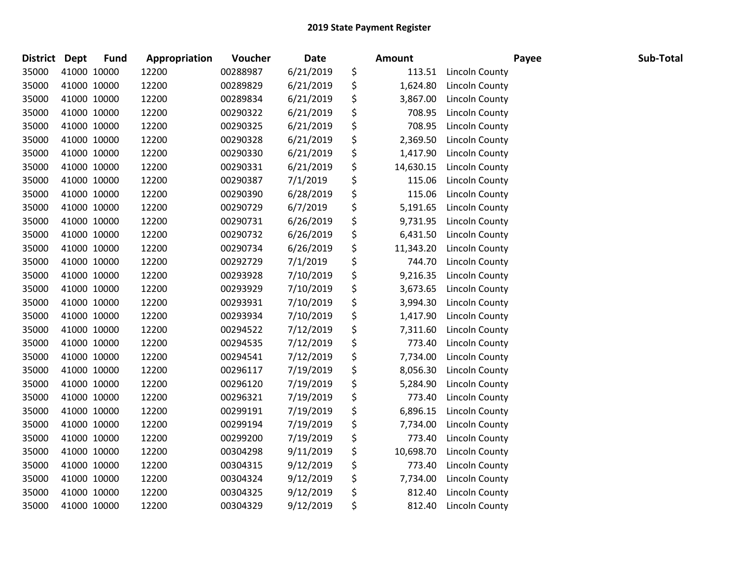# 2019 State Payment Register

| District | Dept | Fund | Appropriation | Voucher | Date | Amount | Payee | Sub-Total |
|---|---|---|---|---|---|---|---|---|
| 35000 | 41000 | 10000 | 12200 | 00288987 | 6/21/2019 | $ 113.51 | Lincoln County | |
| 35000 | 41000 | 10000 | 12200 | 00289829 | 6/21/2019 | $ 1,624.80 | Lincoln County | |
| 35000 | 41000 | 10000 | 12200 | 00289834 | 6/21/2019 | $ 3,867.00 | Lincoln County | |
| 35000 | 41000 | 10000 | 12200 | 00290322 | 6/21/2019 | $ 708.95 | Lincoln County | |
| 35000 | 41000 | 10000 | 12200 | 00290325 | 6/21/2019 | $ 708.95 | Lincoln County | |
| 35000 | 41000 | 10000 | 12200 | 00290328 | 6/21/2019 | $ 2,369.50 | Lincoln County | |
| 35000 | 41000 | 10000 | 12200 | 00290330 | 6/21/2019 | $ 1,417.90 | Lincoln County | |
| 35000 | 41000 | 10000 | 12200 | 00290331 | 6/21/2019 | $ 14,630.15 | Lincoln County | |
| 35000 | 41000 | 10000 | 12200 | 00290387 | 7/1/2019 | $ 115.06 | Lincoln County | |
| 35000 | 41000 | 10000 | 12200 | 00290390 | 6/28/2019 | $ 115.06 | Lincoln County | |
| 35000 | 41000 | 10000 | 12200 | 00290729 | 6/7/2019 | $ 5,191.65 | Lincoln County | |
| 35000 | 41000 | 10000 | 12200 | 00290731 | 6/26/2019 | $ 9,731.95 | Lincoln County | |
| 35000 | 41000 | 10000 | 12200 | 00290732 | 6/26/2019 | $ 6,431.50 | Lincoln County | |
| 35000 | 41000 | 10000 | 12200 | 00290734 | 6/26/2019 | $ 11,343.20 | Lincoln County | |
| 35000 | 41000 | 10000 | 12200 | 00292729 | 7/1/2019 | $ 744.70 | Lincoln County | |
| 35000 | 41000 | 10000 | 12200 | 00293928 | 7/10/2019 | $ 9,216.35 | Lincoln County | |
| 35000 | 41000 | 10000 | 12200 | 00293929 | 7/10/2019 | $ 3,673.65 | Lincoln County | |
| 35000 | 41000 | 10000 | 12200 | 00293931 | 7/10/2019 | $ 3,994.30 | Lincoln County | |
| 35000 | 41000 | 10000 | 12200 | 00293934 | 7/10/2019 | $ 1,417.90 | Lincoln County | |
| 35000 | 41000 | 10000 | 12200 | 00294522 | 7/12/2019 | $ 7,311.60 | Lincoln County | |
| 35000 | 41000 | 10000 | 12200 | 00294535 | 7/12/2019 | $ 773.40 | Lincoln County | |
| 35000 | 41000 | 10000 | 12200 | 00294541 | 7/12/2019 | $ 7,734.00 | Lincoln County | |
| 35000 | 41000 | 10000 | 12200 | 00296117 | 7/19/2019 | $ 8,056.30 | Lincoln County | |
| 35000 | 41000 | 10000 | 12200 | 00296120 | 7/19/2019 | $ 5,284.90 | Lincoln County | |
| 35000 | 41000 | 10000 | 12200 | 00296321 | 7/19/2019 | $ 773.40 | Lincoln County | |
| 35000 | 41000 | 10000 | 12200 | 00299191 | 7/19/2019 | $ 6,896.15 | Lincoln County | |
| 35000 | 41000 | 10000 | 12200 | 00299194 | 7/19/2019 | $ 7,734.00 | Lincoln County | |
| 35000 | 41000 | 10000 | 12200 | 00299200 | 7/19/2019 | $ 773.40 | Lincoln County | |
| 35000 | 41000 | 10000 | 12200 | 00304298 | 9/11/2019 | $ 10,698.70 | Lincoln County | |
| 35000 | 41000 | 10000 | 12200 | 00304315 | 9/12/2019 | $ 773.40 | Lincoln County | |
| 35000 | 41000 | 10000 | 12200 | 00304324 | 9/12/2019 | $ 7,734.00 | Lincoln County | |
| 35000 | 41000 | 10000 | 12200 | 00304325 | 9/12/2019 | $ 812.40 | Lincoln County | |
| 35000 | 41000 | 10000 | 12200 | 00304329 | 9/12/2019 | $ 812.40 | Lincoln County | |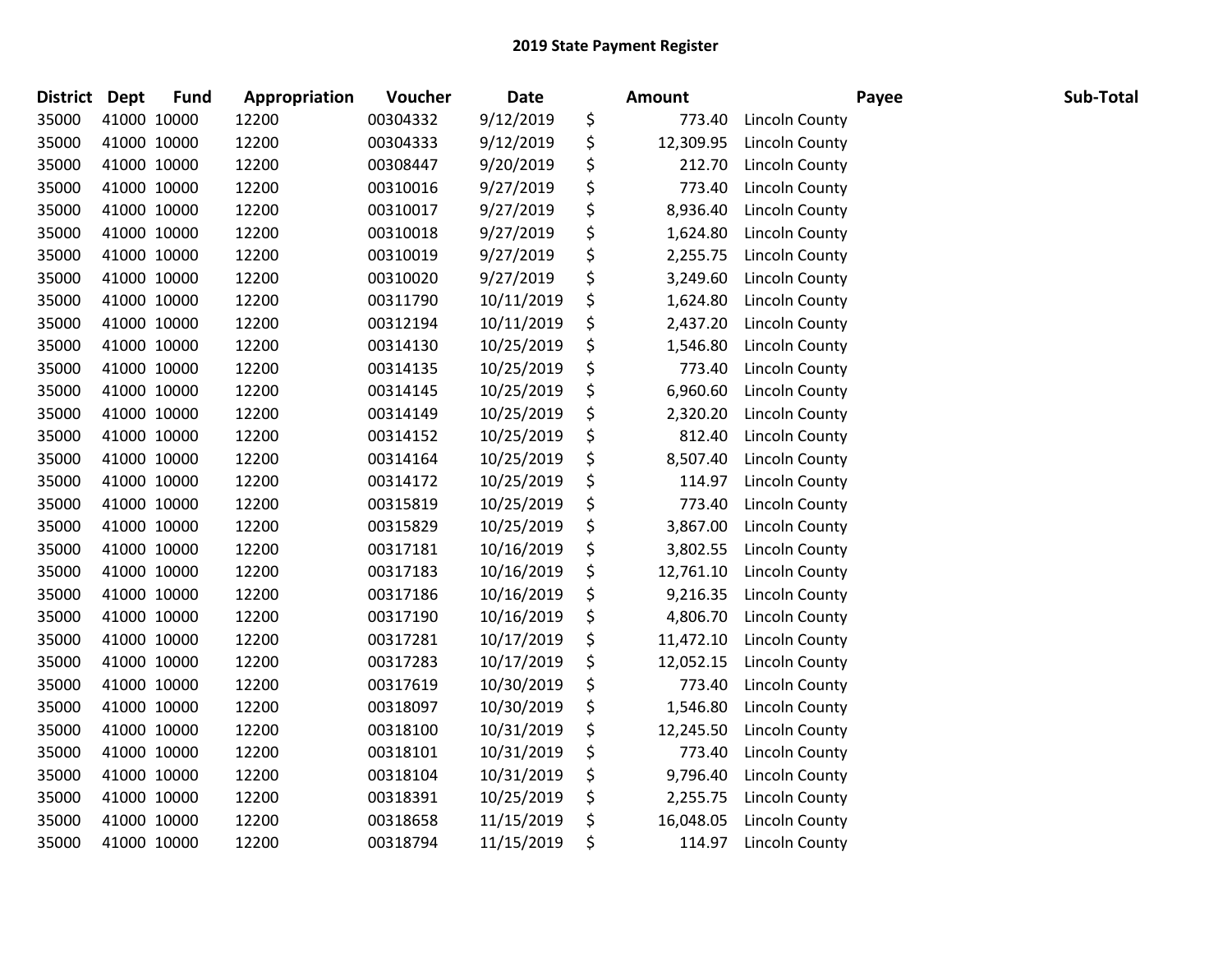# 2019 State Payment Register

| District | Dept | Fund | Appropriation | Voucher | Date | Amount | Payee | Sub-Total |
|---|---|---|---|---|---|---|---|---|
| 35000 | 41000 | 10000 | 12200 | 00304332 | 9/12/2019 | $ 773.40 | Lincoln County | |
| 35000 | 41000 | 10000 | 12200 | 00304333 | 9/12/2019 | $ 12,309.95 | Lincoln County | |
| 35000 | 41000 | 10000 | 12200 | 00308447 | 9/20/2019 | $ 212.70 | Lincoln County | |
| 35000 | 41000 | 10000 | 12200 | 00310016 | 9/27/2019 | $ 773.40 | Lincoln County | |
| 35000 | 41000 | 10000 | 12200 | 00310017 | 9/27/2019 | $ 8,936.40 | Lincoln County | |
| 35000 | 41000 | 10000 | 12200 | 00310018 | 9/27/2019 | $ 1,624.80 | Lincoln County | |
| 35000 | 41000 | 10000 | 12200 | 00310019 | 9/27/2019 | $ 2,255.75 | Lincoln County | |
| 35000 | 41000 | 10000 | 12200 | 00310020 | 9/27/2019 | $ 3,249.60 | Lincoln County | |
| 35000 | 41000 | 10000 | 12200 | 00311790 | 10/11/2019 | $ 1,624.80 | Lincoln County | |
| 35000 | 41000 | 10000 | 12200 | 00312194 | 10/11/2019 | $ 2,437.20 | Lincoln County | |
| 35000 | 41000 | 10000 | 12200 | 00314130 | 10/25/2019 | $ 1,546.80 | Lincoln County | |
| 35000 | 41000 | 10000 | 12200 | 00314135 | 10/25/2019 | $ 773.40 | Lincoln County | |
| 35000 | 41000 | 10000 | 12200 | 00314145 | 10/25/2019 | $ 6,960.60 | Lincoln County | |
| 35000 | 41000 | 10000 | 12200 | 00314149 | 10/25/2019 | $ 2,320.20 | Lincoln County | |
| 35000 | 41000 | 10000 | 12200 | 00314152 | 10/25/2019 | $ 812.40 | Lincoln County | |
| 35000 | 41000 | 10000 | 12200 | 00314164 | 10/25/2019 | $ 8,507.40 | Lincoln County | |
| 35000 | 41000 | 10000 | 12200 | 00314172 | 10/25/2019 | $ 114.97 | Lincoln County | |
| 35000 | 41000 | 10000 | 12200 | 00315819 | 10/25/2019 | $ 773.40 | Lincoln County | |
| 35000 | 41000 | 10000 | 12200 | 00315829 | 10/25/2019 | $ 3,867.00 | Lincoln County | |
| 35000 | 41000 | 10000 | 12200 | 00317181 | 10/16/2019 | $ 3,802.55 | Lincoln County | |
| 35000 | 41000 | 10000 | 12200 | 00317183 | 10/16/2019 | $ 12,761.10 | Lincoln County | |
| 35000 | 41000 | 10000 | 12200 | 00317186 | 10/16/2019 | $ 9,216.35 | Lincoln County | |
| 35000 | 41000 | 10000 | 12200 | 00317190 | 10/16/2019 | $ 4,806.70 | Lincoln County | |
| 35000 | 41000 | 10000 | 12200 | 00317281 | 10/17/2019 | $ 11,472.10 | Lincoln County | |
| 35000 | 41000 | 10000 | 12200 | 00317283 | 10/17/2019 | $ 12,052.15 | Lincoln County | |
| 35000 | 41000 | 10000 | 12200 | 00317619 | 10/30/2019 | $ 773.40 | Lincoln County | |
| 35000 | 41000 | 10000 | 12200 | 00318097 | 10/30/2019 | $ 1,546.80 | Lincoln County | |
| 35000 | 41000 | 10000 | 12200 | 00318100 | 10/31/2019 | $ 12,245.50 | Lincoln County | |
| 35000 | 41000 | 10000 | 12200 | 00318101 | 10/31/2019 | $ 773.40 | Lincoln County | |
| 35000 | 41000 | 10000 | 12200 | 00318104 | 10/31/2019 | $ 9,796.40 | Lincoln County | |
| 35000 | 41000 | 10000 | 12200 | 00318391 | 10/25/2019 | $ 2,255.75 | Lincoln County | |
| 35000 | 41000 | 10000 | 12200 | 00318658 | 11/15/2019 | $ 16,048.05 | Lincoln County | |
| 35000 | 41000 | 10000 | 12200 | 00318794 | 11/15/2019 | $ 114.97 | Lincoln County | |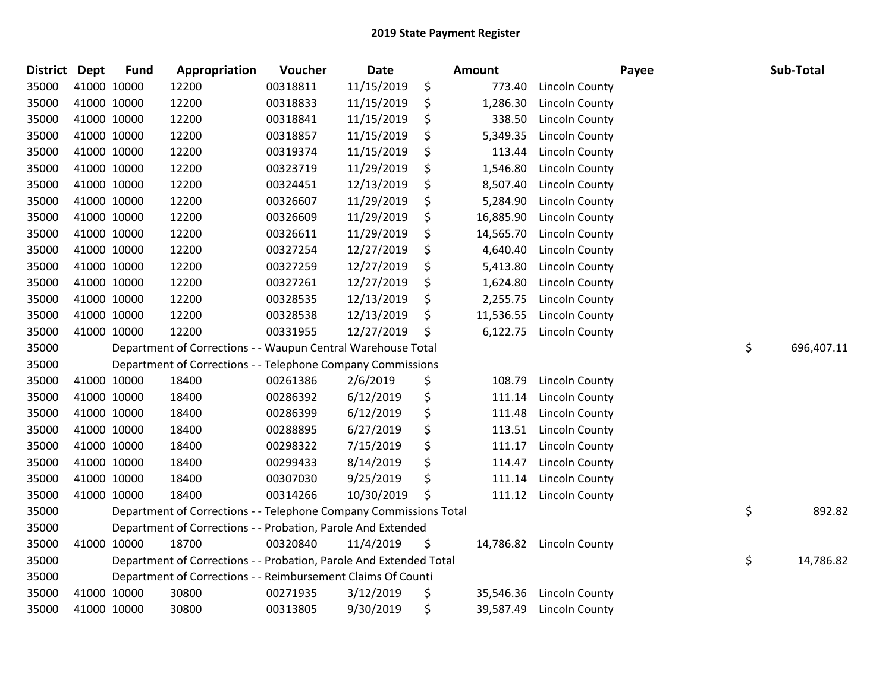# 2019 State Payment Register

| District | Dept | Fund | Appropriation | Voucher | Date | Amount | Payee | Sub-Total |
|---|---|---|---|---|---|---|---|---|
| 35000 | 41000 | 10000 | 12200 | 00318811 | 11/15/2019 | $ 773.40 | Lincoln County | |
| 35000 | 41000 | 10000 | 12200 | 00318833 | 11/15/2019 | $ 1,286.30 | Lincoln County | |
| 35000 | 41000 | 10000 | 12200 | 00318841 | 11/15/2019 | $ 338.50 | Lincoln County | |
| 35000 | 41000 | 10000 | 12200 | 00318857 | 11/15/2019 | $ 5,349.35 | Lincoln County | |
| 35000 | 41000 | 10000 | 12200 | 00319374 | 11/15/2019 | $ 113.44 | Lincoln County | |
| 35000 | 41000 | 10000 | 12200 | 00323719 | 11/29/2019 | $ 1,546.80 | Lincoln County | |
| 35000 | 41000 | 10000 | 12200 | 00324451 | 12/13/2019 | $ 8,507.40 | Lincoln County | |
| 35000 | 41000 | 10000 | 12200 | 00326607 | 11/29/2019 | $ 5,284.90 | Lincoln County | |
| 35000 | 41000 | 10000 | 12200 | 00326609 | 11/29/2019 | $ 16,885.90 | Lincoln County | |
| 35000 | 41000 | 10000 | 12200 | 00326611 | 11/29/2019 | $ 14,565.70 | Lincoln County | |
| 35000 | 41000 | 10000 | 12200 | 00327254 | 12/27/2019 | $ 4,640.40 | Lincoln County | |
| 35000 | 41000 | 10000 | 12200 | 00327259 | 12/27/2019 | $ 5,413.80 | Lincoln County | |
| 35000 | 41000 | 10000 | 12200 | 00327261 | 12/27/2019 | $ 1,624.80 | Lincoln County | |
| 35000 | 41000 | 10000 | 12200 | 00328535 | 12/13/2019 | $ 2,255.75 | Lincoln County | |
| 35000 | 41000 | 10000 | 12200 | 00328538 | 12/13/2019 | $ 11,536.55 | Lincoln County | |
| 35000 | 41000 | 10000 | 12200 | 00331955 | 12/27/2019 | $ 6,122.75 | Lincoln County | |
| 35000 | | | Department of Corrections - - Waupun Central Warehouse Total | | | | | $ 696,407.11 |
| 35000 | | | Department of Corrections - - Telephone Company Commissions | | | | | |
| 35000 | 41000 | 10000 | 18400 | 00261386 | 2/6/2019 | $ 108.79 | Lincoln County | |
| 35000 | 41000 | 10000 | 18400 | 00286392 | 6/12/2019 | $ 111.14 | Lincoln County | |
| 35000 | 41000 | 10000 | 18400 | 00286399 | 6/12/2019 | $ 111.48 | Lincoln County | |
| 35000 | 41000 | 10000 | 18400 | 00288895 | 6/27/2019 | $ 113.51 | Lincoln County | |
| 35000 | 41000 | 10000 | 18400 | 00298322 | 7/15/2019 | $ 111.17 | Lincoln County | |
| 35000 | 41000 | 10000 | 18400 | 00299433 | 8/14/2019 | $ 114.47 | Lincoln County | |
| 35000 | 41000 | 10000 | 18400 | 00307030 | 9/25/2019 | $ 111.14 | Lincoln County | |
| 35000 | 41000 | 10000 | 18400 | 00314266 | 10/30/2019 | $ 111.12 | Lincoln County | |
| 35000 | | | Department of Corrections - - Telephone Company Commissions Total | | | | | $ 892.82 |
| 35000 | | | Department of Corrections - - Probation, Parole And Extended | | | | | |
| 35000 | 41000 | 10000 | 18700 | 00320840 | 11/4/2019 | $ 14,786.82 | Lincoln County | |
| 35000 | | | Department of Corrections - - Probation, Parole And Extended Total | | | | | $ 14,786.82 |
| 35000 | | | Department of Corrections - - Reimbursement Claims Of Counti | | | | | |
| 35000 | 41000 | 10000 | 30800 | 00271935 | 3/12/2019 | $ 35,546.36 | Lincoln County | |
| 35000 | 41000 | 10000 | 30800 | 00313805 | 9/30/2019 | $ 39,587.49 | Lincoln County | |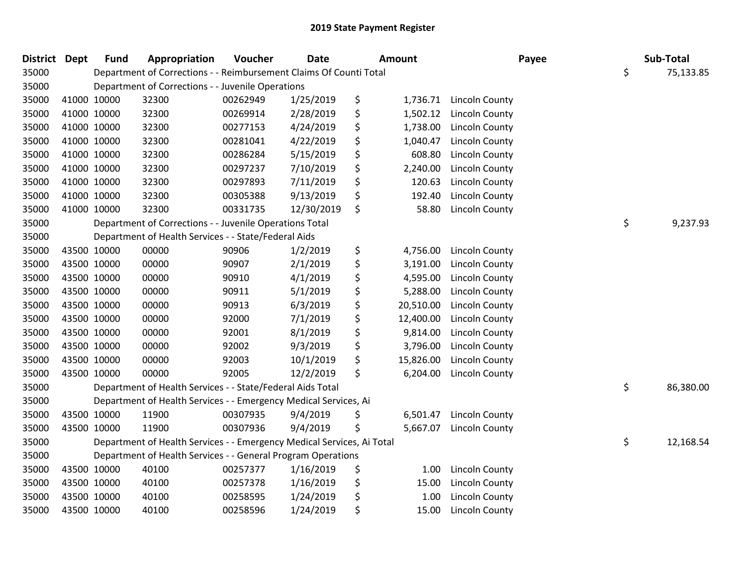# 2019 State Payment Register

| District | Dept | Fund | Appropriation | Voucher | Date | Amount | Payee | Sub-Total |
|---|---|---|---|---|---|---|---|---|
| 35000 | | Department of Corrections - - Reimbursement Claims Of Counti Total | | | | | | $ 75,133.85 |
| 35000 | | Department of Corrections - - Juvenile Operations | | | | | | |
| 35000 | 41000 | 10000 | 32300 | 00262949 | 1/25/2019 | $ 1,736.71 | Lincoln County | |
| 35000 | 41000 | 10000 | 32300 | 00269914 | 2/28/2019 | $ 1,502.12 | Lincoln County | |
| 35000 | 41000 | 10000 | 32300 | 00277153 | 4/24/2019 | $ 1,738.00 | Lincoln County | |
| 35000 | 41000 | 10000 | 32300 | 00281041 | 4/22/2019 | $ 1,040.47 | Lincoln County | |
| 35000 | 41000 | 10000 | 32300 | 00286284 | 5/15/2019 | $ 608.80 | Lincoln County | |
| 35000 | 41000 | 10000 | 32300 | 00297237 | 7/10/2019 | $ 2,240.00 | Lincoln County | |
| 35000 | 41000 | 10000 | 32300 | 00297893 | 7/11/2019 | $ 120.63 | Lincoln County | |
| 35000 | 41000 | 10000 | 32300 | 00305388 | 9/13/2019 | $ 192.40 | Lincoln County | |
| 35000 | 41000 | 10000 | 32300 | 00331735 | 12/30/2019 | $ 58.80 | Lincoln County | |
| 35000 | | Department of Corrections - - Juvenile Operations Total | | | | | | $ 9,237.93 |
| 35000 | | Department of Health Services - - State/Federal Aids | | | | | | |
| 35000 | 43500 | 10000 | 00000 | 90906 | 1/2/2019 | $ 4,756.00 | Lincoln County | |
| 35000 | 43500 | 10000 | 00000 | 90907 | 2/1/2019 | $ 3,191.00 | Lincoln County | |
| 35000 | 43500 | 10000 | 00000 | 90910 | 4/1/2019 | $ 4,595.00 | Lincoln County | |
| 35000 | 43500 | 10000 | 00000 | 90911 | 5/1/2019 | $ 5,288.00 | Lincoln County | |
| 35000 | 43500 | 10000 | 00000 | 90913 | 6/3/2019 | $ 20,510.00 | Lincoln County | |
| 35000 | 43500 | 10000 | 00000 | 92000 | 7/1/2019 | $ 12,400.00 | Lincoln County | |
| 35000 | 43500 | 10000 | 00000 | 92001 | 8/1/2019 | $ 9,814.00 | Lincoln County | |
| 35000 | 43500 | 10000 | 00000 | 92002 | 9/3/2019 | $ 3,796.00 | Lincoln County | |
| 35000 | 43500 | 10000 | 00000 | 92003 | 10/1/2019 | $ 15,826.00 | Lincoln County | |
| 35000 | 43500 | 10000 | 00000 | 92005 | 12/2/2019 | $ 6,204.00 | Lincoln County | |
| 35000 | | Department of Health Services - - State/Federal Aids Total | | | | | | $ 86,380.00 |
| 35000 | | Department of Health Services - - Emergency Medical Services, Ai | | | | | | |
| 35000 | 43500 | 10000 | 11900 | 00307935 | 9/4/2019 | $ 6,501.47 | Lincoln County | |
| 35000 | 43500 | 10000 | 11900 | 00307936 | 9/4/2019 | $ 5,667.07 | Lincoln County | |
| 35000 | | Department of Health Services - - Emergency Medical Services, Ai Total | | | | | | $ 12,168.54 |
| 35000 | | Department of Health Services - - General Program Operations | | | | | | |
| 35000 | 43500 | 10000 | 40100 | 00257377 | 1/16/2019 | $ 1.00 | Lincoln County | |
| 35000 | 43500 | 10000 | 40100 | 00257378 | 1/16/2019 | $ 15.00 | Lincoln County | |
| 35000 | 43500 | 10000 | 40100 | 00258595 | 1/24/2019 | $ 1.00 | Lincoln County | |
| 35000 | 43500 | 10000 | 40100 | 00258596 | 1/24/2019 | $ 15.00 | Lincoln County | |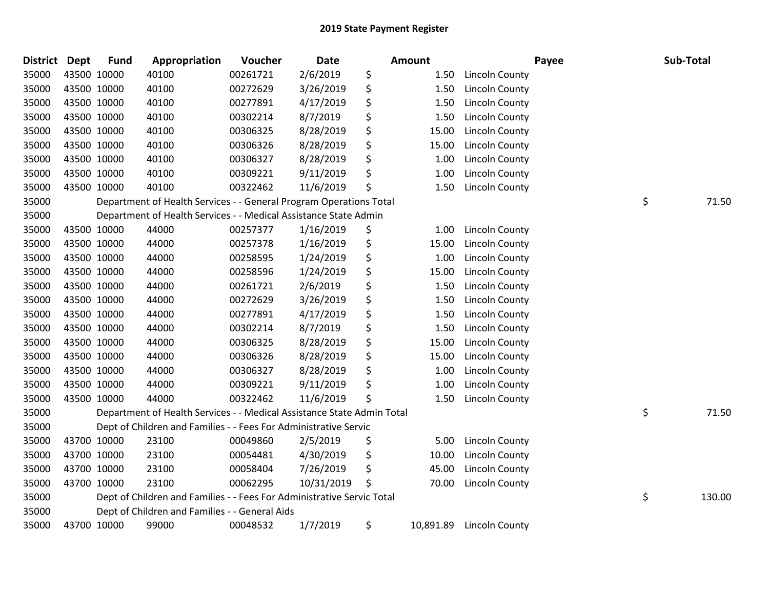# 2019 State Payment Register

| District | Dept | Fund | Appropriation | Voucher | Date | Amount | Payee | Sub-Total |
|---|---|---|---|---|---|---|---|---|
| 35000 | 43500 | 10000 | 40100 | 00261721 | 2/6/2019 | $ 1.50 | Lincoln County | |
| 35000 | 43500 | 10000 | 40100 | 00272629 | 3/26/2019 | $ 1.50 | Lincoln County | |
| 35000 | 43500 | 10000 | 40100 | 00277891 | 4/17/2019 | $ 1.50 | Lincoln County | |
| 35000 | 43500 | 10000 | 40100 | 00302214 | 8/7/2019 | $ 1.50 | Lincoln County | |
| 35000 | 43500 | 10000 | 40100 | 00306325 | 8/28/2019 | $ 15.00 | Lincoln County | |
| 35000 | 43500 | 10000 | 40100 | 00306326 | 8/28/2019 | $ 15.00 | Lincoln County | |
| 35000 | 43500 | 10000 | 40100 | 00306327 | 8/28/2019 | $ 1.00 | Lincoln County | |
| 35000 | 43500 | 10000 | 40100 | 00309221 | 9/11/2019 | $ 1.00 | Lincoln County | |
| 35000 | 43500 | 10000 | 40100 | 00322462 | 11/6/2019 | $ 1.50 | Lincoln County | |
| 35000 | | | Department of Health Services - - General Program Operations Total | | | | | $ 71.50 |
| 35000 | | | Department of Health Services - - Medical Assistance State Admin | | | | | |
| 35000 | 43500 | 10000 | 44000 | 00257377 | 1/16/2019 | $ 1.00 | Lincoln County | |
| 35000 | 43500 | 10000 | 44000 | 00257378 | 1/16/2019 | $ 15.00 | Lincoln County | |
| 35000 | 43500 | 10000 | 44000 | 00258595 | 1/24/2019 | $ 1.00 | Lincoln County | |
| 35000 | 43500 | 10000 | 44000 | 00258596 | 1/24/2019 | $ 15.00 | Lincoln County | |
| 35000 | 43500 | 10000 | 44000 | 00261721 | 2/6/2019 | $ 1.50 | Lincoln County | |
| 35000 | 43500 | 10000 | 44000 | 00272629 | 3/26/2019 | $ 1.50 | Lincoln County | |
| 35000 | 43500 | 10000 | 44000 | 00277891 | 4/17/2019 | $ 1.50 | Lincoln County | |
| 35000 | 43500 | 10000 | 44000 | 00302214 | 8/7/2019 | $ 1.50 | Lincoln County | |
| 35000 | 43500 | 10000 | 44000 | 00306325 | 8/28/2019 | $ 15.00 | Lincoln County | |
| 35000 | 43500 | 10000 | 44000 | 00306326 | 8/28/2019 | $ 15.00 | Lincoln County | |
| 35000 | 43500 | 10000 | 44000 | 00306327 | 8/28/2019 | $ 1.00 | Lincoln County | |
| 35000 | 43500 | 10000 | 44000 | 00309221 | 9/11/2019 | $ 1.00 | Lincoln County | |
| 35000 | 43500 | 10000 | 44000 | 00322462 | 11/6/2019 | $ 1.50 | Lincoln County | |
| 35000 | | | Department of Health Services - - Medical Assistance State Admin Total | | | | | $ 71.50 |
| 35000 | | | Dept of Children and Families - - Fees For Administrative Servic | | | | | |
| 35000 | 43700 | 10000 | 23100 | 00049860 | 2/5/2019 | $ 5.00 | Lincoln County | |
| 35000 | 43700 | 10000 | 23100 | 00054481 | 4/30/2019 | $ 10.00 | Lincoln County | |
| 35000 | 43700 | 10000 | 23100 | 00058404 | 7/26/2019 | $ 45.00 | Lincoln County | |
| 35000 | 43700 | 10000 | 23100 | 00062295 | 10/31/2019 | $ 70.00 | Lincoln County | |
| 35000 | | | Dept of Children and Families - - Fees For Administrative Servic Total | | | | | $ 130.00 |
| 35000 | | | Dept of Children and Families - - General Aids | | | | | |
| 35000 | 43700 | 10000 | 99000 | 00048532 | 1/7/2019 | $ 10,891.89 | Lincoln County | |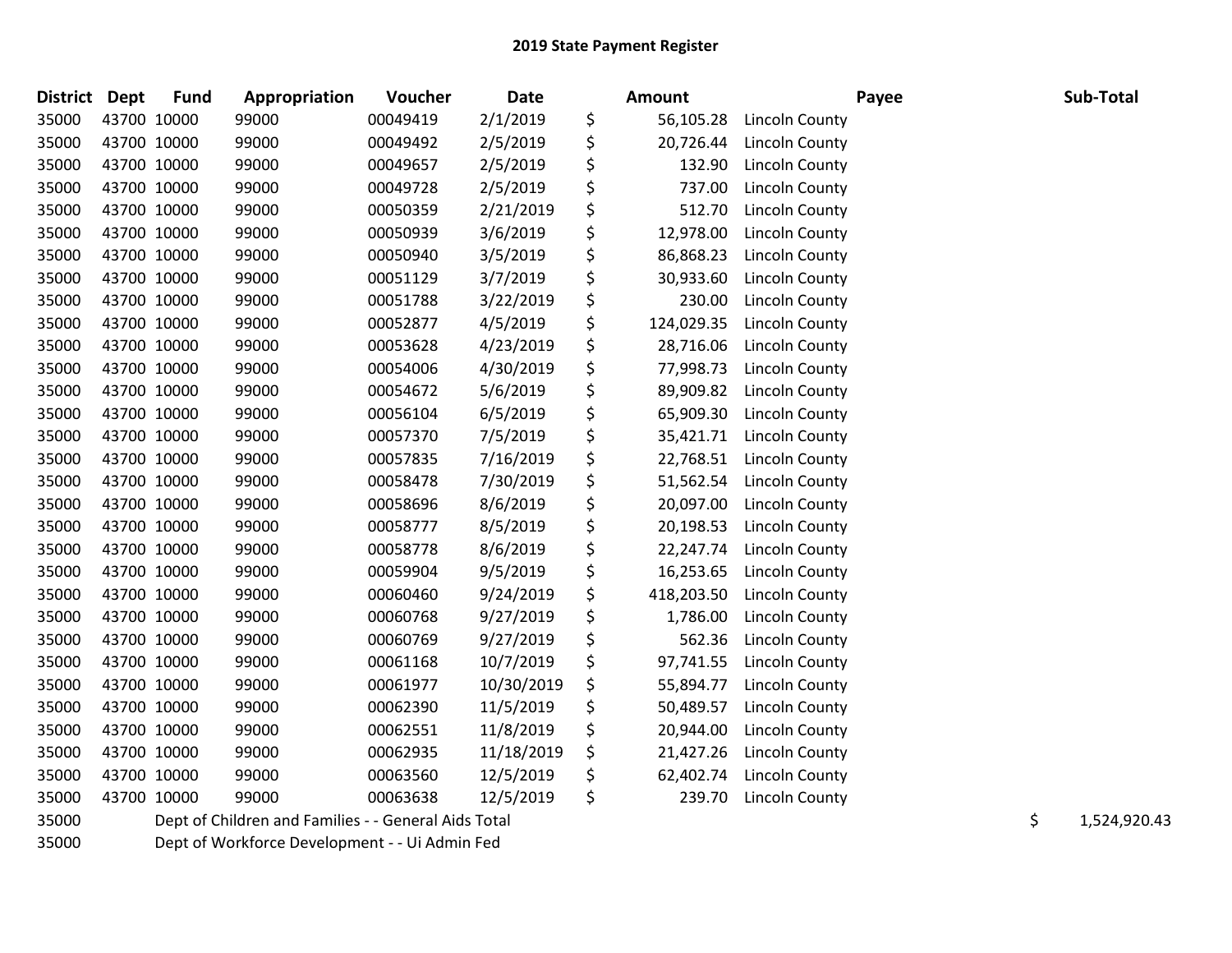## 2019 State Payment Register

| District | Dept | Fund | Appropriation | Voucher | Date | Amount | Payee | Sub-Total |
|---|---|---|---|---|---|---|---|---|
| 35000 | 43700 | 10000 | 99000 | 00049419 | 2/1/2019 | $ 56,105.28 | Lincoln County | |
| 35000 | 43700 | 10000 | 99000 | 00049492 | 2/5/2019 | $ 20,726.44 | Lincoln County | |
| 35000 | 43700 | 10000 | 99000 | 00049657 | 2/5/2019 | $ 132.90 | Lincoln County | |
| 35000 | 43700 | 10000 | 99000 | 00049728 | 2/5/2019 | $ 737.00 | Lincoln County | |
| 35000 | 43700 | 10000 | 99000 | 00050359 | 2/21/2019 | $ 512.70 | Lincoln County | |
| 35000 | 43700 | 10000 | 99000 | 00050939 | 3/6/2019 | $ 12,978.00 | Lincoln County | |
| 35000 | 43700 | 10000 | 99000 | 00050940 | 3/5/2019 | $ 86,868.23 | Lincoln County | |
| 35000 | 43700 | 10000 | 99000 | 00051129 | 3/7/2019 | $ 30,933.60 | Lincoln County | |
| 35000 | 43700 | 10000 | 99000 | 00051788 | 3/22/2019 | $ 230.00 | Lincoln County | |
| 35000 | 43700 | 10000 | 99000 | 00052877 | 4/5/2019 | $ 124,029.35 | Lincoln County | |
| 35000 | 43700 | 10000 | 99000 | 00053628 | 4/23/2019 | $ 28,716.06 | Lincoln County | |
| 35000 | 43700 | 10000 | 99000 | 00054006 | 4/30/2019 | $ 77,998.73 | Lincoln County | |
| 35000 | 43700 | 10000 | 99000 | 00054672 | 5/6/2019 | $ 89,909.82 | Lincoln County | |
| 35000 | 43700 | 10000 | 99000 | 00056104 | 6/5/2019 | $ 65,909.30 | Lincoln County | |
| 35000 | 43700 | 10000 | 99000 | 00057370 | 7/5/2019 | $ 35,421.71 | Lincoln County | |
| 35000 | 43700 | 10000 | 99000 | 00057835 | 7/16/2019 | $ 22,768.51 | Lincoln County | |
| 35000 | 43700 | 10000 | 99000 | 00058478 | 7/30/2019 | $ 51,562.54 | Lincoln County | |
| 35000 | 43700 | 10000 | 99000 | 00058696 | 8/6/2019 | $ 20,097.00 | Lincoln County | |
| 35000 | 43700 | 10000 | 99000 | 00058777 | 8/5/2019 | $ 20,198.53 | Lincoln County | |
| 35000 | 43700 | 10000 | 99000 | 00058778 | 8/6/2019 | $ 22,247.74 | Lincoln County | |
| 35000 | 43700 | 10000 | 99000 | 00059904 | 9/5/2019 | $ 16,253.65 | Lincoln County | |
| 35000 | 43700 | 10000 | 99000 | 00060460 | 9/24/2019 | $ 418,203.50 | Lincoln County | |
| 35000 | 43700 | 10000 | 99000 | 00060768 | 9/27/2019 | $ 1,786.00 | Lincoln County | |
| 35000 | 43700 | 10000 | 99000 | 00060769 | 9/27/2019 | $ 562.36 | Lincoln County | |
| 35000 | 43700 | 10000 | 99000 | 00061168 | 10/7/2019 | $ 97,741.55 | Lincoln County | |
| 35000 | 43700 | 10000 | 99000 | 00061977 | 10/30/2019 | $ 55,894.77 | Lincoln County | |
| 35000 | 43700 | 10000 | 99000 | 00062390 | 11/5/2019 | $ 50,489.57 | Lincoln County | |
| 35000 | 43700 | 10000 | 99000 | 00062551 | 11/8/2019 | $ 20,944.00 | Lincoln County | |
| 35000 | 43700 | 10000 | 99000 | 00062935 | 11/18/2019 | $ 21,427.26 | Lincoln County | |
| 35000 | 43700 | 10000 | 99000 | 00063560 | 12/5/2019 | $ 62,402.74 | Lincoln County | |
| 35000 | 43700 | 10000 | 99000 | 00063638 | 12/5/2019 | $ 239.70 | Lincoln County | |
| 35000 | | Dept of Children and Families - - General Aids Total | | | | | | $ 1,524,920.43 |
| 35000 | | Dept of Workforce Development - - Ui Admin Fed | | | | | | |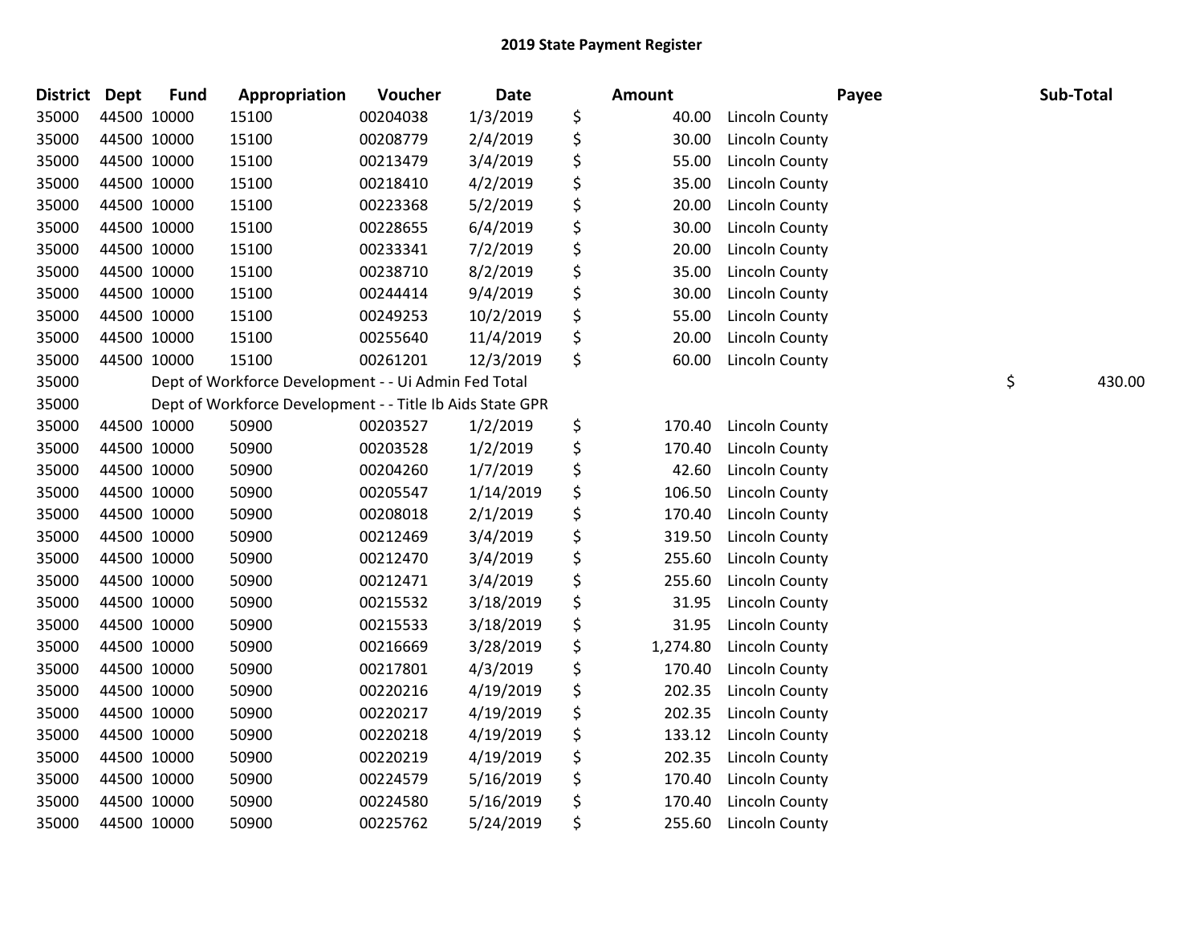# 2019 State Payment Register

| District | Dept | Fund | Appropriation | Voucher | Date | Amount | Payee | Sub-Total |
|---|---|---|---|---|---|---|---|---|
| 35000 | 44500 | 10000 | 15100 | 00204038 | 1/3/2019 | $ 40.00 | Lincoln County | |
| 35000 | 44500 | 10000 | 15100 | 00208779 | 2/4/2019 | $ 30.00 | Lincoln County | |
| 35000 | 44500 | 10000 | 15100 | 00213479 | 3/4/2019 | $ 55.00 | Lincoln County | |
| 35000 | 44500 | 10000 | 15100 | 00218410 | 4/2/2019 | $ 35.00 | Lincoln County | |
| 35000 | 44500 | 10000 | 15100 | 00223368 | 5/2/2019 | $ 20.00 | Lincoln County | |
| 35000 | 44500 | 10000 | 15100 | 00228655 | 6/4/2019 | $ 30.00 | Lincoln County | |
| 35000 | 44500 | 10000 | 15100 | 00233341 | 7/2/2019 | $ 20.00 | Lincoln County | |
| 35000 | 44500 | 10000 | 15100 | 00238710 | 8/2/2019 | $ 35.00 | Lincoln County | |
| 35000 | 44500 | 10000 | 15100 | 00244414 | 9/4/2019 | $ 30.00 | Lincoln County | |
| 35000 | 44500 | 10000 | 15100 | 00249253 | 10/2/2019 | $ 55.00 | Lincoln County | |
| 35000 | 44500 | 10000 | 15100 | 00255640 | 11/4/2019 | $ 20.00 | Lincoln County | |
| 35000 | 44500 | 10000 | 15100 | 00261201 | 12/3/2019 | $ 60.00 | Lincoln County | |
| 35000 | | Dept of Workforce Development - - Ui Admin Fed Total | | | | | | $ 430.00 |
| 35000 | | Dept of Workforce Development - - Title Ib Aids State GPR | | | | | | |
| 35000 | 44500 | 10000 | 50900 | 00203527 | 1/2/2019 | $ 170.40 | Lincoln County | |
| 35000 | 44500 | 10000 | 50900 | 00203528 | 1/2/2019 | $ 170.40 | Lincoln County | |
| 35000 | 44500 | 10000 | 50900 | 00204260 | 1/7/2019 | $ 42.60 | Lincoln County | |
| 35000 | 44500 | 10000 | 50900 | 00205547 | 1/14/2019 | $ 106.50 | Lincoln County | |
| 35000 | 44500 | 10000 | 50900 | 00208018 | 2/1/2019 | $ 170.40 | Lincoln County | |
| 35000 | 44500 | 10000 | 50900 | 00212469 | 3/4/2019 | $ 319.50 | Lincoln County | |
| 35000 | 44500 | 10000 | 50900 | 00212470 | 3/4/2019 | $ 255.60 | Lincoln County | |
| 35000 | 44500 | 10000 | 50900 | 00212471 | 3/4/2019 | $ 255.60 | Lincoln County | |
| 35000 | 44500 | 10000 | 50900 | 00215532 | 3/18/2019 | $ 31.95 | Lincoln County | |
| 35000 | 44500 | 10000 | 50900 | 00215533 | 3/18/2019 | $ 31.95 | Lincoln County | |
| 35000 | 44500 | 10000 | 50900 | 00216669 | 3/28/2019 | $ 1,274.80 | Lincoln County | |
| 35000 | 44500 | 10000 | 50900 | 00217801 | 4/3/2019 | $ 170.40 | Lincoln County | |
| 35000 | 44500 | 10000 | 50900 | 00220216 | 4/19/2019 | $ 202.35 | Lincoln County | |
| 35000 | 44500 | 10000 | 50900 | 00220217 | 4/19/2019 | $ 202.35 | Lincoln County | |
| 35000 | 44500 | 10000 | 50900 | 00220218 | 4/19/2019 | $ 133.12 | Lincoln County | |
| 35000 | 44500 | 10000 | 50900 | 00220219 | 4/19/2019 | $ 202.35 | Lincoln County | |
| 35000 | 44500 | 10000 | 50900 | 00224579 | 5/16/2019 | $ 170.40 | Lincoln County | |
| 35000 | 44500 | 10000 | 50900 | 00224580 | 5/16/2019 | $ 170.40 | Lincoln County | |
| 35000 | 44500 | 10000 | 50900 | 00225762 | 5/24/2019 | $ 255.60 | Lincoln County | |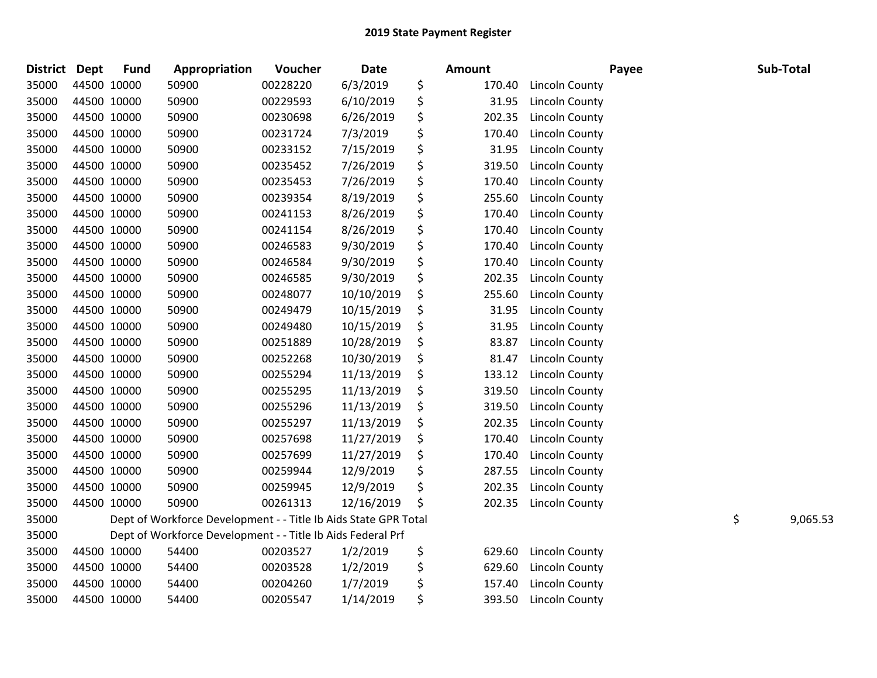## 2019 State Payment Register

| District | Dept | Fund | Appropriation | Voucher | Date | Amount | Payee | Sub-Total |
|---|---|---|---|---|---|---|---|---|
| 35000 | 44500 | 10000 | 50900 | 00228220 | 6/3/2019 | $ 170.40 | Lincoln County | |
| 35000 | 44500 | 10000 | 50900 | 00229593 | 6/10/2019 | $ 31.95 | Lincoln County | |
| 35000 | 44500 | 10000 | 50900 | 00230698 | 6/26/2019 | $ 202.35 | Lincoln County | |
| 35000 | 44500 | 10000 | 50900 | 00231724 | 7/3/2019 | $ 170.40 | Lincoln County | |
| 35000 | 44500 | 10000 | 50900 | 00233152 | 7/15/2019 | $ 31.95 | Lincoln County | |
| 35000 | 44500 | 10000 | 50900 | 00235452 | 7/26/2019 | $ 319.50 | Lincoln County | |
| 35000 | 44500 | 10000 | 50900 | 00235453 | 7/26/2019 | $ 170.40 | Lincoln County | |
| 35000 | 44500 | 10000 | 50900 | 00239354 | 8/19/2019 | $ 255.60 | Lincoln County | |
| 35000 | 44500 | 10000 | 50900 | 00241153 | 8/26/2019 | $ 170.40 | Lincoln County | |
| 35000 | 44500 | 10000 | 50900 | 00241154 | 8/26/2019 | $ 170.40 | Lincoln County | |
| 35000 | 44500 | 10000 | 50900 | 00246583 | 9/30/2019 | $ 170.40 | Lincoln County | |
| 35000 | 44500 | 10000 | 50900 | 00246584 | 9/30/2019 | $ 170.40 | Lincoln County | |
| 35000 | 44500 | 10000 | 50900 | 00246585 | 9/30/2019 | $ 202.35 | Lincoln County | |
| 35000 | 44500 | 10000 | 50900 | 00248077 | 10/10/2019 | $ 255.60 | Lincoln County | |
| 35000 | 44500 | 10000 | 50900 | 00249479 | 10/15/2019 | $ 31.95 | Lincoln County | |
| 35000 | 44500 | 10000 | 50900 | 00249480 | 10/15/2019 | $ 31.95 | Lincoln County | |
| 35000 | 44500 | 10000 | 50900 | 00251889 | 10/28/2019 | $ 83.87 | Lincoln County | |
| 35000 | 44500 | 10000 | 50900 | 00252268 | 10/30/2019 | $ 81.47 | Lincoln County | |
| 35000 | 44500 | 10000 | 50900 | 00255294 | 11/13/2019 | $ 133.12 | Lincoln County | |
| 35000 | 44500 | 10000 | 50900 | 00255295 | 11/13/2019 | $ 319.50 | Lincoln County | |
| 35000 | 44500 | 10000 | 50900 | 00255296 | 11/13/2019 | $ 319.50 | Lincoln County | |
| 35000 | 44500 | 10000 | 50900 | 00255297 | 11/13/2019 | $ 202.35 | Lincoln County | |
| 35000 | 44500 | 10000 | 50900 | 00257698 | 11/27/2019 | $ 170.40 | Lincoln County | |
| 35000 | 44500 | 10000 | 50900 | 00257699 | 11/27/2019 | $ 170.40 | Lincoln County | |
| 35000 | 44500 | 10000 | 50900 | 00259944 | 12/9/2019 | $ 287.55 | Lincoln County | |
| 35000 | 44500 | 10000 | 50900 | 00259945 | 12/9/2019 | $ 202.35 | Lincoln County | |
| 35000 | 44500 | 10000 | 50900 | 00261313 | 12/16/2019 | $ 202.35 | Lincoln County | |
| 35000 | | Dept of Workforce Development - - Title Ib Aids State GPR Total | | | | | | $ 9,065.53 |
| 35000 | | Dept of Workforce Development - - Title Ib Aids Federal Prf | | | | | | |
| 35000 | 44500 | 10000 | 54400 | 00203527 | 1/2/2019 | $ 629.60 | Lincoln County | |
| 35000 | 44500 | 10000 | 54400 | 00203528 | 1/2/2019 | $ 629.60 | Lincoln County | |
| 35000 | 44500 | 10000 | 54400 | 00204260 | 1/7/2019 | $ 157.40 | Lincoln County | |
| 35000 | 44500 | 10000 | 54400 | 00205547 | 1/14/2019 | $ 393.50 | Lincoln County | |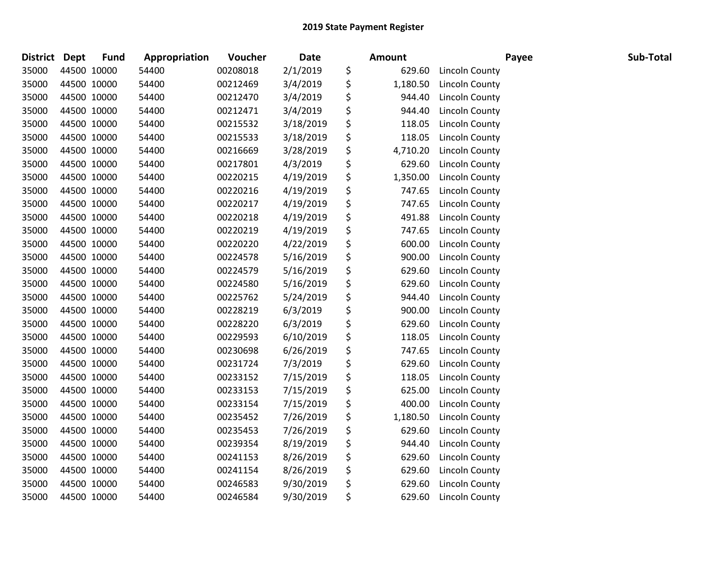# 2019 State Payment Register

| District | Dept | Fund | Appropriation | Voucher | Date | Amount | Payee | Sub-Total |
|---|---|---|---|---|---|---|---|---|
| 35000 | 44500 | 10000 | 54400 | 00208018 | 2/1/2019 | $ 629.60 | Lincoln County | |
| 35000 | 44500 | 10000 | 54400 | 00212469 | 3/4/2019 | $ 1,180.50 | Lincoln County | |
| 35000 | 44500 | 10000 | 54400 | 00212470 | 3/4/2019 | $ 944.40 | Lincoln County | |
| 35000 | 44500 | 10000 | 54400 | 00212471 | 3/4/2019 | $ 944.40 | Lincoln County | |
| 35000 | 44500 | 10000 | 54400 | 00215532 | 3/18/2019 | $ 118.05 | Lincoln County | |
| 35000 | 44500 | 10000 | 54400 | 00215533 | 3/18/2019 | $ 118.05 | Lincoln County | |
| 35000 | 44500 | 10000 | 54400 | 00216669 | 3/28/2019 | $ 4,710.20 | Lincoln County | |
| 35000 | 44500 | 10000 | 54400 | 00217801 | 4/3/2019 | $ 629.60 | Lincoln County | |
| 35000 | 44500 | 10000 | 54400 | 00220215 | 4/19/2019 | $ 1,350.00 | Lincoln County | |
| 35000 | 44500 | 10000 | 54400 | 00220216 | 4/19/2019 | $ 747.65 | Lincoln County | |
| 35000 | 44500 | 10000 | 54400 | 00220217 | 4/19/2019 | $ 747.65 | Lincoln County | |
| 35000 | 44500 | 10000 | 54400 | 00220218 | 4/19/2019 | $ 491.88 | Lincoln County | |
| 35000 | 44500 | 10000 | 54400 | 00220219 | 4/19/2019 | $ 747.65 | Lincoln County | |
| 35000 | 44500 | 10000 | 54400 | 00220220 | 4/22/2019 | $ 600.00 | Lincoln County | |
| 35000 | 44500 | 10000 | 54400 | 00224578 | 5/16/2019 | $ 900.00 | Lincoln County | |
| 35000 | 44500 | 10000 | 54400 | 00224579 | 5/16/2019 | $ 629.60 | Lincoln County | |
| 35000 | 44500 | 10000 | 54400 | 00224580 | 5/16/2019 | $ 629.60 | Lincoln County | |
| 35000 | 44500 | 10000 | 54400 | 00225762 | 5/24/2019 | $ 944.40 | Lincoln County | |
| 35000 | 44500 | 10000 | 54400 | 00228219 | 6/3/2019 | $ 900.00 | Lincoln County | |
| 35000 | 44500 | 10000 | 54400 | 00228220 | 6/3/2019 | $ 629.60 | Lincoln County | |
| 35000 | 44500 | 10000 | 54400 | 00229593 | 6/10/2019 | $ 118.05 | Lincoln County | |
| 35000 | 44500 | 10000 | 54400 | 00230698 | 6/26/2019 | $ 747.65 | Lincoln County | |
| 35000 | 44500 | 10000 | 54400 | 00231724 | 7/3/2019 | $ 629.60 | Lincoln County | |
| 35000 | 44500 | 10000 | 54400 | 00233152 | 7/15/2019 | $ 118.05 | Lincoln County | |
| 35000 | 44500 | 10000 | 54400 | 00233153 | 7/15/2019 | $ 625.00 | Lincoln County | |
| 35000 | 44500 | 10000 | 54400 | 00233154 | 7/15/2019 | $ 400.00 | Lincoln County | |
| 35000 | 44500 | 10000 | 54400 | 00235452 | 7/26/2019 | $ 1,180.50 | Lincoln County | |
| 35000 | 44500 | 10000 | 54400 | 00235453 | 7/26/2019 | $ 629.60 | Lincoln County | |
| 35000 | 44500 | 10000 | 54400 | 00239354 | 8/19/2019 | $ 944.40 | Lincoln County | |
| 35000 | 44500 | 10000 | 54400 | 00241153 | 8/26/2019 | $ 629.60 | Lincoln County | |
| 35000 | 44500 | 10000 | 54400 | 00241154 | 8/26/2019 | $ 629.60 | Lincoln County | |
| 35000 | 44500 | 10000 | 54400 | 00246583 | 9/30/2019 | $ 629.60 | Lincoln County | |
| 35000 | 44500 | 10000 | 54400 | 00246584 | 9/30/2019 | $ 629.60 | Lincoln County | |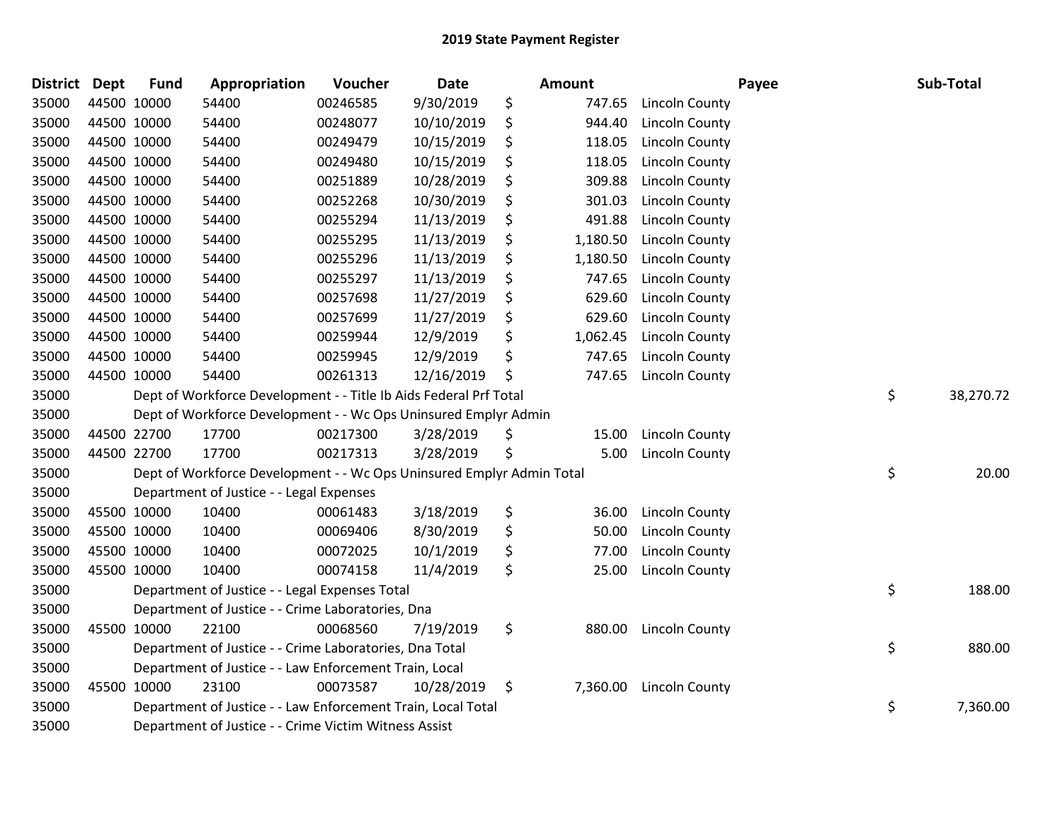# 2019 State Payment Register

| District | Dept | Fund | Appropriation | Voucher | Date | Amount | Payee | Sub-Total |
|---|---|---|---|---|---|---|---|---|
| 35000 | 44500 | 10000 | 54400 | 00246585 | 9/30/2019 | $ 747.65 | Lincoln County | |
| 35000 | 44500 | 10000 | 54400 | 00248077 | 10/10/2019 | $ 944.40 | Lincoln County | |
| 35000 | 44500 | 10000 | 54400 | 00249479 | 10/15/2019 | $ 118.05 | Lincoln County | |
| 35000 | 44500 | 10000 | 54400 | 00249480 | 10/15/2019 | $ 118.05 | Lincoln County | |
| 35000 | 44500 | 10000 | 54400 | 00251889 | 10/28/2019 | $ 309.88 | Lincoln County | |
| 35000 | 44500 | 10000 | 54400 | 00252268 | 10/30/2019 | $ 301.03 | Lincoln County | |
| 35000 | 44500 | 10000 | 54400 | 00255294 | 11/13/2019 | $ 491.88 | Lincoln County | |
| 35000 | 44500 | 10000 | 54400 | 00255295 | 11/13/2019 | $ 1,180.50 | Lincoln County | |
| 35000 | 44500 | 10000 | 54400 | 00255296 | 11/13/2019 | $ 1,180.50 | Lincoln County | |
| 35000 | 44500 | 10000 | 54400 | 00255297 | 11/13/2019 | $ 747.65 | Lincoln County | |
| 35000 | 44500 | 10000 | 54400 | 00257698 | 11/27/2019 | $ 629.60 | Lincoln County | |
| 35000 | 44500 | 10000 | 54400 | 00257699 | 11/27/2019 | $ 629.60 | Lincoln County | |
| 35000 | 44500 | 10000 | 54400 | 00259944 | 12/9/2019 | $ 1,062.45 | Lincoln County | |
| 35000 | 44500 | 10000 | 54400 | 00259945 | 12/9/2019 | $ 747.65 | Lincoln County | |
| 35000 | 44500 | 10000 | 54400 | 00261313 | 12/16/2019 | $ 747.65 | Lincoln County | |
| 35000 | | | Dept of Workforce Development - - Title Ib Aids Federal Prf Total | | | | | $ 38,270.72 |
| 35000 | | | Dept of Workforce Development - - Wc Ops Uninsured Emplyr Admin | | | | | |
| 35000 | 44500 | 22700 | 17700 | 00217300 | 3/28/2019 | $ 15.00 | Lincoln County | |
| 35000 | 44500 | 22700 | 17700 | 00217313 | 3/28/2019 | $ 5.00 | Lincoln County | |
| 35000 | | | Dept of Workforce Development - - Wc Ops Uninsured Emplyr Admin Total | | | | | $ 20.00 |
| 35000 | | | Department of Justice - - Legal Expenses | | | | | |
| 35000 | 45500 | 10000 | 10400 | 00061483 | 3/18/2019 | $ 36.00 | Lincoln County | |
| 35000 | 45500 | 10000 | 10400 | 00069406 | 8/30/2019 | $ 50.00 | Lincoln County | |
| 35000 | 45500 | 10000 | 10400 | 00072025 | 10/1/2019 | $ 77.00 | Lincoln County | |
| 35000 | 45500 | 10000 | 10400 | 00074158 | 11/4/2019 | $ 25.00 | Lincoln County | |
| 35000 | | | Department of Justice - - Legal Expenses Total | | | | | $ 188.00 |
| 35000 | | | Department of Justice - - Crime Laboratories, Dna | | | | | |
| 35000 | 45500 | 10000 | 22100 | 00068560 | 7/19/2019 | $ 880.00 | Lincoln County | |
| 35000 | | | Department of Justice - - Crime Laboratories, Dna Total | | | | | $ 880.00 |
| 35000 | | | Department of Justice - - Law Enforcement Train, Local | | | | | |
| 35000 | 45500 | 10000 | 23100 | 00073587 | 10/28/2019 | $ 7,360.00 | Lincoln County | |
| 35000 | | | Department of Justice - - Law Enforcement Train, Local Total | | | | | $ 7,360.00 |
| 35000 | | | Department of Justice - - Crime Victim Witness Assist | | | | | |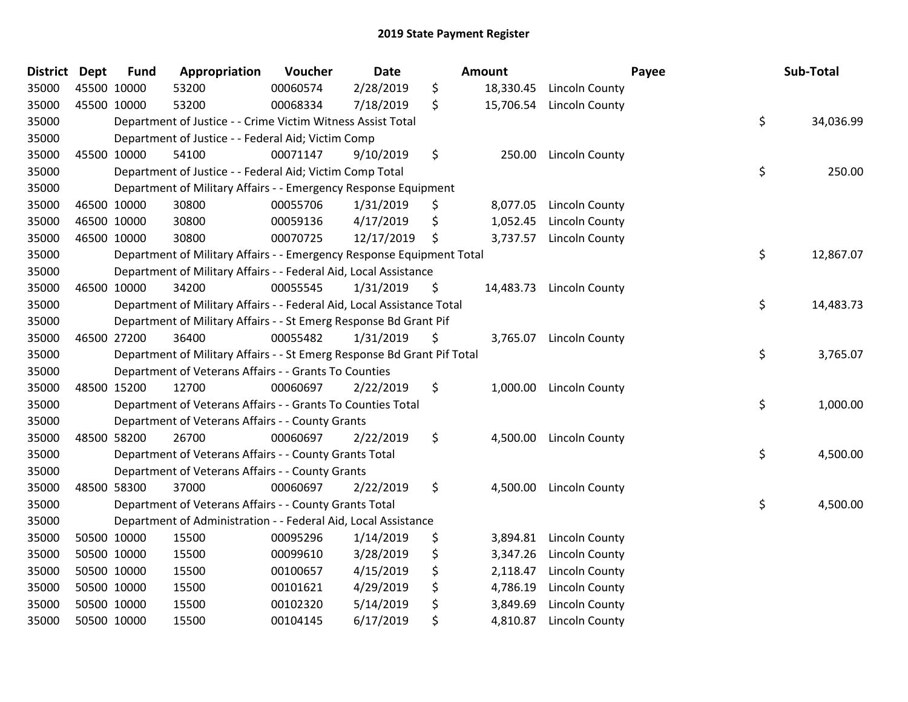## 2019 State Payment Register

| District | Dept | Fund | Appropriation | Voucher | Date | Amount | Payee | Sub-Total |
|---|---|---|---|---|---|---|---|---|
| 35000 | 45500 | 10000 | 53200 | 00060574 | 2/28/2019 | $ 18,330.45 | Lincoln County | |
| 35000 | 45500 | 10000 | 53200 | 00068334 | 7/18/2019 | $ 15,706.54 | Lincoln County | |
| 35000 | | | Department of Justice - - Crime Victim Witness Assist Total | | | | | $ 34,036.99 |
| 35000 | | | Department of Justice - - Federal Aid; Victim Comp | | | | | |
| 35000 | 45500 | 10000 | 54100 | 00071147 | 9/10/2019 | $ 250.00 | Lincoln County | |
| 35000 | | | Department of Justice - - Federal Aid; Victim Comp Total | | | | | $ 250.00 |
| 35000 | | | Department of Military Affairs - - Emergency Response Equipment | | | | | |
| 35000 | 46500 | 10000 | 30800 | 00055706 | 1/31/2019 | $ 8,077.05 | Lincoln County | |
| 35000 | 46500 | 10000 | 30800 | 00059136 | 4/17/2019 | $ 1,052.45 | Lincoln County | |
| 35000 | 46500 | 10000 | 30800 | 00070725 | 12/17/2019 | $ 3,737.57 | Lincoln County | |
| 35000 | | | Department of Military Affairs - - Emergency Response Equipment Total | | | | | $ 12,867.07 |
| 35000 | | | Department of Military Affairs - - Federal Aid, Local Assistance | | | | | |
| 35000 | 46500 | 10000 | 34200 | 00055545 | 1/31/2019 | $ 14,483.73 | Lincoln County | |
| 35000 | | | Department of Military Affairs - - Federal Aid, Local Assistance Total | | | | | $ 14,483.73 |
| 35000 | | | Department of Military Affairs - - St Emerg Response Bd Grant Pif | | | | | |
| 35000 | 46500 | 27200 | 36400 | 00055482 | 1/31/2019 | $ 3,765.07 | Lincoln County | |
| 35000 | | | Department of Military Affairs - - St Emerg Response Bd Grant Pif Total | | | | | $ 3,765.07 |
| 35000 | | | Department of Veterans Affairs - - Grants To Counties | | | | | |
| 35000 | 48500 | 15200 | 12700 | 00060697 | 2/22/2019 | $ 1,000.00 | Lincoln County | |
| 35000 | | | Department of Veterans Affairs - - Grants To Counties Total | | | | | $ 1,000.00 |
| 35000 | | | Department of Veterans Affairs - - County Grants | | | | | |
| 35000 | 48500 | 58200 | 26700 | 00060697 | 2/22/2019 | $ 4,500.00 | Lincoln County | |
| 35000 | | | Department of Veterans Affairs - - County Grants Total | | | | | $ 4,500.00 |
| 35000 | | | Department of Veterans Affairs - - County Grants | | | | | |
| 35000 | 48500 | 58300 | 37000 | 00060697 | 2/22/2019 | $ 4,500.00 | Lincoln County | |
| 35000 | | | Department of Veterans Affairs - - County Grants Total | | | | | $ 4,500.00 |
| 35000 | | | Department of Administration - - Federal Aid, Local Assistance | | | | | |
| 35000 | 50500 | 10000 | 15500 | 00095296 | 1/14/2019 | $ 3,894.81 | Lincoln County | |
| 35000 | 50500 | 10000 | 15500 | 00099610 | 3/28/2019 | $ 3,347.26 | Lincoln County | |
| 35000 | 50500 | 10000 | 15500 | 00100657 | 4/15/2019 | $ 2,118.47 | Lincoln County | |
| 35000 | 50500 | 10000 | 15500 | 00101621 | 4/29/2019 | $ 4,786.19 | Lincoln County | |
| 35000 | 50500 | 10000 | 15500 | 00102320 | 5/14/2019 | $ 3,849.69 | Lincoln County | |
| 35000 | 50500 | 10000 | 15500 | 00104145 | 6/17/2019 | $ 4,810.87 | Lincoln County | |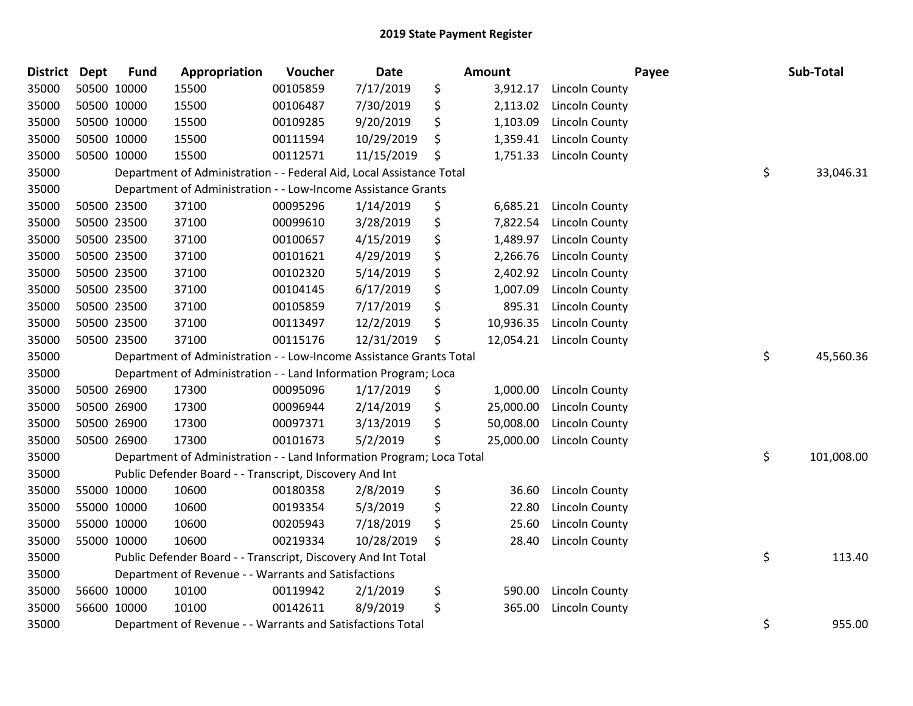# 2019 State Payment Register

| District | Dept | Fund | Appropriation | Voucher | Date | Amount | Payee | Sub-Total |
|---|---|---|---|---|---|---|---|---|
| 35000 | 50500 | 10000 | 15500 | 00105859 | 7/17/2019 | $ 3,912.17 | Lincoln County | |
| 35000 | 50500 | 10000 | 15500 | 00106487 | 7/30/2019 | $ 2,113.02 | Lincoln County | |
| 35000 | 50500 | 10000 | 15500 | 00109285 | 9/20/2019 | $ 1,103.09 | Lincoln County | |
| 35000 | 50500 | 10000 | 15500 | 00111594 | 10/29/2019 | $ 1,359.41 | Lincoln County | |
| 35000 | 50500 | 10000 | 15500 | 00112571 | 11/15/2019 | $ 1,751.33 | Lincoln County | |
| 35000 | | Department of Administration - - Federal Aid, Local Assistance Total | | | | | | $ 33,046.31 |
| 35000 | | Department of Administration - - Low-Income Assistance Grants | | | | | | |
| 35000 | 50500 | 23500 | 37100 | 00095296 | 1/14/2019 | $ 6,685.21 | Lincoln County | |
| 35000 | 50500 | 23500 | 37100 | 00099610 | 3/28/2019 | $ 7,822.54 | Lincoln County | |
| 35000 | 50500 | 23500 | 37100 | 00100657 | 4/15/2019 | $ 1,489.97 | Lincoln County | |
| 35000 | 50500 | 23500 | 37100 | 00101621 | 4/29/2019 | $ 2,266.76 | Lincoln County | |
| 35000 | 50500 | 23500 | 37100 | 00102320 | 5/14/2019 | $ 2,402.92 | Lincoln County | |
| 35000 | 50500 | 23500 | 37100 | 00104145 | 6/17/2019 | $ 1,007.09 | Lincoln County | |
| 35000 | 50500 | 23500 | 37100 | 00105859 | 7/17/2019 | $ 895.31 | Lincoln County | |
| 35000 | 50500 | 23500 | 37100 | 00113497 | 12/2/2019 | $ 10,936.35 | Lincoln County | |
| 35000 | 50500 | 23500 | 37100 | 00115176 | 12/31/2019 | $ 12,054.21 | Lincoln County | |
| 35000 | | Department of Administration - - Low-Income Assistance Grants Total | | | | | | $ 45,560.36 |
| 35000 | | Department of Administration - - Land Information Program; Loca | | | | | | |
| 35000 | 50500 | 26900 | 17300 | 00095096 | 1/17/2019 | $ 1,000.00 | Lincoln County | |
| 35000 | 50500 | 26900 | 17300 | 00096944 | 2/14/2019 | $ 25,000.00 | Lincoln County | |
| 35000 | 50500 | 26900 | 17300 | 00097371 | 3/13/2019 | $ 50,008.00 | Lincoln County | |
| 35000 | 50500 | 26900 | 17300 | 00101673 | 5/2/2019 | $ 25,000.00 | Lincoln County | |
| 35000 | | Department of Administration - - Land Information Program; Loca Total | | | | | | $ 101,008.00 |
| 35000 | | Public Defender Board - - Transcript, Discovery And Int | | | | | | |
| 35000 | 55000 | 10000 | 10600 | 00180358 | 2/8/2019 | $ 36.60 | Lincoln County | |
| 35000 | 55000 | 10000 | 10600 | 00193354 | 5/3/2019 | $ 22.80 | Lincoln County | |
| 35000 | 55000 | 10000 | 10600 | 00205943 | 7/18/2019 | $ 25.60 | Lincoln County | |
| 35000 | 55000 | 10000 | 10600 | 00219334 | 10/28/2019 | $ 28.40 | Lincoln County | |
| 35000 | | Public Defender Board - - Transcript, Discovery And Int Total | | | | | | $ 113.40 |
| 35000 | | Department of Revenue - - Warrants and Satisfactions | | | | | | |
| 35000 | 56600 | 10000 | 10100 | 00119942 | 2/1/2019 | $ 590.00 | Lincoln County | |
| 35000 | 56600 | 10000 | 10100 | 00142611 | 8/9/2019 | $ 365.00 | Lincoln County | |
| 35000 | | Department of Revenue - - Warrants and Satisfactions Total | | | | | | $ 955.00 |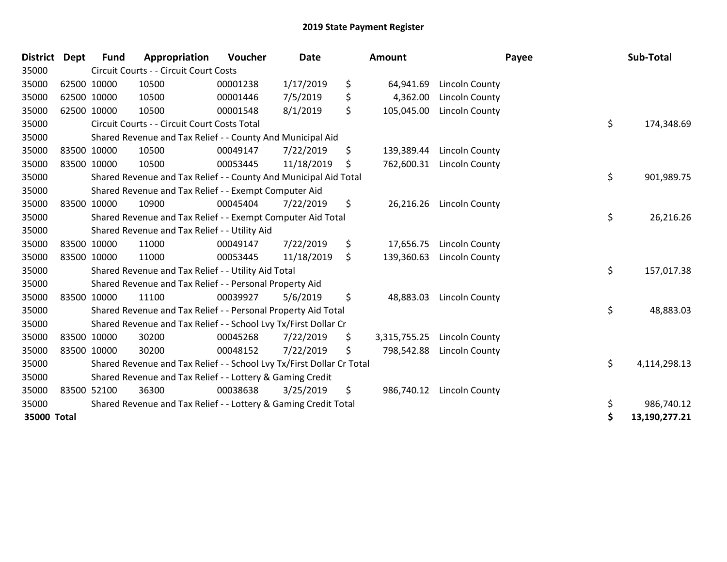# 2019 State Payment Register

| District | Dept | Fund | Appropriation | Voucher | Date | Amount | Payee | Sub-Total |
|---|---|---|---|---|---|---|---|---|
| 35000 | | Circuit Courts - - Circuit Court Costs | | | | | | |
| 35000 | 62500 | 10000 | 10500 | 00001238 | 1/17/2019 | $ 64,941.69 | Lincoln County | |
| 35000 | 62500 | 10000 | 10500 | 00001446 | 7/5/2019 | $ 4,362.00 | Lincoln County | |
| 35000 | 62500 | 10000 | 10500 | 00001548 | 8/1/2019 | $ 105,045.00 | Lincoln County | |
| 35000 | | Circuit Courts - - Circuit Court Costs Total | | | | | | $ 174,348.69 |
| 35000 | | Shared Revenue and Tax Relief - - County And Municipal Aid | | | | | | |
| 35000 | 83500 | 10000 | 10500 | 00049147 | 7/22/2019 | $ 139,389.44 | Lincoln County | |
| 35000 | 83500 | 10000 | 10500 | 00053445 | 11/18/2019 | $ 762,600.31 | Lincoln County | |
| 35000 | | Shared Revenue and Tax Relief - - County And Municipal Aid Total | | | | | | $ 901,989.75 |
| 35000 | | Shared Revenue and Tax Relief - - Exempt Computer Aid | | | | | | |
| 35000 | 83500 | 10000 | 10900 | 00045404 | 7/22/2019 | $ 26,216.26 | Lincoln County | |
| 35000 | | Shared Revenue and Tax Relief - - Exempt Computer Aid Total | | | | | | $ 26,216.26 |
| 35000 | | Shared Revenue and Tax Relief - - Utility Aid | | | | | | |
| 35000 | 83500 | 10000 | 11000 | 00049147 | 7/22/2019 | $ 17,656.75 | Lincoln County | |
| 35000 | 83500 | 10000 | 11000 | 00053445 | 11/18/2019 | $ 139,360.63 | Lincoln County | |
| 35000 | | Shared Revenue and Tax Relief - - Utility Aid Total | | | | | | $ 157,017.38 |
| 35000 | | Shared Revenue and Tax Relief - - Personal Property Aid | | | | | | |
| 35000 | 83500 | 10000 | 11100 | 00039927 | 5/6/2019 | $ 48,883.03 | Lincoln County | |
| 35000 | | Shared Revenue and Tax Relief - - Personal Property Aid Total | | | | | | $ 48,883.03 |
| 35000 | | Shared Revenue and Tax Relief - - School Lvy Tx/First Dollar Cr | | | | | | |
| 35000 | 83500 | 10000 | 30200 | 00045268 | 7/22/2019 | $ 3,315,755.25 | Lincoln County | |
| 35000 | 83500 | 10000 | 30200 | 00048152 | 7/22/2019 | $ 798,542.88 | Lincoln County | |
| 35000 | | Shared Revenue and Tax Relief - - School Lvy Tx/First Dollar Cr Total | | | | | | $ 4,114,298.13 |
| 35000 | | Shared Revenue and Tax Relief - - Lottery & Gaming Credit | | | | | | |
| 35000 | 83500 | 52100 | 36300 | 00038638 | 3/25/2019 | $ 986,740.12 | Lincoln County | |
| 35000 | | Shared Revenue and Tax Relief - - Lottery & Gaming Credit Total | | | | | | $ 986,740.12 |
| **35000 Total** | | | | | | | | **$ 13,190,277.21** |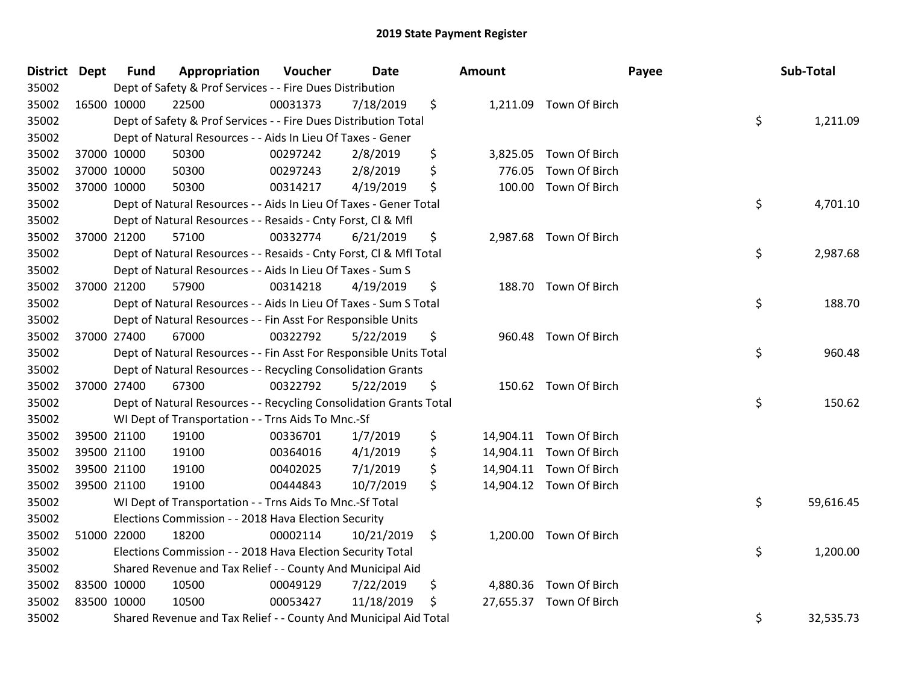# 2019 State Payment Register

| District | Dept | Fund | Appropriation | Voucher | Date | Amount | Payee | Sub-Total |
|---|---|---|---|---|---|---|---|---|
| 35002 | | Dept of Safety & Prof Services - - Fire Dues Distribution | | | | | | |
| 35002 | 16500 | 10000 | 22500 | 00031373 | 7/18/2019 | $ 1,211.09 | Town Of Birch | |
| 35002 | | Dept of Safety & Prof Services - - Fire Dues Distribution Total | | | | | | $ 1,211.09 |
| 35002 | | Dept of Natural Resources - - Aids In Lieu Of Taxes - Gener | | | | | | |
| 35002 | 37000 | 10000 | 50300 | 00297242 | 2/8/2019 | $ 3,825.05 | Town Of Birch | |
| 35002 | 37000 | 10000 | 50300 | 00297243 | 2/8/2019 | $ 776.05 | Town Of Birch | |
| 35002 | 37000 | 10000 | 50300 | 00314217 | 4/19/2019 | $ 100.00 | Town Of Birch | |
| 35002 | | Dept of Natural Resources - - Aids In Lieu Of Taxes - Gener Total | | | | | | $ 4,701.10 |
| 35002 | | Dept of Natural Resources - - Resaids - Cnty Forst, Cl & Mfl | | | | | | |
| 35002 | 37000 | 21200 | 57100 | 00332774 | 6/21/2019 | $ 2,987.68 | Town Of Birch | |
| 35002 | | Dept of Natural Resources - - Resaids - Cnty Forst, Cl & Mfl Total | | | | | | $ 2,987.68 |
| 35002 | | Dept of Natural Resources - - Aids In Lieu Of Taxes - Sum S | | | | | | |
| 35002 | 37000 | 21200 | 57900 | 00314218 | 4/19/2019 | $ 188.70 | Town Of Birch | |
| 35002 | | Dept of Natural Resources - - Aids In Lieu Of Taxes - Sum S Total | | | | | | $ 188.70 |
| 35002 | | Dept of Natural Resources - - Fin Asst For Responsible Units | | | | | | |
| 35002 | 37000 | 27400 | 67000 | 00322792 | 5/22/2019 | $ 960.48 | Town Of Birch | |
| 35002 | | Dept of Natural Resources - - Fin Asst For Responsible Units Total | | | | | | $ 960.48 |
| 35002 | | Dept of Natural Resources - - Recycling Consolidation Grants | | | | | | |
| 35002 | 37000 | 27400 | 67300 | 00322792 | 5/22/2019 | $ 150.62 | Town Of Birch | |
| 35002 | | Dept of Natural Resources - - Recycling Consolidation Grants Total | | | | | | $ 150.62 |
| 35002 | | WI Dept of Transportation - - Trns Aids To Mnc.-Sf | | | | | | |
| 35002 | 39500 | 21100 | 19100 | 00336701 | 1/7/2019 | $ 14,904.11 | Town Of Birch | |
| 35002 | 39500 | 21100 | 19100 | 00364016 | 4/1/2019 | $ 14,904.11 | Town Of Birch | |
| 35002 | 39500 | 21100 | 19100 | 00402025 | 7/1/2019 | $ 14,904.11 | Town Of Birch | |
| 35002 | 39500 | 21100 | 19100 | 00444843 | 10/7/2019 | $ 14,904.12 | Town Of Birch | |
| 35002 | | WI Dept of Transportation - - Trns Aids To Mnc.-Sf Total | | | | | | $ 59,616.45 |
| 35002 | | Elections Commission - - 2018 Hava Election Security | | | | | | |
| 35002 | 51000 | 22000 | 18200 | 00002114 | 10/21/2019 | $ 1,200.00 | Town Of Birch | |
| 35002 | | Elections Commission - - 2018 Hava Election Security Total | | | | | | $ 1,200.00 |
| 35002 | | Shared Revenue and Tax Relief - - County And Municipal Aid | | | | | | |
| 35002 | 83500 | 10000 | 10500 | 00049129 | 7/22/2019 | $ 4,880.36 | Town Of Birch | |
| 35002 | 83500 | 10000 | 10500 | 00053427 | 11/18/2019 | $ 27,655.37 | Town Of Birch | |
| 35002 | | Shared Revenue and Tax Relief - - County And Municipal Aid Total | | | | | | $ 32,535.73 |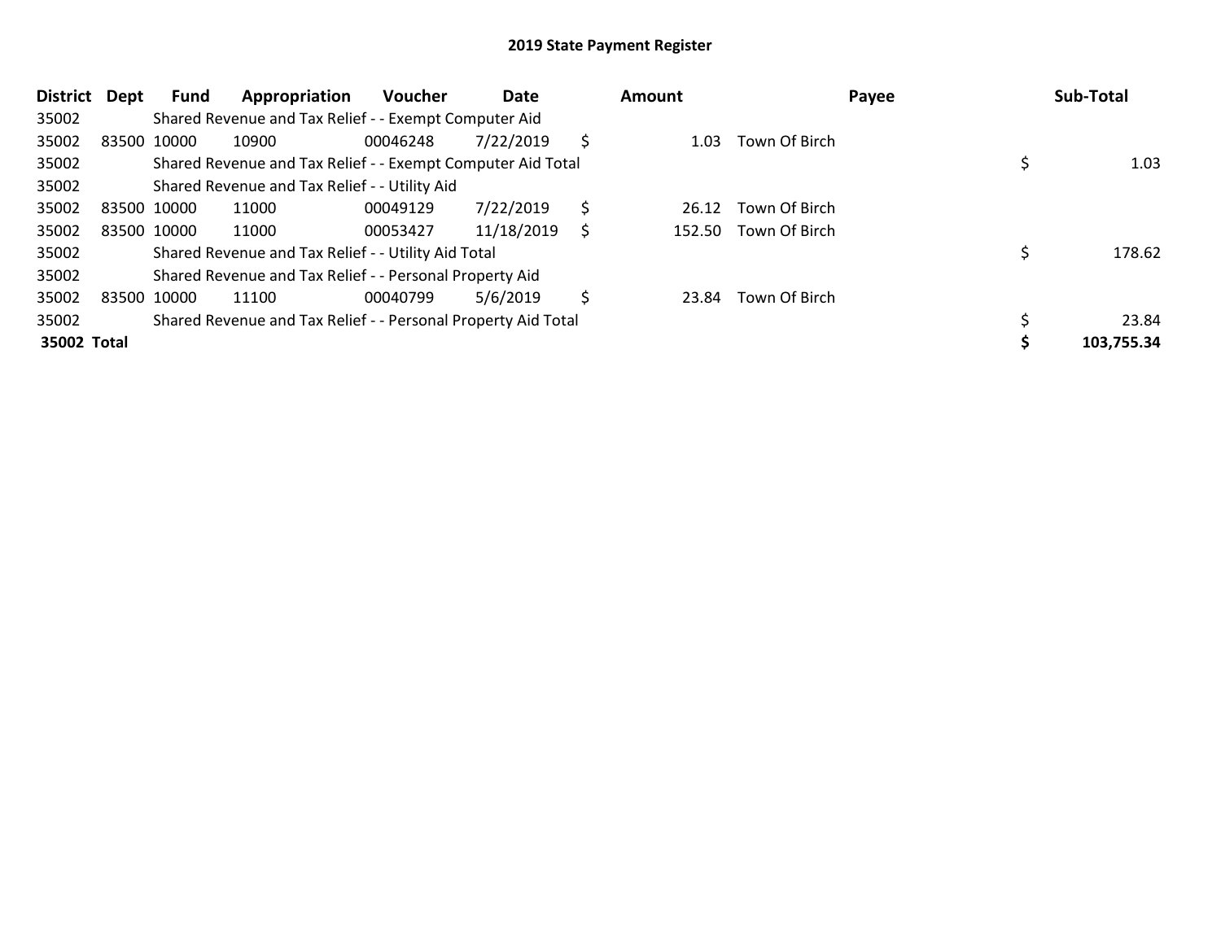**2019 State Payment Register**

| District | Dept | Fund | Appropriation | Voucher | Date | Amount | Payee | Sub-Total |
|---|---|---|---|---|---|---|---|---|
| 35002 | | Shared Revenue and Tax Relief - - Exempt Computer Aid | | | | | | |
| 35002 | 83500 | 10000 | 10900 | 00046248 | 7/22/2019 | $ 1.03 | Town Of Birch | |
| 35002 | | Shared Revenue and Tax Relief - - Exempt Computer Aid Total | | | | | | $ 1.03 |
| 35002 | | Shared Revenue and Tax Relief - - Utility Aid | | | | | | |
| 35002 | 83500 | 10000 | 11000 | 00049129 | 7/22/2019 | $ 26.12 | Town Of Birch | |
| 35002 | 83500 | 10000 | 11000 | 00053427 | 11/18/2019 | $ 152.50 | Town Of Birch | |
| 35002 | | Shared Revenue and Tax Relief - - Utility Aid Total | | | | | | $ 178.62 |
| 35002 | | Shared Revenue and Tax Relief - - Personal Property Aid | | | | | | |
| 35002 | 83500 | 10000 | 11100 | 00040799 | 5/6/2019 | $ 23.84 | Town Of Birch | |
| 35002 | | Shared Revenue and Tax Relief - - Personal Property Aid Total | | | | | | $ 23.84 |
| **35002** | **Total** | | | | | | | **$ 103,755.34** |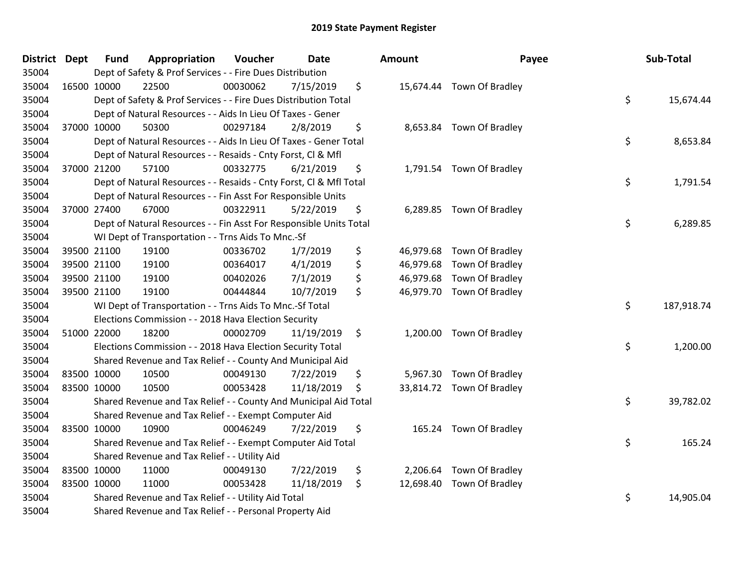## 2019 State Payment Register

| District | Dept | Fund | Appropriation | Voucher | Date | Amount | Payee | Sub-Total |
|---|---|---|---|---|---|---|---|---|
| 35004 | Dept of Safety & Prof Services - - Fire Dues Distribution | | | | | | | |
| 35004 | 16500 | 10000 | 22500 | 00030062 | 7/15/2019 | $ 15,674.44 | Town Of Bradley | |
| 35004 | Dept of Safety & Prof Services - - Fire Dues Distribution Total | | | | | | | $ 15,674.44 |
| 35004 | Dept of Natural Resources - - Aids In Lieu Of Taxes - Gener | | | | | | | |
| 35004 | 37000 | 10000 | 50300 | 00297184 | 2/8/2019 | $ 8,653.84 | Town Of Bradley | |
| 35004 | Dept of Natural Resources - - Aids In Lieu Of Taxes - Gener Total | | | | | | | $ 8,653.84 |
| 35004 | Dept of Natural Resources - - Resaids - Cnty Forst, Cl & Mfl | | | | | | | |
| 35004 | 37000 | 21200 | 57100 | 00332775 | 6/21/2019 | $ 1,791.54 | Town Of Bradley | |
| 35004 | Dept of Natural Resources - - Resaids - Cnty Forst, Cl & Mfl Total | | | | | | | $ 1,791.54 |
| 35004 | Dept of Natural Resources - - Fin Asst For Responsible Units | | | | | | | |
| 35004 | 37000 | 27400 | 67000 | 00322911 | 5/22/2019 | $ 6,289.85 | Town Of Bradley | |
| 35004 | Dept of Natural Resources - - Fin Asst For Responsible Units Total | | | | | | | $ 6,289.85 |
| 35004 | WI Dept of Transportation - - Trns Aids To Mnc.-Sf | | | | | | | |
| 35004 | 39500 | 21100 | 19100 | 00336702 | 1/7/2019 | $ 46,979.68 | Town Of Bradley | |
| 35004 | 39500 | 21100 | 19100 | 00364017 | 4/1/2019 | $ 46,979.68 | Town Of Bradley | |
| 35004 | 39500 | 21100 | 19100 | 00402026 | 7/1/2019 | $ 46,979.68 | Town Of Bradley | |
| 35004 | 39500 | 21100 | 19100 | 00444844 | 10/7/2019 | $ 46,979.70 | Town Of Bradley | |
| 35004 | WI Dept of Transportation - - Trns Aids To Mnc.-Sf Total | | | | | | | $ 187,918.74 |
| 35004 | Elections Commission - - 2018 Hava Election Security | | | | | | | |
| 35004 | 51000 | 22000 | 18200 | 00002709 | 11/19/2019 | $ 1,200.00 | Town Of Bradley | |
| 35004 | Elections Commission - - 2018 Hava Election Security Total | | | | | | | $ 1,200.00 |
| 35004 | Shared Revenue and Tax Relief - - County And Municipal Aid | | | | | | | |
| 35004 | 83500 | 10000 | 10500 | 00049130 | 7/22/2019 | $ 5,967.30 | Town Of Bradley | |
| 35004 | 83500 | 10000 | 10500 | 00053428 | 11/18/2019 | $ 33,814.72 | Town Of Bradley | |
| 35004 | Shared Revenue and Tax Relief - - County And Municipal Aid Total | | | | | | | $ 39,782.02 |
| 35004 | Shared Revenue and Tax Relief - - Exempt Computer Aid | | | | | | | |
| 35004 | 83500 | 10000 | 10900 | 00046249 | 7/22/2019 | $ 165.24 | Town Of Bradley | |
| 35004 | Shared Revenue and Tax Relief - - Exempt Computer Aid Total | | | | | | | $ 165.24 |
| 35004 | Shared Revenue and Tax Relief - - Utility Aid | | | | | | | |
| 35004 | 83500 | 10000 | 11000 | 00049130 | 7/22/2019 | $ 2,206.64 | Town Of Bradley | |
| 35004 | 83500 | 10000 | 11000 | 00053428 | 11/18/2019 | $ 12,698.40 | Town Of Bradley | |
| 35004 | Shared Revenue and Tax Relief - - Utility Aid Total | | | | | | | $ 14,905.04 |
| 35004 | Shared Revenue and Tax Relief - - Personal Property Aid | | | | | | | |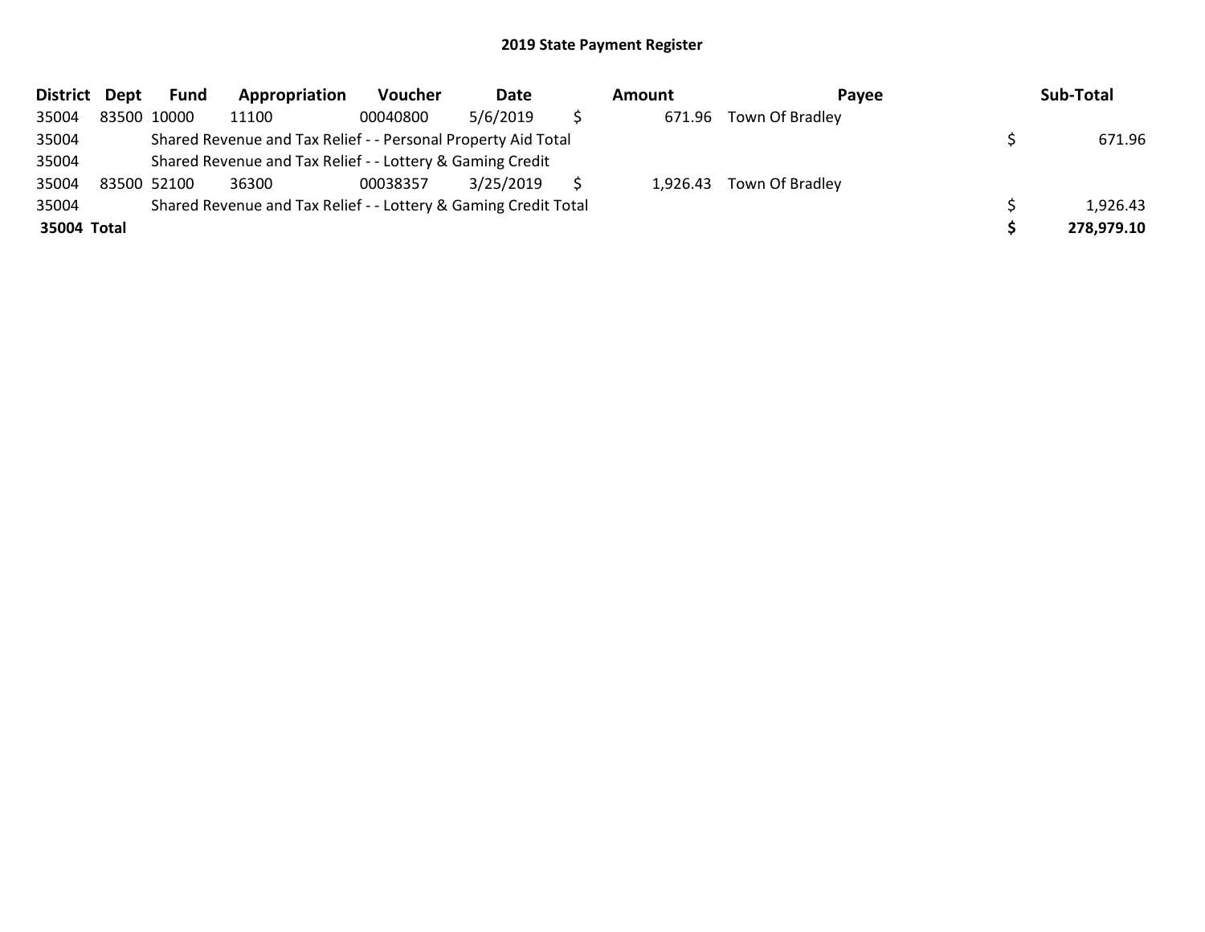## 2019 State Payment Register

| District | Dept | Fund | Appropriation | Voucher | Date | Amount | Payee | Sub-Total |
|---|---|---|---|---|---|---|---|---|
| 35004 | 83500 | 10000 | 11100 | 00040800 | 5/6/2019 | $ 671.96 | Town Of Bradley | |
| 35004 | | Shared Revenue and Tax Relief - - Personal Property Aid Total | | | | | | $ 671.96 |
| 35004 | | Shared Revenue and Tax Relief - - Lottery & Gaming Credit | | | | | | |
| 35004 | 83500 | 52100 | 36300 | 00038357 | 3/25/2019 | $ 1,926.43 | Town Of Bradley | |
| 35004 | | Shared Revenue and Tax Relief - - Lottery & Gaming Credit Total | | | | | | $ 1,926.43 |
| **35004** | **Total** | | | | | | | **$ 278,979.10** |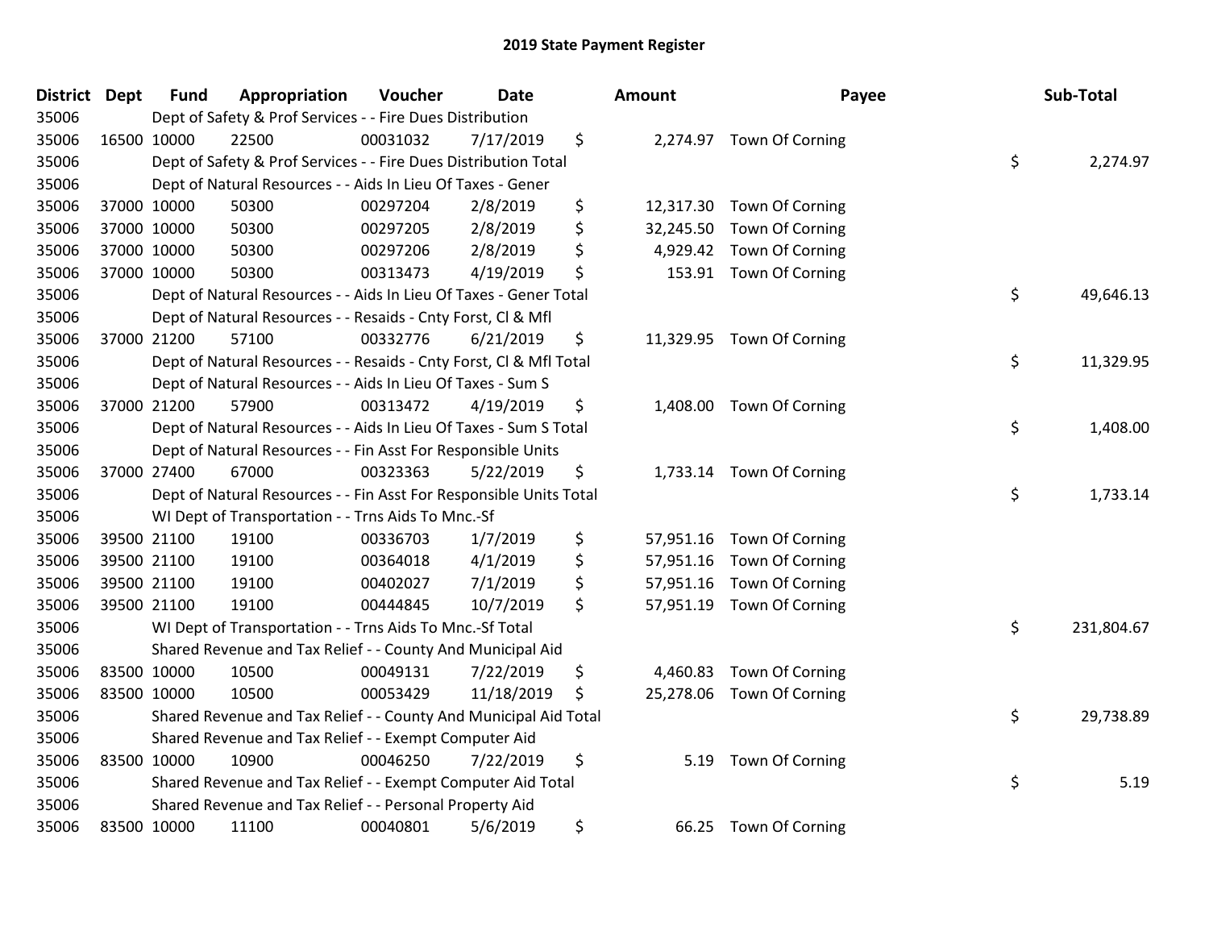# 2019 State Payment Register

| District | Dept | Fund | Appropriation | Voucher | Date | Amount | Payee | Sub-Total |
|---|---|---|---|---|---|---|---|---|
| 35006 | | Dept of Safety & Prof Services - - Fire Dues Distribution | | | | | | |
| 35006 | 16500 | 10000 | 22500 | 00031032 | 7/17/2019 | $ 2,274.97 | Town Of Corning | |
| 35006 | | Dept of Safety & Prof Services - - Fire Dues Distribution Total | | | | | | $ 2,274.97 |
| 35006 | | Dept of Natural Resources - - Aids In Lieu Of Taxes - Gener | | | | | | |
| 35006 | 37000 | 10000 | 50300 | 00297204 | 2/8/2019 | $ 12,317.30 | Town Of Corning | |
| 35006 | 37000 | 10000 | 50300 | 00297205 | 2/8/2019 | $ 32,245.50 | Town Of Corning | |
| 35006 | 37000 | 10000 | 50300 | 00297206 | 2/8/2019 | $ 4,929.42 | Town Of Corning | |
| 35006 | 37000 | 10000 | 50300 | 00313473 | 4/19/2019 | $ 153.91 | Town Of Corning | |
| 35006 | | Dept of Natural Resources - - Aids In Lieu Of Taxes - Gener Total | | | | | | $ 49,646.13 |
| 35006 | | Dept of Natural Resources - - Resaids - Cnty Forst, Cl & Mfl | | | | | | |
| 35006 | 37000 | 21200 | 57100 | 00332776 | 6/21/2019 | $ 11,329.95 | Town Of Corning | |
| 35006 | | Dept of Natural Resources - - Resaids - Cnty Forst, Cl & Mfl Total | | | | | | $ 11,329.95 |
| 35006 | | Dept of Natural Resources - - Aids In Lieu Of Taxes - Sum S | | | | | | |
| 35006 | 37000 | 21200 | 57900 | 00313472 | 4/19/2019 | $ 1,408.00 | Town Of Corning | |
| 35006 | | Dept of Natural Resources - - Aids In Lieu Of Taxes - Sum S Total | | | | | | $ 1,408.00 |
| 35006 | | Dept of Natural Resources - - Fin Asst For Responsible Units | | | | | | |
| 35006 | 37000 | 27400 | 67000 | 00323363 | 5/22/2019 | $ 1,733.14 | Town Of Corning | |
| 35006 | | Dept of Natural Resources - - Fin Asst For Responsible Units Total | | | | | | $ 1,733.14 |
| 35006 | | WI Dept of Transportation - - Trns Aids To Mnc.-Sf | | | | | | |
| 35006 | 39500 | 21100 | 19100 | 00336703 | 1/7/2019 | $ 57,951.16 | Town Of Corning | |
| 35006 | 39500 | 21100 | 19100 | 00364018 | 4/1/2019 | $ 57,951.16 | Town Of Corning | |
| 35006 | 39500 | 21100 | 19100 | 00402027 | 7/1/2019 | $ 57,951.16 | Town Of Corning | |
| 35006 | 39500 | 21100 | 19100 | 00444845 | 10/7/2019 | $ 57,951.19 | Town Of Corning | |
| 35006 | | WI Dept of Transportation - - Trns Aids To Mnc.-Sf Total | | | | | | $ 231,804.67 |
| 35006 | | Shared Revenue and Tax Relief - - County And Municipal Aid | | | | | | |
| 35006 | 83500 | 10000 | 10500 | 00049131 | 7/22/2019 | $ 4,460.83 | Town Of Corning | |
| 35006 | 83500 | 10000 | 10500 | 00053429 | 11/18/2019 | $ 25,278.06 | Town Of Corning | |
| 35006 | | Shared Revenue and Tax Relief - - County And Municipal Aid Total | | | | | | $ 29,738.89 |
| 35006 | | Shared Revenue and Tax Relief - - Exempt Computer Aid | | | | | | |
| 35006 | 83500 | 10000 | 10900 | 00046250 | 7/22/2019 | $ 5.19 | Town Of Corning | |
| 35006 | | Shared Revenue and Tax Relief - - Exempt Computer Aid Total | | | | | | $ 5.19 |
| 35006 | | Shared Revenue and Tax Relief - - Personal Property Aid | | | | | | |
| 35006 | 83500 | 10000 | 11100 | 00040801 | 5/6/2019 | $ 66.25 | Town Of Corning | |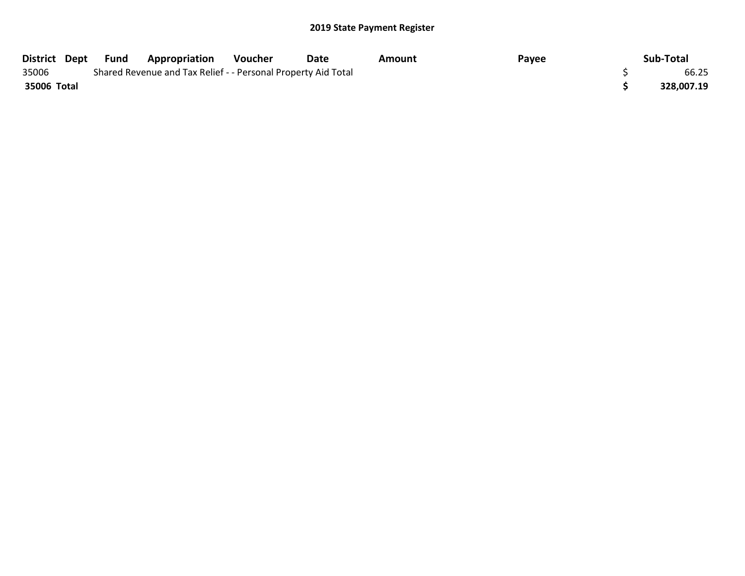## 2019 State Payment Register

| District | Dept | Fund | Appropriation | Voucher | Date | Amount | Payee | Sub-Total |
|---|---|---|---|---|---|---|---|---|
| 35006 | | Shared Revenue and Tax Relief - - Personal Property Aid Total | | | | | | $ 66.25 |
| **35006 Total** | | | | | | | | **$ 328,007.19** |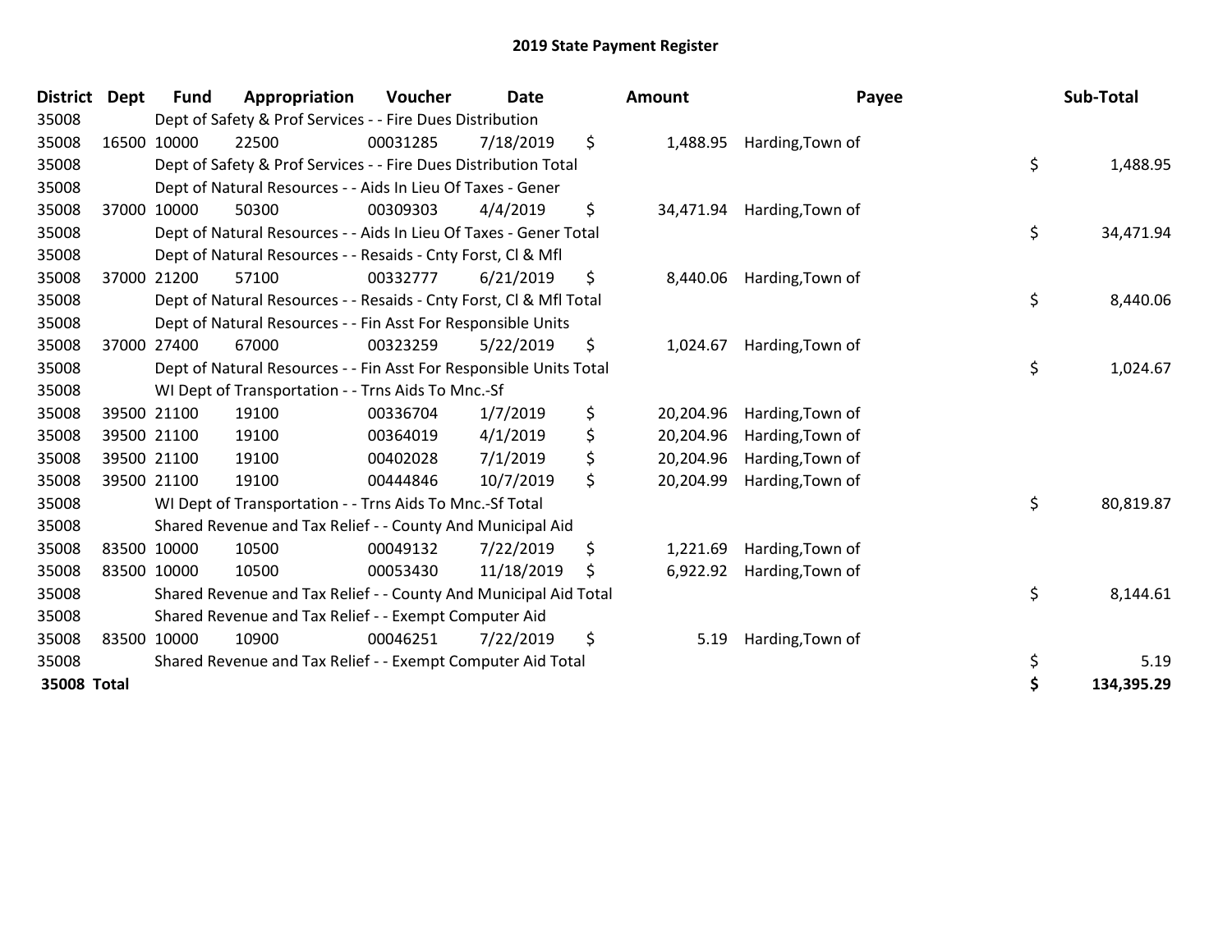# 2019 State Payment Register

| District | Dept | Fund | Appropriation | Voucher | Date | Amount | Payee | Sub-Total |
|---|---|---|---|---|---|---|---|---|
| 35008 | | Dept of Safety & Prof Services - - Fire Dues Distribution | | | | | | |
| 35008 | 16500 | 10000 | 22500 | 00031285 | 7/18/2019 | $ 1,488.95 | Harding,Town of | |
| 35008 | | Dept of Safety & Prof Services - - Fire Dues Distribution Total | | | | | | $ 1,488.95 |
| 35008 | | Dept of Natural Resources - - Aids In Lieu Of Taxes - Gener | | | | | | |
| 35008 | 37000 | 10000 | 50300 | 00309303 | 4/4/2019 | $ 34,471.94 | Harding,Town of | |
| 35008 | | Dept of Natural Resources - - Aids In Lieu Of Taxes - Gener Total | | | | | | $ 34,471.94 |
| 35008 | | Dept of Natural Resources - - Resaids - Cnty Forst, Cl & Mfl | | | | | | |
| 35008 | 37000 | 21200 | 57100 | 00332777 | 6/21/2019 | $ 8,440.06 | Harding,Town of | |
| 35008 | | Dept of Natural Resources - - Resaids - Cnty Forst, Cl & Mfl Total | | | | | | $ 8,440.06 |
| 35008 | | Dept of Natural Resources - - Fin Asst For Responsible Units | | | | | | |
| 35008 | 37000 | 27400 | 67000 | 00323259 | 5/22/2019 | $ 1,024.67 | Harding,Town of | |
| 35008 | | Dept of Natural Resources - - Fin Asst For Responsible Units Total | | | | | | $ 1,024.67 |
| 35008 | | WI Dept of Transportation - - Trns Aids To Mnc.-Sf | | | | | | |
| 35008 | 39500 | 21100 | 19100 | 00336704 | 1/7/2019 | $ 20,204.96 | Harding,Town of | |
| 35008 | 39500 | 21100 | 19100 | 00364019 | 4/1/2019 | $ 20,204.96 | Harding,Town of | |
| 35008 | 39500 | 21100 | 19100 | 00402028 | 7/1/2019 | $ 20,204.96 | Harding,Town of | |
| 35008 | 39500 | 21100 | 19100 | 00444846 | 10/7/2019 | $ 20,204.99 | Harding,Town of | |
| 35008 | | WI Dept of Transportation - - Trns Aids To Mnc.-Sf Total | | | | | | $ 80,819.87 |
| 35008 | | Shared Revenue and Tax Relief - - County And Municipal Aid | | | | | | |
| 35008 | 83500 | 10000 | 10500 | 00049132 | 7/22/2019 | $ 1,221.69 | Harding,Town of | |
| 35008 | 83500 | 10000 | 10500 | 00053430 | 11/18/2019 | $ 6,922.92 | Harding,Town of | |
| 35008 | | Shared Revenue and Tax Relief - - County And Municipal Aid Total | | | | | | $ 8,144.61 |
| 35008 | | Shared Revenue and Tax Relief - - Exempt Computer Aid | | | | | | |
| 35008 | 83500 | 10000 | 10900 | 00046251 | 7/22/2019 | $ 5.19 | Harding,Town of | |
| 35008 | | Shared Revenue and Tax Relief - - Exempt Computer Aid Total | | | | | | $ 5.19 |
| **35008 Total** | | | | | | | | **$ 134,395.29** |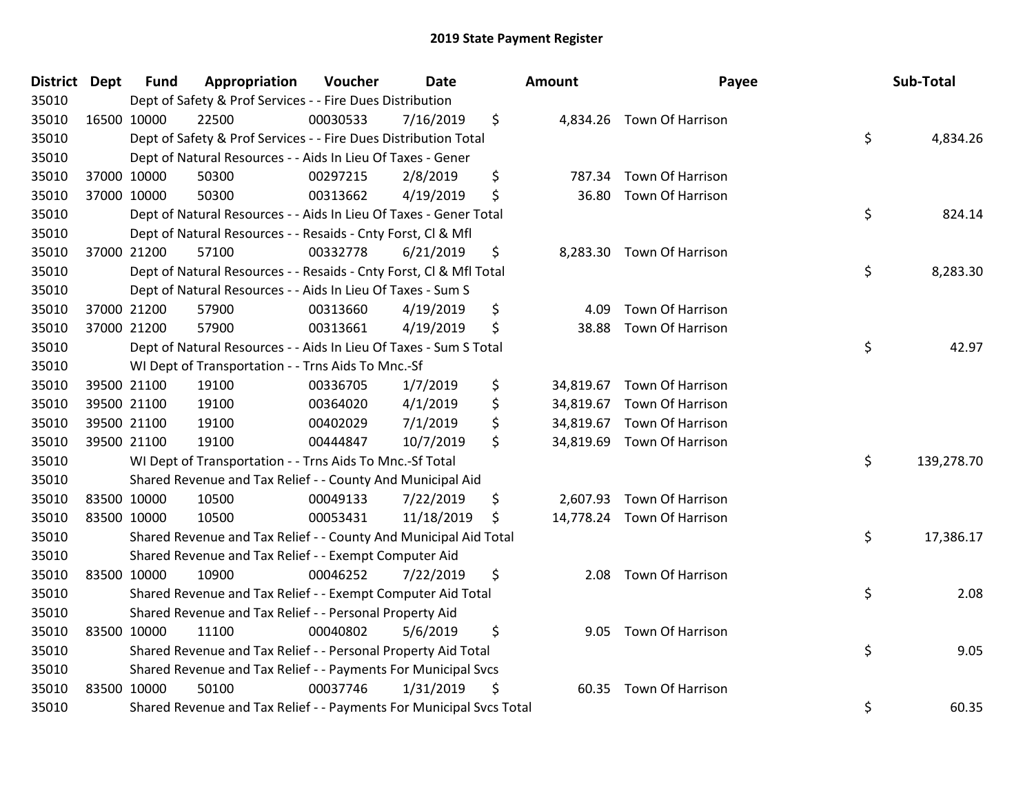# 2019 State Payment Register

| District | Dept | Fund | Appropriation | Voucher | Date | Amount | Payee | Sub-Total |
|---|---|---|---|---|---|---|---|---|
| 35010 | | Dept of Safety & Prof Services - - Fire Dues Distribution | | | | | | |
| 35010 | 16500 | 10000 | 22500 | 00030533 | 7/16/2019 | $ 4,834.26 | Town Of Harrison | |
| 35010 | | Dept of Safety & Prof Services - - Fire Dues Distribution Total | | | | | | $ 4,834.26 |
| 35010 | | Dept of Natural Resources - - Aids In Lieu Of Taxes - Gener | | | | | | |
| 35010 | 37000 | 10000 | 50300 | 00297215 | 2/8/2019 | $ 787.34 | Town Of Harrison | |
| 35010 | 37000 | 10000 | 50300 | 00313662 | 4/19/2019 | $ 36.80 | Town Of Harrison | |
| 35010 | | Dept of Natural Resources - - Aids In Lieu Of Taxes - Gener Total | | | | | | $ 824.14 |
| 35010 | | Dept of Natural Resources - - Resaids - Cnty Forst, Cl & Mfl | | | | | | |
| 35010 | 37000 | 21200 | 57100 | 00332778 | 6/21/2019 | $ 8,283.30 | Town Of Harrison | |
| 35010 | | Dept of Natural Resources - - Resaids - Cnty Forst, Cl & Mfl Total | | | | | | $ 8,283.30 |
| 35010 | | Dept of Natural Resources - - Aids In Lieu Of Taxes - Sum S | | | | | | |
| 35010 | 37000 | 21200 | 57900 | 00313660 | 4/19/2019 | $ 4.09 | Town Of Harrison | |
| 35010 | 37000 | 21200 | 57900 | 00313661 | 4/19/2019 | $ 38.88 | Town Of Harrison | |
| 35010 | | Dept of Natural Resources - - Aids In Lieu Of Taxes - Sum S Total | | | | | | $ 42.97 |
| 35010 | | WI Dept of Transportation - - Trns Aids To Mnc.-Sf | | | | | | |
| 35010 | 39500 | 21100 | 19100 | 00336705 | 1/7/2019 | $ 34,819.67 | Town Of Harrison | |
| 35010 | 39500 | 21100 | 19100 | 00364020 | 4/1/2019 | $ 34,819.67 | Town Of Harrison | |
| 35010 | 39500 | 21100 | 19100 | 00402029 | 7/1/2019 | $ 34,819.67 | Town Of Harrison | |
| 35010 | 39500 | 21100 | 19100 | 00444847 | 10/7/2019 | $ 34,819.69 | Town Of Harrison | |
| 35010 | | WI Dept of Transportation - - Trns Aids To Mnc.-Sf Total | | | | | | $ 139,278.70 |
| 35010 | | Shared Revenue and Tax Relief - - County And Municipal Aid | | | | | | |
| 35010 | 83500 | 10000 | 10500 | 00049133 | 7/22/2019 | $ 2,607.93 | Town Of Harrison | |
| 35010 | 83500 | 10000 | 10500 | 00053431 | 11/18/2019 | $ 14,778.24 | Town Of Harrison | |
| 35010 | | Shared Revenue and Tax Relief - - County And Municipal Aid Total | | | | | | $ 17,386.17 |
| 35010 | | Shared Revenue and Tax Relief - - Exempt Computer Aid | | | | | | |
| 35010 | 83500 | 10000 | 10900 | 00046252 | 7/22/2019 | $ 2.08 | Town Of Harrison | |
| 35010 | | Shared Revenue and Tax Relief - - Exempt Computer Aid Total | | | | | | $ 2.08 |
| 35010 | | Shared Revenue and Tax Relief - - Personal Property Aid | | | | | | |
| 35010 | 83500 | 10000 | 11100 | 00040802 | 5/6/2019 | $ 9.05 | Town Of Harrison | |
| 35010 | | Shared Revenue and Tax Relief - - Personal Property Aid Total | | | | | | $ 9.05 |
| 35010 | | Shared Revenue and Tax Relief - - Payments For Municipal Svcs | | | | | | |
| 35010 | 83500 | 10000 | 50100 | 00037746 | 1/31/2019 | $ 60.35 | Town Of Harrison | |
| 35010 | | Shared Revenue and Tax Relief - - Payments For Municipal Svcs Total | | | | | | $ 60.35 |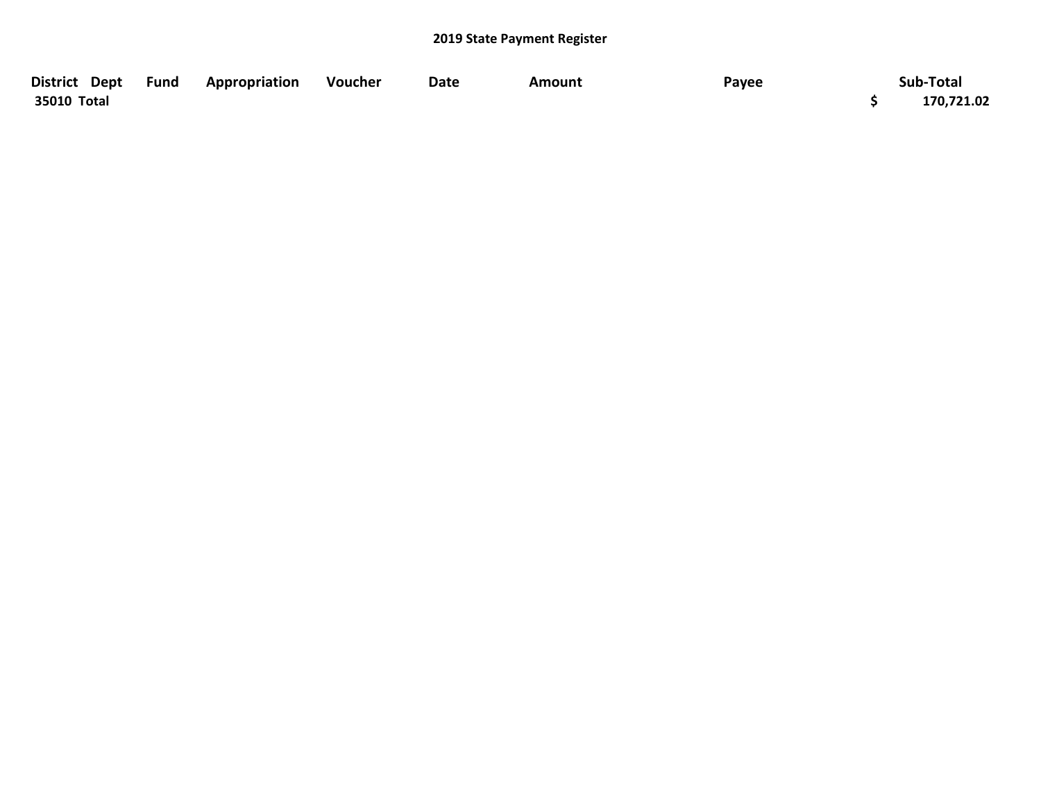## 2019 State Payment Register

| District | Dept | Fund | Appropriation | Voucher | Date | Amount | Payee | Sub-Total |
|---|---|---|---|---|---|---|---|---|
| 35010 Total | | | | | | | | $ 170,721.02 |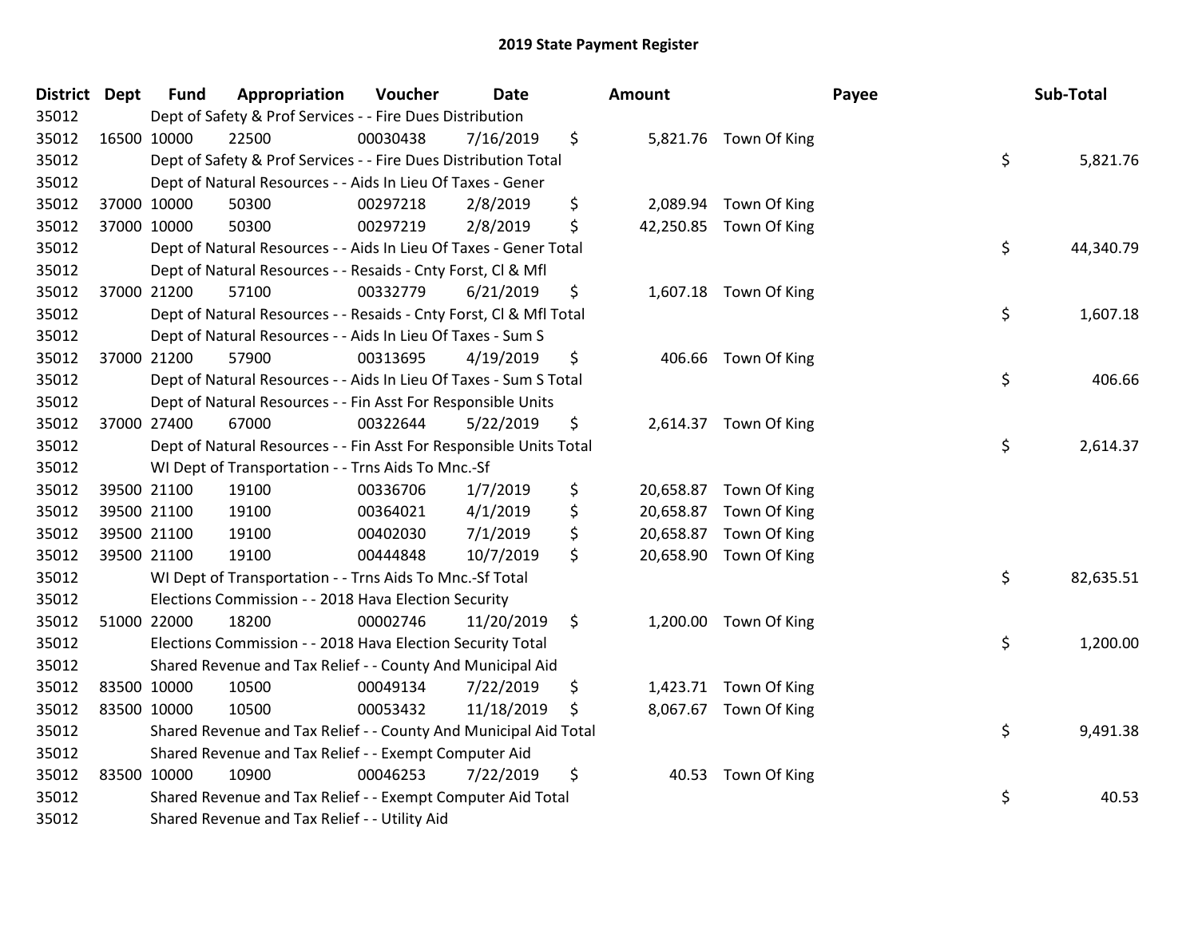# 2019 State Payment Register

| District | Dept | Fund | Appropriation | Voucher | Date | Amount | Payee | Sub-Total |
|---|---|---|---|---|---|---|---|---|
| 35012 | | Dept of Safety & Prof Services - - Fire Dues Distribution | | | | | | |
| 35012 | 16500 | 10000 | 22500 | 00030438 | 7/16/2019 | $ 5,821.76 | Town Of King | |
| 35012 | | Dept of Safety & Prof Services - - Fire Dues Distribution Total | | | | | | $ 5,821.76 |
| 35012 | | Dept of Natural Resources - - Aids In Lieu Of Taxes - Gener | | | | | | |
| 35012 | 37000 | 10000 | 50300 | 00297218 | 2/8/2019 | $ 2,089.94 | Town Of King | |
| 35012 | 37000 | 10000 | 50300 | 00297219 | 2/8/2019 | $ 42,250.85 | Town Of King | |
| 35012 | | Dept of Natural Resources - - Aids In Lieu Of Taxes - Gener Total | | | | | | $ 44,340.79 |
| 35012 | | Dept of Natural Resources - - Resaids - Cnty Forst, Cl & Mfl | | | | | | |
| 35012 | 37000 | 21200 | 57100 | 00332779 | 6/21/2019 | $ 1,607.18 | Town Of King | |
| 35012 | | Dept of Natural Resources - - Resaids - Cnty Forst, Cl & Mfl Total | | | | | | $ 1,607.18 |
| 35012 | | Dept of Natural Resources - - Aids In Lieu Of Taxes - Sum S | | | | | | |
| 35012 | 37000 | 21200 | 57900 | 00313695 | 4/19/2019 | $ 406.66 | Town Of King | |
| 35012 | | Dept of Natural Resources - - Aids In Lieu Of Taxes - Sum S Total | | | | | | $ 406.66 |
| 35012 | | Dept of Natural Resources - - Fin Asst For Responsible Units | | | | | | |
| 35012 | 37000 | 27400 | 67000 | 00322644 | 5/22/2019 | $ 2,614.37 | Town Of King | |
| 35012 | | Dept of Natural Resources - - Fin Asst For Responsible Units Total | | | | | | $ 2,614.37 |
| 35012 | | WI Dept of Transportation - - Trns Aids To Mnc.-Sf | | | | | | |
| 35012 | 39500 | 21100 | 19100 | 00336706 | 1/7/2019 | $ 20,658.87 | Town Of King | |
| 35012 | 39500 | 21100 | 19100 | 00364021 | 4/1/2019 | $ 20,658.87 | Town Of King | |
| 35012 | 39500 | 21100 | 19100 | 00402030 | 7/1/2019 | $ 20,658.87 | Town Of King | |
| 35012 | 39500 | 21100 | 19100 | 00444848 | 10/7/2019 | $ 20,658.90 | Town Of King | |
| 35012 | | WI Dept of Transportation - - Trns Aids To Mnc.-Sf Total | | | | | | $ 82,635.51 |
| 35012 | | Elections Commission - - 2018 Hava Election Security | | | | | | |
| 35012 | 51000 | 22000 | 18200 | 00002746 | 11/20/2019 | $ 1,200.00 | Town Of King | |
| 35012 | | Elections Commission - - 2018 Hava Election Security Total | | | | | | $ 1,200.00 |
| 35012 | | Shared Revenue and Tax Relief - - County And Municipal Aid | | | | | | |
| 35012 | 83500 | 10000 | 10500 | 00049134 | 7/22/2019 | $ 1,423.71 | Town Of King | |
| 35012 | 83500 | 10000 | 10500 | 00053432 | 11/18/2019 | $ 8,067.67 | Town Of King | |
| 35012 | | Shared Revenue and Tax Relief - - County And Municipal Aid Total | | | | | | $ 9,491.38 |
| 35012 | | Shared Revenue and Tax Relief - - Exempt Computer Aid | | | | | | |
| 35012 | 83500 | 10000 | 10900 | 00046253 | 7/22/2019 | $ 40.53 | Town Of King | |
| 35012 | | Shared Revenue and Tax Relief - - Exempt Computer Aid Total | | | | | | $ 40.53 |
| 35012 | | Shared Revenue and Tax Relief - - Utility Aid | | | | | | |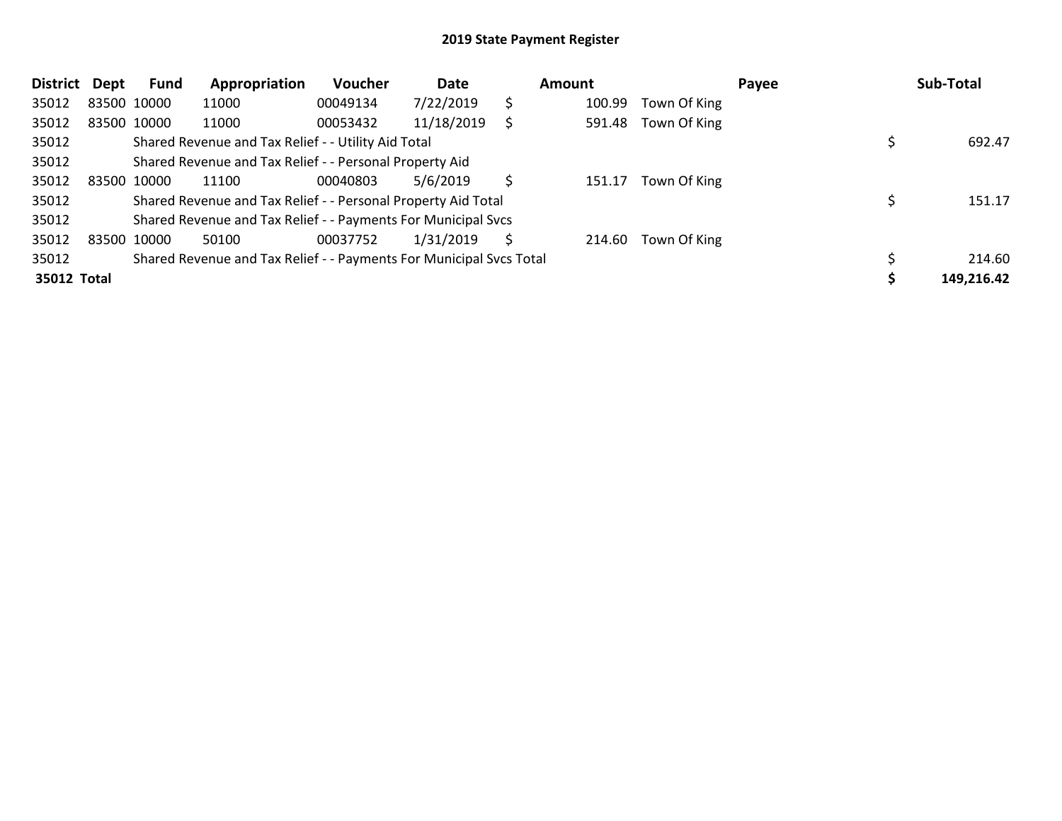# 2019 State Payment Register

| District | Dept | Fund | Appropriation | Voucher | Date | Amount | Payee | Sub-Total |
|---|---|---|---|---|---|---|---|---|
| 35012 | 83500 | 10000 | 11000 | 00049134 | 7/22/2019 | $ 100.99 | Town Of King | |
| 35012 | 83500 | 10000 | 11000 | 00053432 | 11/18/2019 | $ 591.48 | Town Of King | |
| 35012 | | Shared Revenue and Tax Relief - - Utility Aid Total | | | | | | $ 692.47 |
| 35012 | | Shared Revenue and Tax Relief - - Personal Property Aid | | | | | | |
| 35012 | 83500 | 10000 | 11100 | 00040803 | 5/6/2019 | $ 151.17 | Town Of King | |
| 35012 | | Shared Revenue and Tax Relief - - Personal Property Aid Total | | | | | | $ 151.17 |
| 35012 | | Shared Revenue and Tax Relief - - Payments For Municipal Svcs | | | | | | |
| 35012 | 83500 | 10000 | 50100 | 00037752 | 1/31/2019 | $ 214.60 | Town Of King | |
| 35012 | | Shared Revenue and Tax Relief - - Payments For Municipal Svcs Total | | | | | | $ 214.60 |
| **35012 Total** | | | | | | | | **$ 149,216.42** |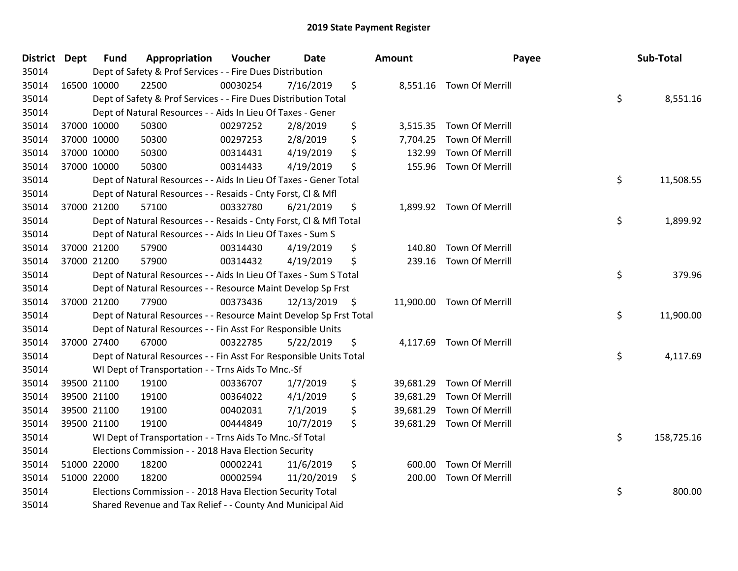# 2019 State Payment Register

| District | Dept | Fund | Appropriation | Voucher | Date | Amount | Payee | Sub-Total |
|---|---|---|---|---|---|---|---|---|
| 35014 | | Dept of Safety & Prof Services - - Fire Dues Distribution | | | | | | |
| 35014 | 16500 | 10000 | 22500 | 00030254 | 7/16/2019 | $ 8,551.16 | Town Of Merrill | |
| 35014 | | Dept of Safety & Prof Services - - Fire Dues Distribution Total | | | | | | $ 8,551.16 |
| 35014 | | Dept of Natural Resources - - Aids In Lieu Of Taxes - Gener | | | | | | |
| 35014 | 37000 | 10000 | 50300 | 00297252 | 2/8/2019 | $ 3,515.35 | Town Of Merrill | |
| 35014 | 37000 | 10000 | 50300 | 00297253 | 2/8/2019 | $ 7,704.25 | Town Of Merrill | |
| 35014 | 37000 | 10000 | 50300 | 00314431 | 4/19/2019 | $ 132.99 | Town Of Merrill | |
| 35014 | 37000 | 10000 | 50300 | 00314433 | 4/19/2019 | $ 155.96 | Town Of Merrill | |
| 35014 | | Dept of Natural Resources - - Aids In Lieu Of Taxes - Gener Total | | | | | | $ 11,508.55 |
| 35014 | | Dept of Natural Resources - - Resaids - Cnty Forst, Cl & Mfl | | | | | | |
| 35014 | 37000 | 21200 | 57100 | 00332780 | 6/21/2019 | $ 1,899.92 | Town Of Merrill | |
| 35014 | | Dept of Natural Resources - - Resaids - Cnty Forst, Cl & Mfl Total | | | | | | $ 1,899.92 |
| 35014 | | Dept of Natural Resources - - Aids In Lieu Of Taxes - Sum S | | | | | | |
| 35014 | 37000 | 21200 | 57900 | 00314430 | 4/19/2019 | $ 140.80 | Town Of Merrill | |
| 35014 | 37000 | 21200 | 57900 | 00314432 | 4/19/2019 | $ 239.16 | Town Of Merrill | |
| 35014 | | Dept of Natural Resources - - Aids In Lieu Of Taxes - Sum S Total | | | | | | $ 379.96 |
| 35014 | | Dept of Natural Resources - - Resource Maint Develop Sp Frst | | | | | | |
| 35014 | 37000 | 21200 | 77900 | 00373436 | 12/13/2019 | $ 11,900.00 | Town Of Merrill | |
| 35014 | | Dept of Natural Resources - - Resource Maint Develop Sp Frst Total | | | | | | $ 11,900.00 |
| 35014 | | Dept of Natural Resources - - Fin Asst For Responsible Units | | | | | | |
| 35014 | 37000 | 27400 | 67000 | 00322785 | 5/22/2019 | $ 4,117.69 | Town Of Merrill | |
| 35014 | | Dept of Natural Resources - - Fin Asst For Responsible Units Total | | | | | | $ 4,117.69 |
| 35014 | | WI Dept of Transportation - - Trns Aids To Mnc.-Sf | | | | | | |
| 35014 | 39500 | 21100 | 19100 | 00336707 | 1/7/2019 | $ 39,681.29 | Town Of Merrill | |
| 35014 | 39500 | 21100 | 19100 | 00364022 | 4/1/2019 | $ 39,681.29 | Town Of Merrill | |
| 35014 | 39500 | 21100 | 19100 | 00402031 | 7/1/2019 | $ 39,681.29 | Town Of Merrill | |
| 35014 | 39500 | 21100 | 19100 | 00444849 | 10/7/2019 | $ 39,681.29 | Town Of Merrill | |
| 35014 | | WI Dept of Transportation - - Trns Aids To Mnc.-Sf Total | | | | | | $ 158,725.16 |
| 35014 | | Elections Commission - - 2018 Hava Election Security | | | | | | |
| 35014 | 51000 | 22000 | 18200 | 00002241 | 11/6/2019 | $ 600.00 | Town Of Merrill | |
| 35014 | 51000 | 22000 | 18200 | 00002594 | 11/20/2019 | $ 200.00 | Town Of Merrill | |
| 35014 | | Elections Commission - - 2018 Hava Election Security Total | | | | | | $ 800.00 |
| 35014 | | Shared Revenue and Tax Relief - - County And Municipal Aid | | | | | | |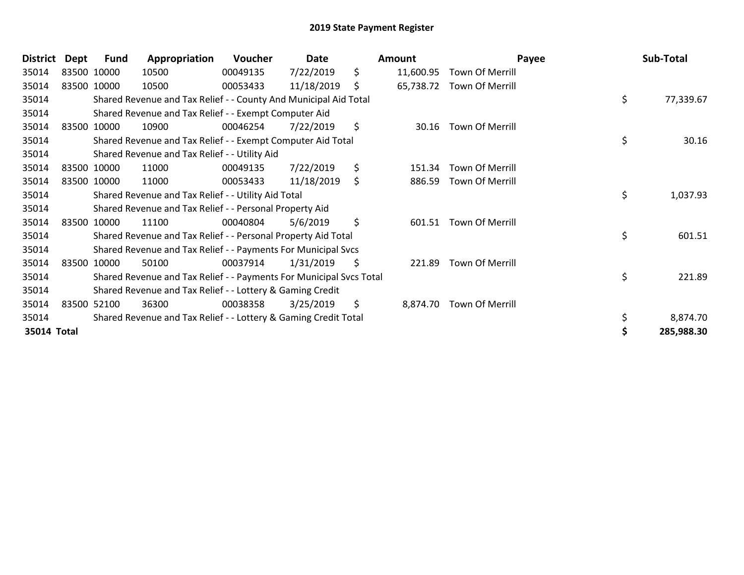# 2019 State Payment Register

| District | Dept | Fund | Appropriation | Voucher | Date | Amount | Payee | Sub-Total |
|---|---|---|---|---|---|---|---|---|
| 35014 | 83500 | 10000 | 10500 | 00049135 | 7/22/2019 | $ 11,600.95 | Town Of Merrill | |
| 35014 | 83500 | 10000 | 10500 | 00053433 | 11/18/2019 | $ 65,738.72 | Town Of Merrill | |
| 35014 | | Shared Revenue and Tax Relief - - County And Municipal Aid Total | | | | | | $ 77,339.67 |
| 35014 | | Shared Revenue and Tax Relief - - Exempt Computer Aid | | | | | | |
| 35014 | 83500 | 10000 | 10900 | 00046254 | 7/22/2019 | $ 30.16 | Town Of Merrill | |
| 35014 | | Shared Revenue and Tax Relief - - Exempt Computer Aid Total | | | | | | $ 30.16 |
| 35014 | | Shared Revenue and Tax Relief - - Utility Aid | | | | | | |
| 35014 | 83500 | 10000 | 11000 | 00049135 | 7/22/2019 | $ 151.34 | Town Of Merrill | |
| 35014 | 83500 | 10000 | 11000 | 00053433 | 11/18/2019 | $ 886.59 | Town Of Merrill | |
| 35014 | | Shared Revenue and Tax Relief - - Utility Aid Total | | | | | | $ 1,037.93 |
| 35014 | | Shared Revenue and Tax Relief - - Personal Property Aid | | | | | | |
| 35014 | 83500 | 10000 | 11100 | 00040804 | 5/6/2019 | $ 601.51 | Town Of Merrill | |
| 35014 | | Shared Revenue and Tax Relief - - Personal Property Aid Total | | | | | | $ 601.51 |
| 35014 | | Shared Revenue and Tax Relief - - Payments For Municipal Svcs | | | | | | |
| 35014 | 83500 | 10000 | 50100 | 00037914 | 1/31/2019 | $ 221.89 | Town Of Merrill | |
| 35014 | | Shared Revenue and Tax Relief - - Payments For Municipal Svcs Total | | | | | | $ 221.89 |
| 35014 | | Shared Revenue and Tax Relief - - Lottery & Gaming Credit | | | | | | |
| 35014 | 83500 | 52100 | 36300 | 00038358 | 3/25/2019 | $ 8,874.70 | Town Of Merrill | |
| 35014 | | Shared Revenue and Tax Relief - - Lottery & Gaming Credit Total | | | | | | $ 8,874.70 |
| **35014 Total** | | | | | | | | **$ 285,988.30** |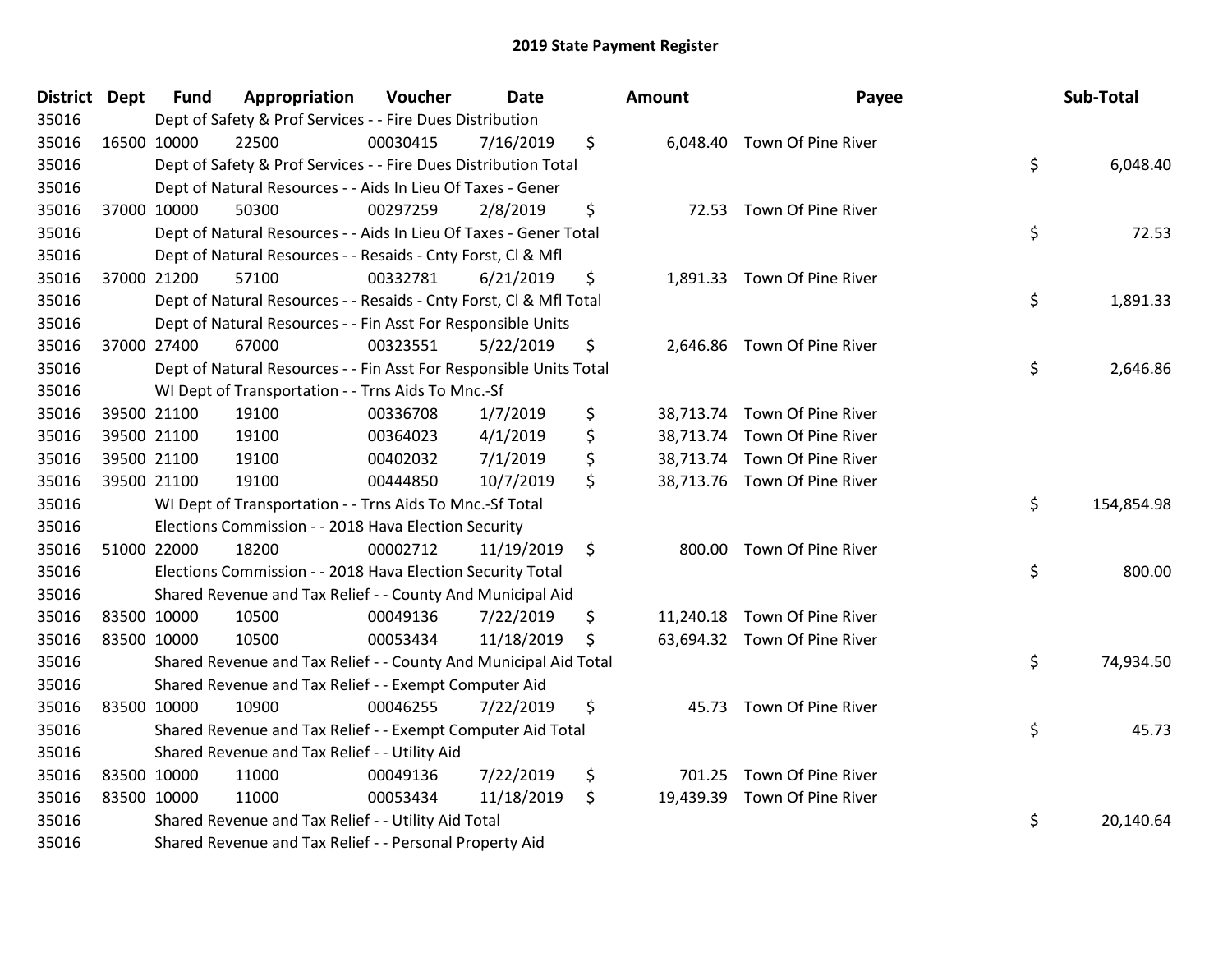# 2019 State Payment Register

| District | Dept | Fund | Appropriation | Voucher | Date | Amount | Payee | Sub-Total |
|---|---|---|---|---|---|---|---|---|
| 35016 | | Dept of Safety & Prof Services - - Fire Dues Distribution | | | | | | |
| 35016 | 16500 | 10000 | 22500 | 00030415 | 7/16/2019 | $ 6,048.40 | Town Of Pine River | |
| 35016 | | Dept of Safety & Prof Services - - Fire Dues Distribution Total | | | | | | $ 6,048.40 |
| 35016 | | Dept of Natural Resources - - Aids In Lieu Of Taxes - Gener | | | | | | |
| 35016 | 37000 | 10000 | 50300 | 00297259 | 2/8/2019 | $ 72.53 | Town Of Pine River | |
| 35016 | | Dept of Natural Resources - - Aids In Lieu Of Taxes - Gener Total | | | | | | $ 72.53 |
| 35016 | | Dept of Natural Resources - - Resaids - Cnty Forst, Cl & Mfl | | | | | | |
| 35016 | 37000 | 21200 | 57100 | 00332781 | 6/21/2019 | $ 1,891.33 | Town Of Pine River | |
| 35016 | | Dept of Natural Resources - - Resaids - Cnty Forst, Cl & Mfl Total | | | | | | $ 1,891.33 |
| 35016 | | Dept of Natural Resources - - Fin Asst For Responsible Units | | | | | | |
| 35016 | 37000 | 27400 | 67000 | 00323551 | 5/22/2019 | $ 2,646.86 | Town Of Pine River | |
| 35016 | | Dept of Natural Resources - - Fin Asst For Responsible Units Total | | | | | | $ 2,646.86 |
| 35016 | | WI Dept of Transportation - - Trns Aids To Mnc.-Sf | | | | | | |
| 35016 | 39500 | 21100 | 19100 | 00336708 | 1/7/2019 | $ 38,713.74 | Town Of Pine River | |
| 35016 | 39500 | 21100 | 19100 | 00364023 | 4/1/2019 | $ 38,713.74 | Town Of Pine River | |
| 35016 | 39500 | 21100 | 19100 | 00402032 | 7/1/2019 | $ 38,713.74 | Town Of Pine River | |
| 35016 | 39500 | 21100 | 19100 | 00444850 | 10/7/2019 | $ 38,713.76 | Town Of Pine River | |
| 35016 | | WI Dept of Transportation - - Trns Aids To Mnc.-Sf Total | | | | | | $ 154,854.98 |
| 35016 | | Elections Commission - - 2018 Hava Election Security | | | | | | |
| 35016 | 51000 | 22000 | 18200 | 00002712 | 11/19/2019 | $ 800.00 | Town Of Pine River | |
| 35016 | | Elections Commission - - 2018 Hava Election Security Total | | | | | | $ 800.00 |
| 35016 | | Shared Revenue and Tax Relief - - County And Municipal Aid | | | | | | |
| 35016 | 83500 | 10000 | 10500 | 00049136 | 7/22/2019 | $ 11,240.18 | Town Of Pine River | |
| 35016 | 83500 | 10000 | 10500 | 00053434 | 11/18/2019 | $ 63,694.32 | Town Of Pine River | |
| 35016 | | Shared Revenue and Tax Relief - - County And Municipal Aid Total | | | | | | $ 74,934.50 |
| 35016 | | Shared Revenue and Tax Relief - - Exempt Computer Aid | | | | | | |
| 35016 | 83500 | 10000 | 10900 | 00046255 | 7/22/2019 | $ 45.73 | Town Of Pine River | |
| 35016 | | Shared Revenue and Tax Relief - - Exempt Computer Aid Total | | | | | | $ 45.73 |
| 35016 | | Shared Revenue and Tax Relief - - Utility Aid | | | | | | |
| 35016 | 83500 | 10000 | 11000 | 00049136 | 7/22/2019 | $ 701.25 | Town Of Pine River | |
| 35016 | 83500 | 10000 | 11000 | 00053434 | 11/18/2019 | $ 19,439.39 | Town Of Pine River | |
| 35016 | | Shared Revenue and Tax Relief - - Utility Aid Total | | | | | | $ 20,140.64 |
| 35016 | | Shared Revenue and Tax Relief - - Personal Property Aid | | | | | | |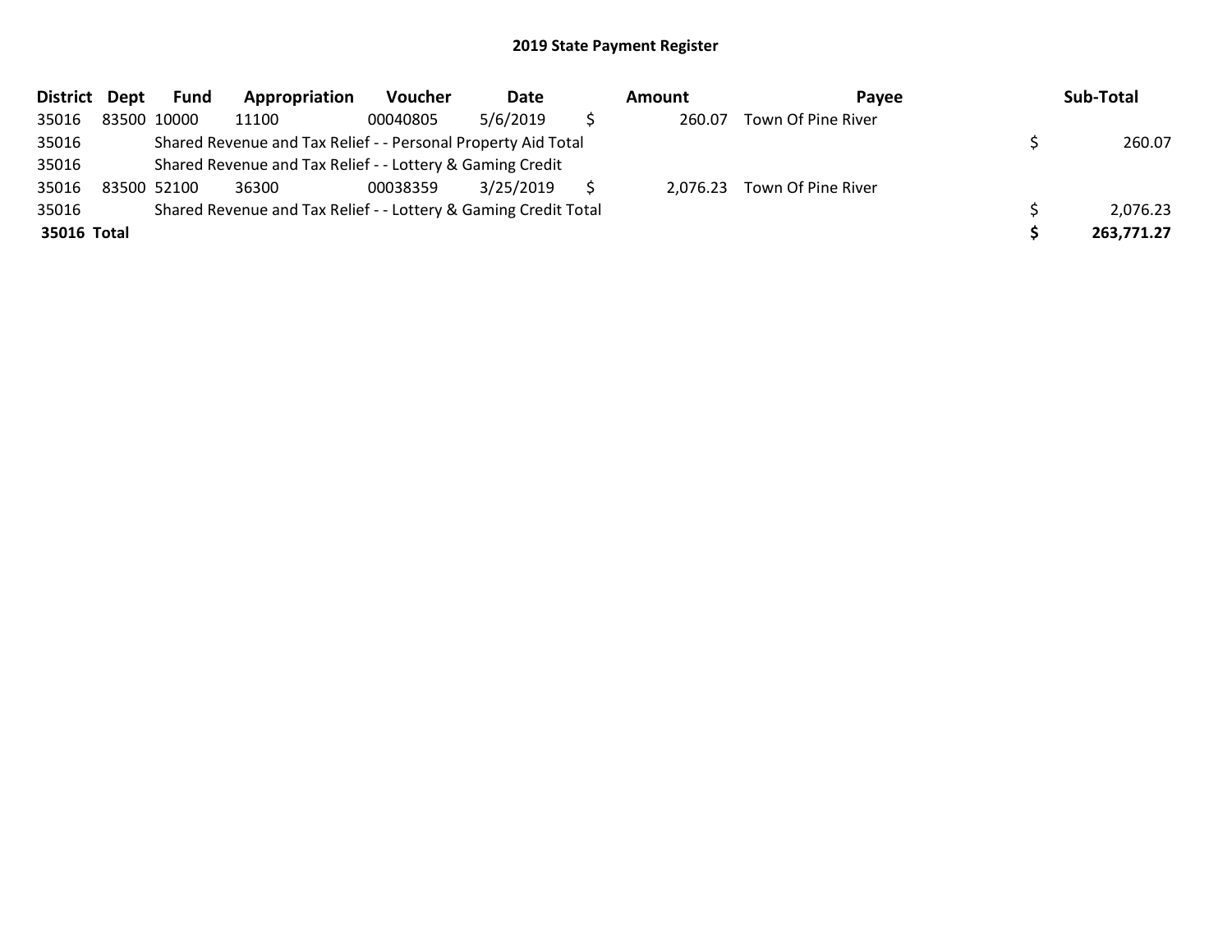## 2019 State Payment Register

| District | Dept | Fund | Appropriation | Voucher | Date | Amount | Payee | Sub-Total |
|---|---|---|---|---|---|---|---|---|
| 35016 | 83500 | 10000 | 11100 | 00040805 | 5/6/2019 | $ 260.07 | Town Of Pine River | |
| 35016 | | Shared Revenue and Tax Relief - - Personal Property Aid Total | | | | | | $ 260.07 |
| 35016 | | Shared Revenue and Tax Relief - - Lottery & Gaming Credit | | | | | | |
| 35016 | 83500 | 52100 | 36300 | 00038359 | 3/25/2019 | $ 2,076.23 | Town Of Pine River | |
| 35016 | | Shared Revenue and Tax Relief - - Lottery & Gaming Credit Total | | | | | | $ 2,076.23 |
| **35016** | **Total** | | | | | | | **$ 263,771.27** |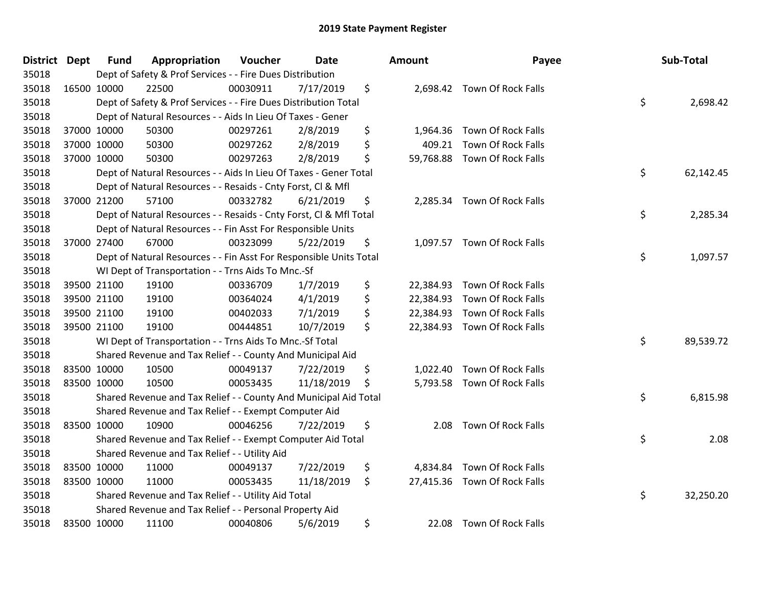# 2019 State Payment Register

| District | Dept | Fund | Appropriation | Voucher | Date | Amount | Payee | Sub-Total |
|---|---|---|---|---|---|---|---|---|
| 35018 | | Dept of Safety & Prof Services - - Fire Dues Distribution | | | | | | |
| 35018 | 16500 | 10000 | 22500 | 00030911 | 7/17/2019 | $ 2,698.42 | Town Of Rock Falls | |
| 35018 | | Dept of Safety & Prof Services - - Fire Dues Distribution Total | | | | | | $ 2,698.42 |
| 35018 | | Dept of Natural Resources - - Aids In Lieu Of Taxes - Gener | | | | | | |
| 35018 | 37000 | 10000 | 50300 | 00297261 | 2/8/2019 | $ 1,964.36 | Town Of Rock Falls | |
| 35018 | 37000 | 10000 | 50300 | 00297262 | 2/8/2019 | $ 409.21 | Town Of Rock Falls | |
| 35018 | 37000 | 10000 | 50300 | 00297263 | 2/8/2019 | $ 59,768.88 | Town Of Rock Falls | |
| 35018 | | Dept of Natural Resources - - Aids In Lieu Of Taxes - Gener Total | | | | | | $ 62,142.45 |
| 35018 | | Dept of Natural Resources - - Resaids - Cnty Forst, Cl & Mfl | | | | | | |
| 35018 | 37000 | 21200 | 57100 | 00332782 | 6/21/2019 | $ 2,285.34 | Town Of Rock Falls | |
| 35018 | | Dept of Natural Resources - - Resaids - Cnty Forst, Cl & Mfl Total | | | | | | $ 2,285.34 |
| 35018 | | Dept of Natural Resources - - Fin Asst For Responsible Units | | | | | | |
| 35018 | 37000 | 27400 | 67000 | 00323099 | 5/22/2019 | $ 1,097.57 | Town Of Rock Falls | |
| 35018 | | Dept of Natural Resources - - Fin Asst For Responsible Units Total | | | | | | $ 1,097.57 |
| 35018 | | WI Dept of Transportation - - Trns Aids To Mnc.-Sf | | | | | | |
| 35018 | 39500 | 21100 | 19100 | 00336709 | 1/7/2019 | $ 22,384.93 | Town Of Rock Falls | |
| 35018 | 39500 | 21100 | 19100 | 00364024 | 4/1/2019 | $ 22,384.93 | Town Of Rock Falls | |
| 35018 | 39500 | 21100 | 19100 | 00402033 | 7/1/2019 | $ 22,384.93 | Town Of Rock Falls | |
| 35018 | 39500 | 21100 | 19100 | 00444851 | 10/7/2019 | $ 22,384.93 | Town Of Rock Falls | |
| 35018 | | WI Dept of Transportation - - Trns Aids To Mnc.-Sf Total | | | | | | $ 89,539.72 |
| 35018 | | Shared Revenue and Tax Relief - - County And Municipal Aid | | | | | | |
| 35018 | 83500 | 10000 | 10500 | 00049137 | 7/22/2019 | $ 1,022.40 | Town Of Rock Falls | |
| 35018 | 83500 | 10000 | 10500 | 00053435 | 11/18/2019 | $ 5,793.58 | Town Of Rock Falls | |
| 35018 | | Shared Revenue and Tax Relief - - County And Municipal Aid Total | | | | | | $ 6,815.98 |
| 35018 | | Shared Revenue and Tax Relief - - Exempt Computer Aid | | | | | | |
| 35018 | 83500 | 10000 | 10900 | 00046256 | 7/22/2019 | $ 2.08 | Town Of Rock Falls | |
| 35018 | | Shared Revenue and Tax Relief - - Exempt Computer Aid Total | | | | | | $ 2.08 |
| 35018 | | Shared Revenue and Tax Relief - - Utility Aid | | | | | | |
| 35018 | 83500 | 10000 | 11000 | 00049137 | 7/22/2019 | $ 4,834.84 | Town Of Rock Falls | |
| 35018 | 83500 | 10000 | 11000 | 00053435 | 11/18/2019 | $ 27,415.36 | Town Of Rock Falls | |
| 35018 | | Shared Revenue and Tax Relief - - Utility Aid Total | | | | | | $ 32,250.20 |
| 35018 | | Shared Revenue and Tax Relief - - Personal Property Aid | | | | | | |
| 35018 | 83500 | 10000 | 11100 | 00040806 | 5/6/2019 | $ 22.08 | Town Of Rock Falls | |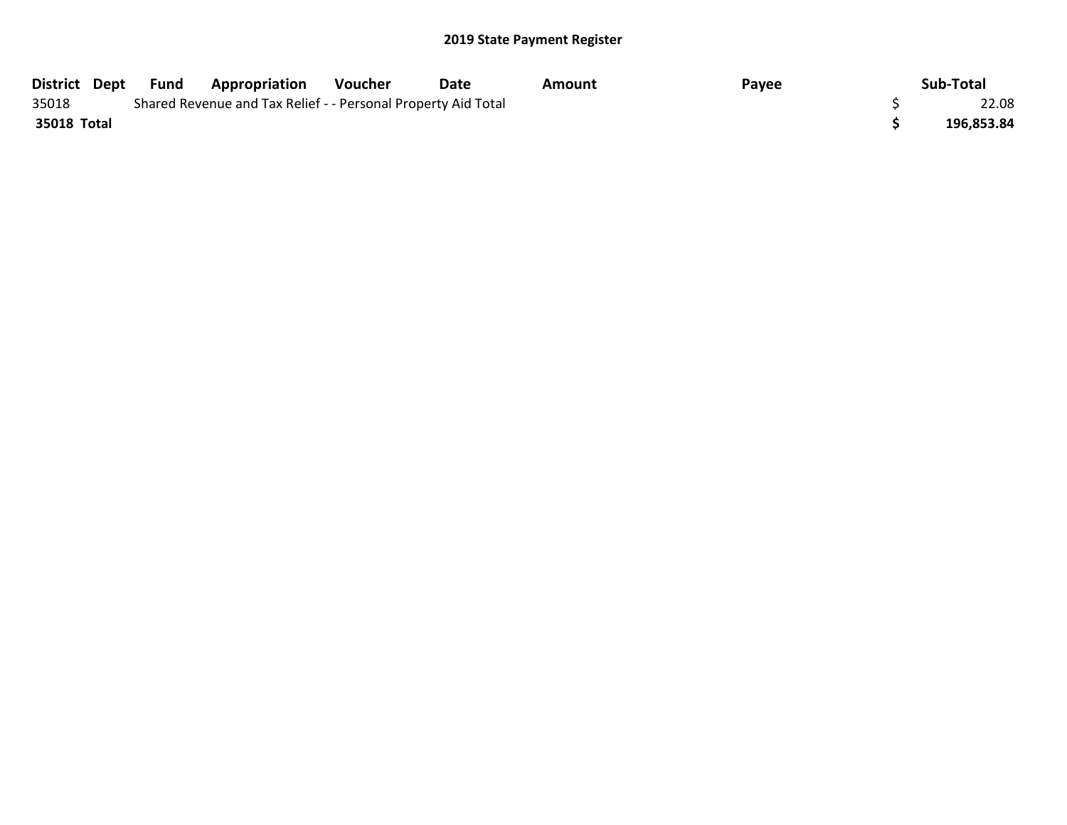## 2019 State Payment Register

| District | Dept | Fund | Appropriation | Voucher | Date | Amount | Payee | Sub-Total |
|---|---|---|---|---|---|---|---|---|
| 35018 | | Shared Revenue and Tax Relief - - Personal Property Aid Total | | | | | | $ 22.08 |
| **35018 Total** | | | | | | | | **$ 196,853.84** |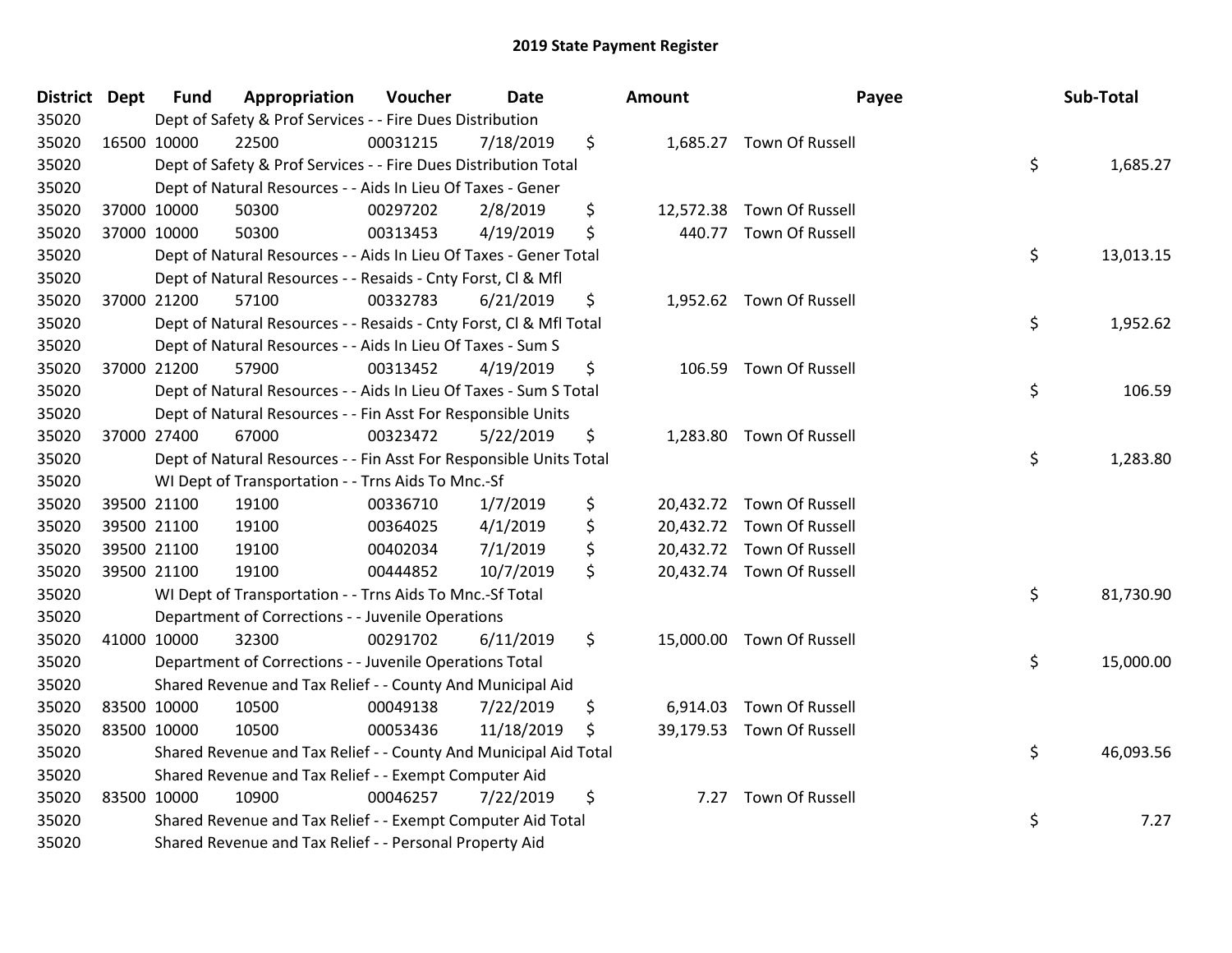# 2019 State Payment Register

| District | Dept | Fund | Appropriation | Voucher | Date | Amount | Payee | Sub-Total |
|---|---|---|---|---|---|---|---|---|
| 35020 | | Dept of Safety & Prof Services - - Fire Dues Distribution | | | | | | |
| 35020 | 16500 | 10000 | 22500 | 00031215 | 7/18/2019 | $ 1,685.27 | Town Of Russell | |
| 35020 | | Dept of Safety & Prof Services - - Fire Dues Distribution Total | | | | | | $ 1,685.27 |
| 35020 | | Dept of Natural Resources - - Aids In Lieu Of Taxes - Gener | | | | | | |
| 35020 | 37000 | 10000 | 50300 | 00297202 | 2/8/2019 | $ 12,572.38 | Town Of Russell | |
| 35020 | 37000 | 10000 | 50300 | 00313453 | 4/19/2019 | $ 440.77 | Town Of Russell | |
| 35020 | | Dept of Natural Resources - - Aids In Lieu Of Taxes - Gener Total | | | | | | $ 13,013.15 |
| 35020 | | Dept of Natural Resources - - Resaids - Cnty Forst, Cl & Mfl | | | | | | |
| 35020 | 37000 | 21200 | 57100 | 00332783 | 6/21/2019 | $ 1,952.62 | Town Of Russell | |
| 35020 | | Dept of Natural Resources - - Resaids - Cnty Forst, Cl & Mfl Total | | | | | | $ 1,952.62 |
| 35020 | | Dept of Natural Resources - - Aids In Lieu Of Taxes - Sum S | | | | | | |
| 35020 | 37000 | 21200 | 57900 | 00313452 | 4/19/2019 | $ 106.59 | Town Of Russell | |
| 35020 | | Dept of Natural Resources - - Aids In Lieu Of Taxes - Sum S Total | | | | | | $ 106.59 |
| 35020 | | Dept of Natural Resources - - Fin Asst For Responsible Units | | | | | | |
| 35020 | 37000 | 27400 | 67000 | 00323472 | 5/22/2019 | $ 1,283.80 | Town Of Russell | |
| 35020 | | Dept of Natural Resources - - Fin Asst For Responsible Units Total | | | | | | $ 1,283.80 |
| 35020 | | WI Dept of Transportation - - Trns Aids To Mnc.-Sf | | | | | | |
| 35020 | 39500 | 21100 | 19100 | 00336710 | 1/7/2019 | $ 20,432.72 | Town Of Russell | |
| 35020 | 39500 | 21100 | 19100 | 00364025 | 4/1/2019 | $ 20,432.72 | Town Of Russell | |
| 35020 | 39500 | 21100 | 19100 | 00402034 | 7/1/2019 | $ 20,432.72 | Town Of Russell | |
| 35020 | 39500 | 21100 | 19100 | 00444852 | 10/7/2019 | $ 20,432.74 | Town Of Russell | |
| 35020 | | WI Dept of Transportation - - Trns Aids To Mnc.-Sf Total | | | | | | $ 81,730.90 |
| 35020 | | Department of Corrections - - Juvenile Operations | | | | | | |
| 35020 | 41000 | 10000 | 32300 | 00291702 | 6/11/2019 | $ 15,000.00 | Town Of Russell | |
| 35020 | | Department of Corrections - - Juvenile Operations Total | | | | | | $ 15,000.00 |
| 35020 | | Shared Revenue and Tax Relief - - County And Municipal Aid | | | | | | |
| 35020 | 83500 | 10000 | 10500 | 00049138 | 7/22/2019 | $ 6,914.03 | Town Of Russell | |
| 35020 | 83500 | 10000 | 10500 | 00053436 | 11/18/2019 | $ 39,179.53 | Town Of Russell | |
| 35020 | | Shared Revenue and Tax Relief - - County And Municipal Aid Total | | | | | | $ 46,093.56 |
| 35020 | | Shared Revenue and Tax Relief - - Exempt Computer Aid | | | | | | |
| 35020 | 83500 | 10000 | 10900 | 00046257 | 7/22/2019 | $ 7.27 | Town Of Russell | |
| 35020 | | Shared Revenue and Tax Relief - - Exempt Computer Aid Total | | | | | | $ 7.27 |
| 35020 | | Shared Revenue and Tax Relief - - Personal Property Aid | | | | | | |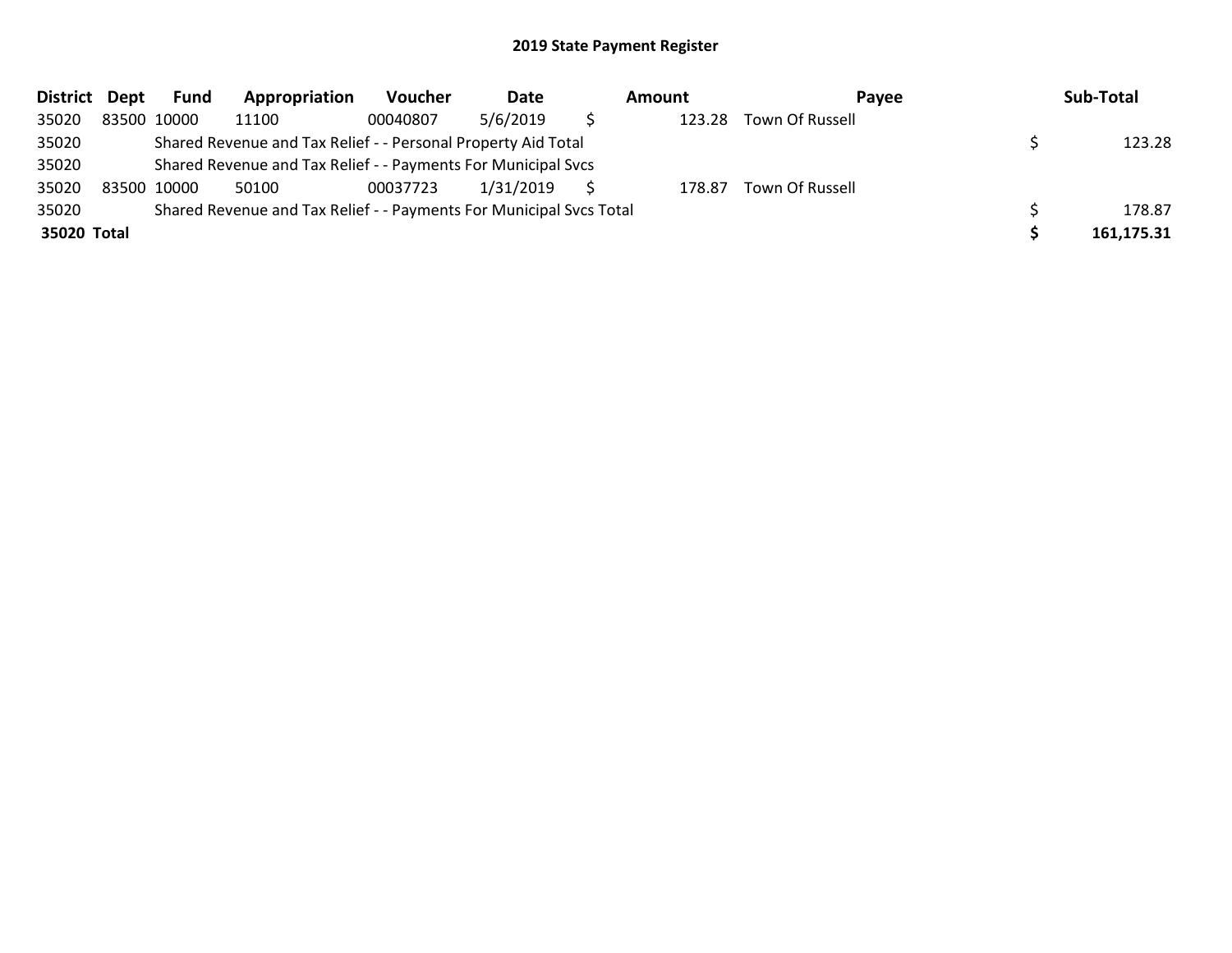## 2019 State Payment Register

| District | Dept | Fund | Appropriation | Voucher | Date | Amount | Payee | Sub-Total |
|---|---|---|---|---|---|---|---|---|
| 35020 | 83500 | 10000 | 11100 | 00040807 | 5/6/2019 | $ 123.28 | Town Of Russell | |
| 35020 | | Shared Revenue and Tax Relief - - Personal Property Aid Total | | | | | | $ 123.28 |
| 35020 | | Shared Revenue and Tax Relief - - Payments For Municipal Svcs | | | | | | |
| 35020 | 83500 | 10000 | 50100 | 00037723 | 1/31/2019 | $ 178.87 | Town Of Russell | |
| 35020 | | Shared Revenue and Tax Relief - - Payments For Municipal Svcs Total | | | | | | $ 178.87 |
| **35020** | **Total** | | | | | | | **$ 161,175.31** |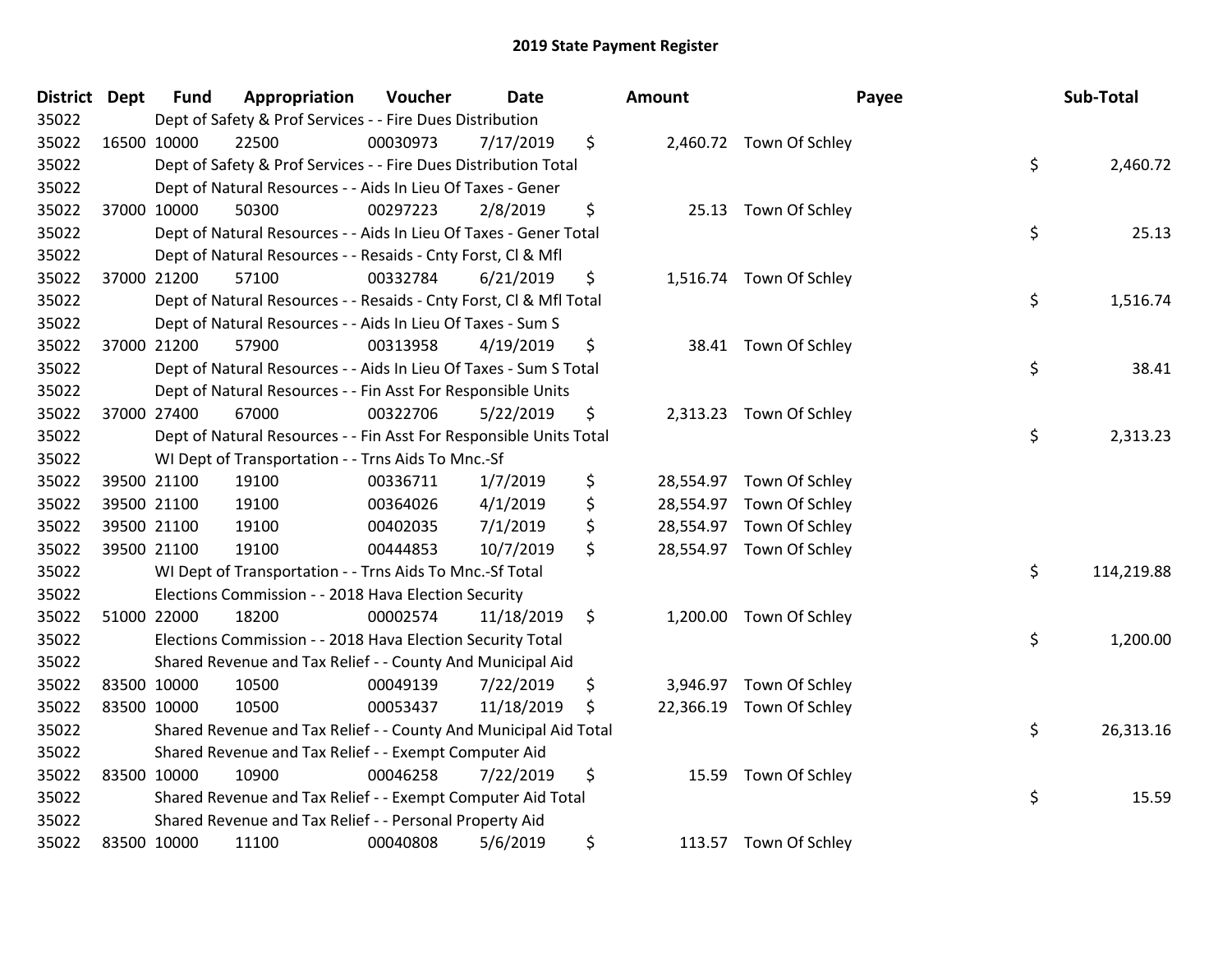## 2019 State Payment Register

| District | Dept | Fund | Appropriation | Voucher | Date | Amount | Payee | Sub-Total |
|---|---|---|---|---|---|---|---|---|
| 35022 | | Dept of Safety & Prof Services - - Fire Dues Distribution | | | | | | |
| 35022 | 16500 | 10000 | 22500 | 00030973 | 7/17/2019 | $ 2,460.72 | Town Of Schley | |
| 35022 | | Dept of Safety & Prof Services - - Fire Dues Distribution Total | | | | | | $ 2,460.72 |
| 35022 | | Dept of Natural Resources - - Aids In Lieu Of Taxes - Gener | | | | | | |
| 35022 | 37000 | 10000 | 50300 | 00297223 | 2/8/2019 | $ 25.13 | Town Of Schley | |
| 35022 | | Dept of Natural Resources - - Aids In Lieu Of Taxes - Gener Total | | | | | | $ 25.13 |
| 35022 | | Dept of Natural Resources - - Resaids - Cnty Forst, Cl & Mfl | | | | | | |
| 35022 | 37000 | 21200 | 57100 | 00332784 | 6/21/2019 | $ 1,516.74 | Town Of Schley | |
| 35022 | | Dept of Natural Resources - - Resaids - Cnty Forst, Cl & Mfl Total | | | | | | $ 1,516.74 |
| 35022 | | Dept of Natural Resources - - Aids In Lieu Of Taxes - Sum S | | | | | | |
| 35022 | 37000 | 21200 | 57900 | 00313958 | 4/19/2019 | $ 38.41 | Town Of Schley | |
| 35022 | | Dept of Natural Resources - - Aids In Lieu Of Taxes - Sum S Total | | | | | | $ 38.41 |
| 35022 | | Dept of Natural Resources - - Fin Asst For Responsible Units | | | | | | |
| 35022 | 37000 | 27400 | 67000 | 00322706 | 5/22/2019 | $ 2,313.23 | Town Of Schley | |
| 35022 | | Dept of Natural Resources - - Fin Asst For Responsible Units Total | | | | | | $ 2,313.23 |
| 35022 | | WI Dept of Transportation - - Trns Aids To Mnc.-Sf | | | | | | |
| 35022 | 39500 | 21100 | 19100 | 00336711 | 1/7/2019 | $ 28,554.97 | Town Of Schley | |
| 35022 | 39500 | 21100 | 19100 | 00364026 | 4/1/2019 | $ 28,554.97 | Town Of Schley | |
| 35022 | 39500 | 21100 | 19100 | 00402035 | 7/1/2019 | $ 28,554.97 | Town Of Schley | |
| 35022 | 39500 | 21100 | 19100 | 00444853 | 10/7/2019 | $ 28,554.97 | Town Of Schley | |
| 35022 | | WI Dept of Transportation - - Trns Aids To Mnc.-Sf Total | | | | | | $ 114,219.88 |
| 35022 | | Elections Commission - - 2018 Hava Election Security | | | | | | |
| 35022 | 51000 | 22000 | 18200 | 00002574 | 11/18/2019 | $ 1,200.00 | Town Of Schley | |
| 35022 | | Elections Commission - - 2018 Hava Election Security Total | | | | | | $ 1,200.00 |
| 35022 | | Shared Revenue and Tax Relief - - County And Municipal Aid | | | | | | |
| 35022 | 83500 | 10000 | 10500 | 00049139 | 7/22/2019 | $ 3,946.97 | Town Of Schley | |
| 35022 | 83500 | 10000 | 10500 | 00053437 | 11/18/2019 | $ 22,366.19 | Town Of Schley | |
| 35022 | | Shared Revenue and Tax Relief - - County And Municipal Aid Total | | | | | | $ 26,313.16 |
| 35022 | | Shared Revenue and Tax Relief - - Exempt Computer Aid | | | | | | |
| 35022 | 83500 | 10000 | 10900 | 00046258 | 7/22/2019 | $ 15.59 | Town Of Schley | |
| 35022 | | Shared Revenue and Tax Relief - - Exempt Computer Aid Total | | | | | | $ 15.59 |
| 35022 | | Shared Revenue and Tax Relief - - Personal Property Aid | | | | | | |
| 35022 | 83500 | 10000 | 11100 | 00040808 | 5/6/2019 | $ 113.57 | Town Of Schley | |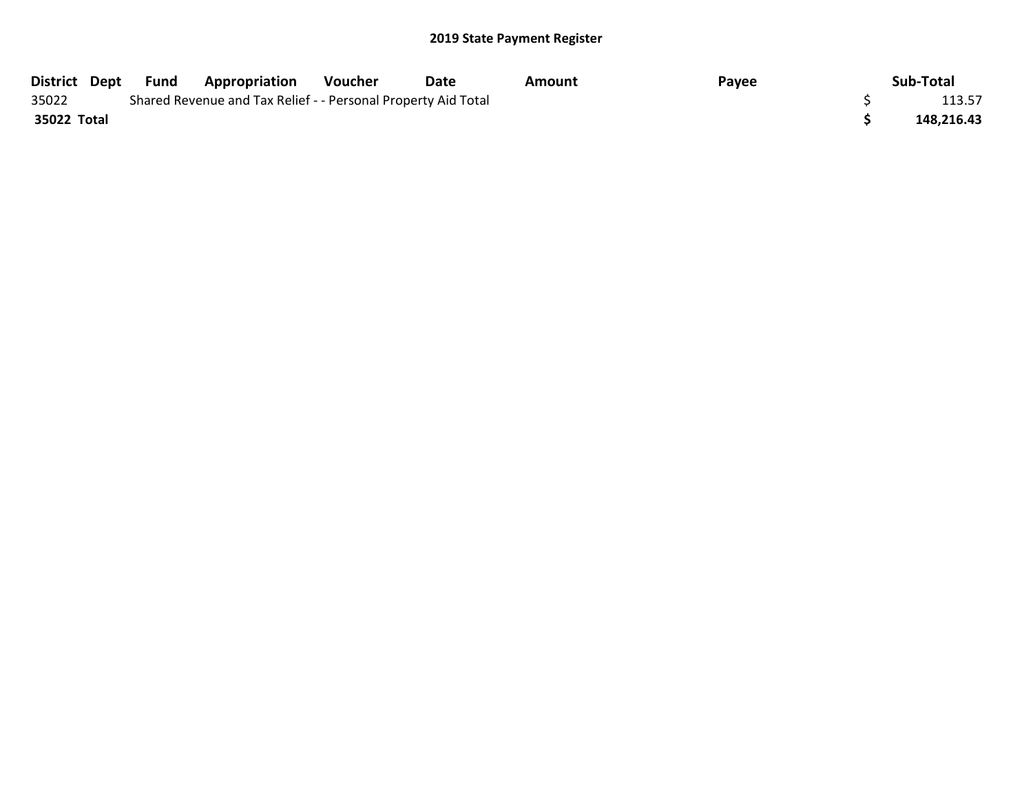## 2019 State Payment Register

| District | Dept | Fund | Appropriation | Voucher | Date | Amount | Payee | Sub-Total |
|---|---|---|---|---|---|---|---|---|
| 35022 | | Shared Revenue and Tax Relief - - Personal Property Aid Total | | | | | | $ 113.57 |
| **35022 Total** | | | | | | | | **$ 148,216.43** |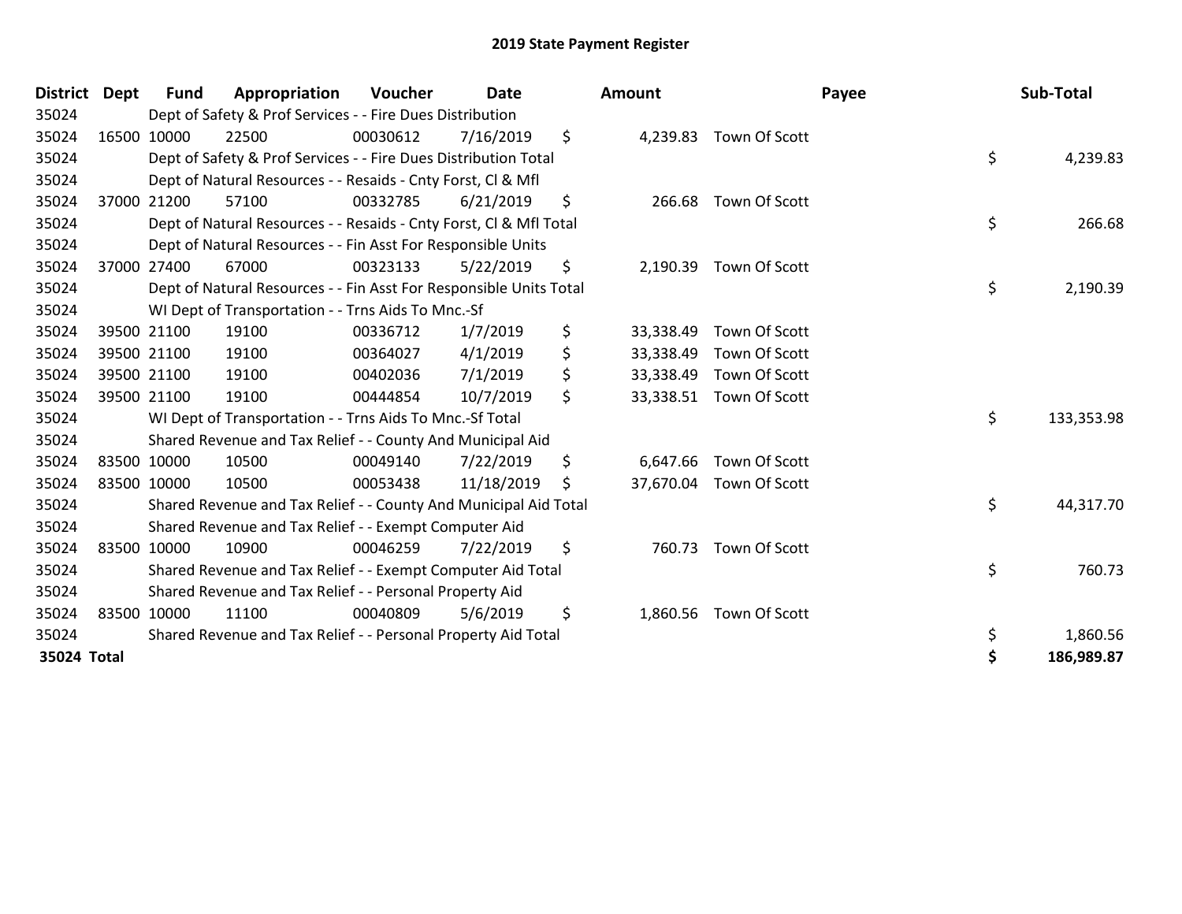# 2019 State Payment Register

| District | Dept | Fund | Appropriation | Voucher | Date | Amount | Payee | Sub-Total |
|---|---|---|---|---|---|---|---|---|
| 35024 | | Dept of Safety & Prof Services - - Fire Dues Distribution | | | | | | |
| 35024 | 16500 | 10000 | 22500 | 00030612 | 7/16/2019 | $ 4,239.83 | Town Of Scott | |
| 35024 | | Dept of Safety & Prof Services - - Fire Dues Distribution Total | | | | | | $ 4,239.83 |
| 35024 | | Dept of Natural Resources - - Resaids - Cnty Forst, Cl & Mfl | | | | | | |
| 35024 | 37000 | 21200 | 57100 | 00332785 | 6/21/2019 | $ 266.68 | Town Of Scott | |
| 35024 | | Dept of Natural Resources - - Resaids - Cnty Forst, Cl & Mfl Total | | | | | | $ 266.68 |
| 35024 | | Dept of Natural Resources - - Fin Asst For Responsible Units | | | | | | |
| 35024 | 37000 | 27400 | 67000 | 00323133 | 5/22/2019 | $ 2,190.39 | Town Of Scott | |
| 35024 | | Dept of Natural Resources - - Fin Asst For Responsible Units Total | | | | | | $ 2,190.39 |
| 35024 | | WI Dept of Transportation - - Trns Aids To Mnc.-Sf | | | | | | |
| 35024 | 39500 | 21100 | 19100 | 00336712 | 1/7/2019 | $ 33,338.49 | Town Of Scott | |
| 35024 | 39500 | 21100 | 19100 | 00364027 | 4/1/2019 | $ 33,338.49 | Town Of Scott | |
| 35024 | 39500 | 21100 | 19100 | 00402036 | 7/1/2019 | $ 33,338.49 | Town Of Scott | |
| 35024 | 39500 | 21100 | 19100 | 00444854 | 10/7/2019 | $ 33,338.51 | Town Of Scott | |
| 35024 | | WI Dept of Transportation - - Trns Aids To Mnc.-Sf Total | | | | | | $ 133,353.98 |
| 35024 | | Shared Revenue and Tax Relief - - County And Municipal Aid | | | | | | |
| 35024 | 83500 | 10000 | 10500 | 00049140 | 7/22/2019 | $ 6,647.66 | Town Of Scott | |
| 35024 | 83500 | 10000 | 10500 | 00053438 | 11/18/2019 | $ 37,670.04 | Town Of Scott | |
| 35024 | | Shared Revenue and Tax Relief - - County And Municipal Aid Total | | | | | | $ 44,317.70 |
| 35024 | | Shared Revenue and Tax Relief - - Exempt Computer Aid | | | | | | |
| 35024 | 83500 | 10000 | 10900 | 00046259 | 7/22/2019 | $ 760.73 | Town Of Scott | |
| 35024 | | Shared Revenue and Tax Relief - - Exempt Computer Aid Total | | | | | | $ 760.73 |
| 35024 | | Shared Revenue and Tax Relief - - Personal Property Aid | | | | | | |
| 35024 | 83500 | 10000 | 11100 | 00040809 | 5/6/2019 | $ 1,860.56 | Town Of Scott | |
| 35024 | | Shared Revenue and Tax Relief - - Personal Property Aid Total | | | | | | $ 1,860.56 |
| **35024 Total** | | | | | | | | **$ 186,989.87** |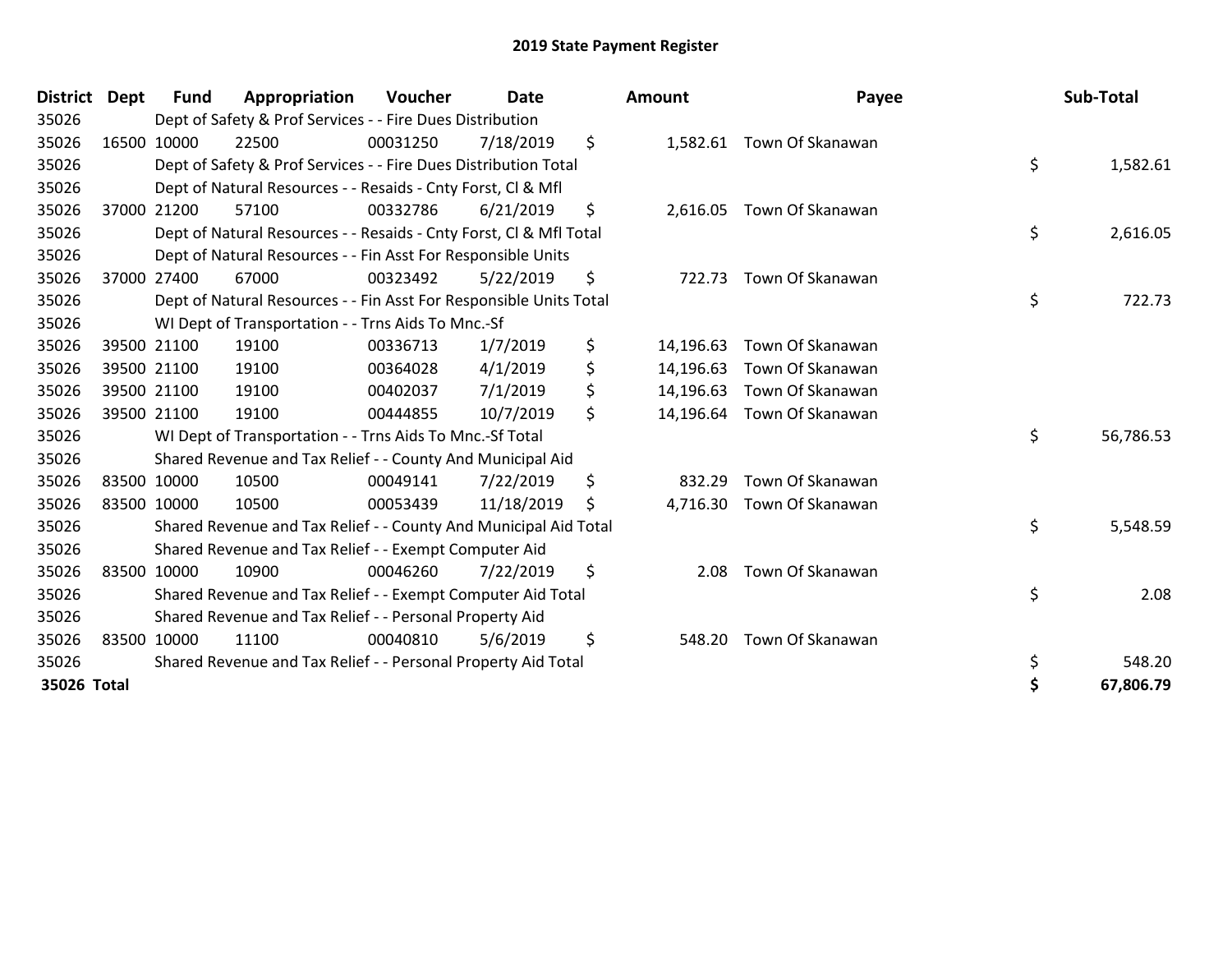# 2019 State Payment Register

| District | Dept | Fund | Appropriation | Voucher | Date | Amount | Payee | Sub-Total |
|---|---|---|---|---|---|---|---|---|
| 35026 | | Dept of Safety & Prof Services - - Fire Dues Distribution | | | | | | |
| 35026 | 16500 | 10000 | 22500 | 00031250 | 7/18/2019 | $ 1,582.61 | Town Of Skanawan | |
| 35026 | | Dept of Safety & Prof Services - - Fire Dues Distribution Total | | | | | | $ 1,582.61 |
| 35026 | | Dept of Natural Resources - - Resaids - Cnty Forst, Cl & Mfl | | | | | | |
| 35026 | 37000 | 21200 | 57100 | 00332786 | 6/21/2019 | $ 2,616.05 | Town Of Skanawan | |
| 35026 | | Dept of Natural Resources - - Resaids - Cnty Forst, Cl & Mfl Total | | | | | | $ 2,616.05 |
| 35026 | | Dept of Natural Resources - - Fin Asst For Responsible Units | | | | | | |
| 35026 | 37000 | 27400 | 67000 | 00323492 | 5/22/2019 | $ 722.73 | Town Of Skanawan | |
| 35026 | | Dept of Natural Resources - - Fin Asst For Responsible Units Total | | | | | | $ 722.73 |
| 35026 | | WI Dept of Transportation - - Trns Aids To Mnc.-Sf | | | | | | |
| 35026 | 39500 | 21100 | 19100 | 00336713 | 1/7/2019 | $ 14,196.63 | Town Of Skanawan | |
| 35026 | 39500 | 21100 | 19100 | 00364028 | 4/1/2019 | $ 14,196.63 | Town Of Skanawan | |
| 35026 | 39500 | 21100 | 19100 | 00402037 | 7/1/2019 | $ 14,196.63 | Town Of Skanawan | |
| 35026 | 39500 | 21100 | 19100 | 00444855 | 10/7/2019 | $ 14,196.64 | Town Of Skanawan | |
| 35026 | | WI Dept of Transportation - - Trns Aids To Mnc.-Sf Total | | | | | | $ 56,786.53 |
| 35026 | | Shared Revenue and Tax Relief - - County And Municipal Aid | | | | | | |
| 35026 | 83500 | 10000 | 10500 | 00049141 | 7/22/2019 | $ 832.29 | Town Of Skanawan | |
| 35026 | 83500 | 10000 | 10500 | 00053439 | 11/18/2019 | $ 4,716.30 | Town Of Skanawan | |
| 35026 | | Shared Revenue and Tax Relief - - County And Municipal Aid Total | | | | | | $ 5,548.59 |
| 35026 | | Shared Revenue and Tax Relief - - Exempt Computer Aid | | | | | | |
| 35026 | 83500 | 10000 | 10900 | 00046260 | 7/22/2019 | $ 2.08 | Town Of Skanawan | |
| 35026 | | Shared Revenue and Tax Relief - - Exempt Computer Aid Total | | | | | | $ 2.08 |
| 35026 | | Shared Revenue and Tax Relief - - Personal Property Aid | | | | | | |
| 35026 | 83500 | 10000 | 11100 | 00040810 | 5/6/2019 | $ 548.20 | Town Of Skanawan | |
| 35026 | | Shared Revenue and Tax Relief - - Personal Property Aid Total | | | | | | $ 548.20 |
| **35026 Total** | | | | | | | | **$ 67,806.79** |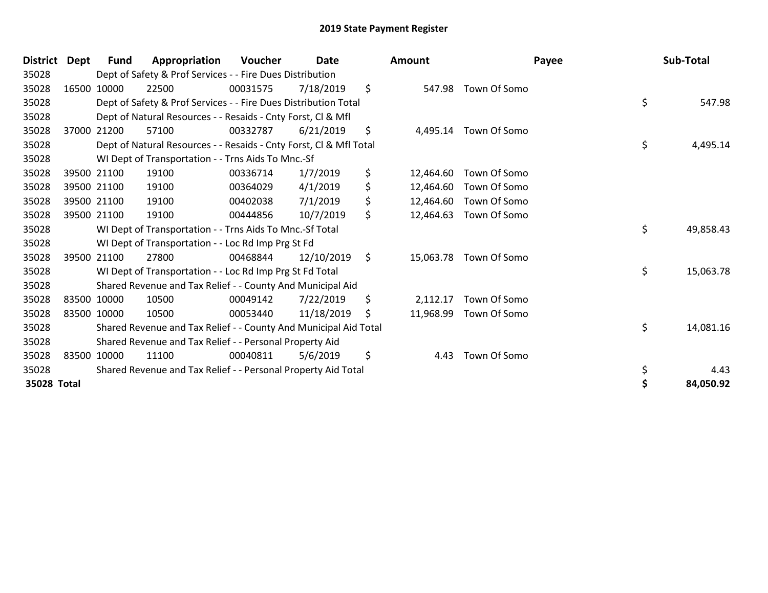# 2019 State Payment Register

| District | Dept | Fund | Appropriation | Voucher | Date | Amount | Payee | Sub-Total |
|---|---|---|---|---|---|---|---|---|
| 35028 | | Dept of Safety & Prof Services - - Fire Dues Distribution | | | | | | |
| 35028 | 16500 | 10000 | 22500 | 00031575 | 7/18/2019 | $ 547.98 | Town Of Somo | |
| 35028 | | Dept of Safety & Prof Services - - Fire Dues Distribution Total | | | | | | $ 547.98 |
| 35028 | | Dept of Natural Resources - - Resaids - Cnty Forst, Cl & Mfl | | | | | | |
| 35028 | 37000 | 21200 | 57100 | 00332787 | 6/21/2019 | $ 4,495.14 | Town Of Somo | |
| 35028 | | Dept of Natural Resources - - Resaids - Cnty Forst, Cl & Mfl Total | | | | | | $ 4,495.14 |
| 35028 | | WI Dept of Transportation - - Trns Aids To Mnc.-Sf | | | | | | |
| 35028 | 39500 | 21100 | 19100 | 00336714 | 1/7/2019 | $ 12,464.60 | Town Of Somo | |
| 35028 | 39500 | 21100 | 19100 | 00364029 | 4/1/2019 | $ 12,464.60 | Town Of Somo | |
| 35028 | 39500 | 21100 | 19100 | 00402038 | 7/1/2019 | $ 12,464.60 | Town Of Somo | |
| 35028 | 39500 | 21100 | 19100 | 00444856 | 10/7/2019 | $ 12,464.63 | Town Of Somo | |
| 35028 | | WI Dept of Transportation - - Trns Aids To Mnc.-Sf Total | | | | | | $ 49,858.43 |
| 35028 | | WI Dept of Transportation - - Loc Rd Imp Prg St Fd | | | | | | |
| 35028 | 39500 | 21100 | 27800 | 00468844 | 12/10/2019 | $ 15,063.78 | Town Of Somo | |
| 35028 | | WI Dept of Transportation - - Loc Rd Imp Prg St Fd Total | | | | | | $ 15,063.78 |
| 35028 | | Shared Revenue and Tax Relief - - County And Municipal Aid | | | | | | |
| 35028 | 83500 | 10000 | 10500 | 00049142 | 7/22/2019 | $ 2,112.17 | Town Of Somo | |
| 35028 | 83500 | 10000 | 10500 | 00053440 | 11/18/2019 | $ 11,968.99 | Town Of Somo | |
| 35028 | | Shared Revenue and Tax Relief - - County And Municipal Aid Total | | | | | | $ 14,081.16 |
| 35028 | | Shared Revenue and Tax Relief - - Personal Property Aid | | | | | | |
| 35028 | 83500 | 10000 | 11100 | 00040811 | 5/6/2019 | $ 4.43 | Town Of Somo | |
| 35028 | | Shared Revenue and Tax Relief - - Personal Property Aid Total | | | | | | $ 4.43 |
| **35028 Total** | | | | | | | | **$ 84,050.92** |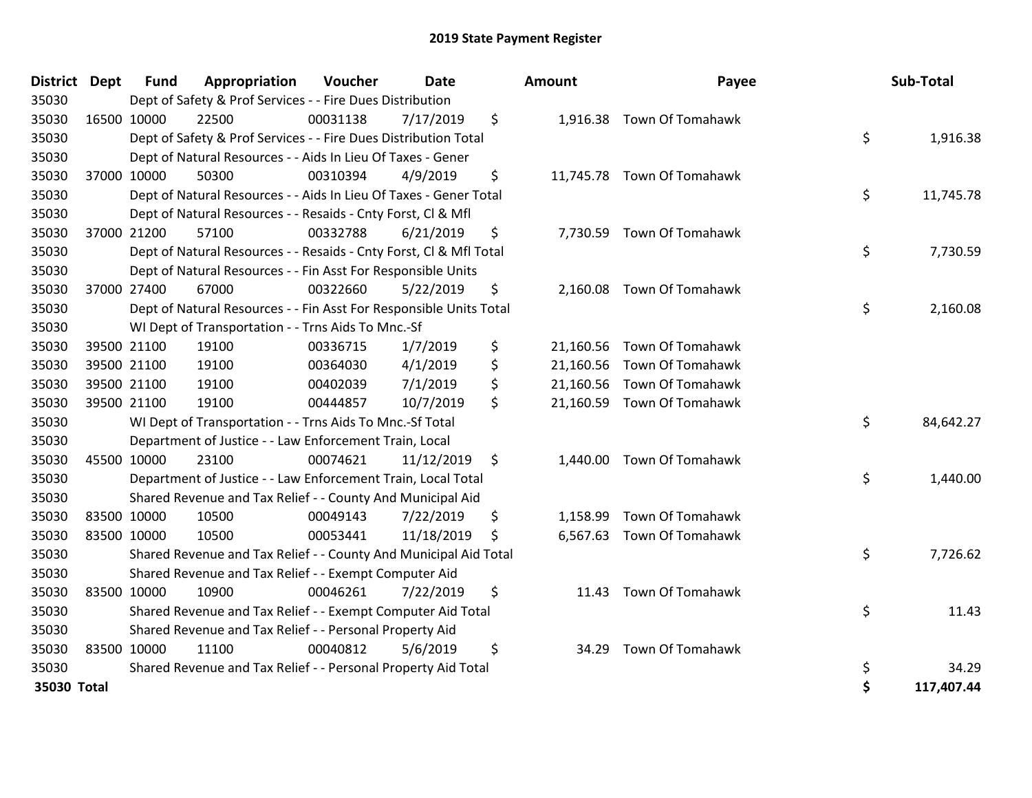# 2019 State Payment Register

| District | Dept | Fund | Appropriation | Voucher | Date | Amount | Payee | Sub-Total |
|---|---|---|---|---|---|---|---|---|
| 35030 | | Dept of Safety & Prof Services - - Fire Dues Distribution | | | | | | |
| 35030 | 16500 | 10000 | 22500 | 00031138 | 7/17/2019 | $ 1,916.38 | Town Of Tomahawk | |
| 35030 | | Dept of Safety & Prof Services - - Fire Dues Distribution Total | | | | | | $ 1,916.38 |
| 35030 | | Dept of Natural Resources - - Aids In Lieu Of Taxes - Gener | | | | | | |
| 35030 | 37000 | 10000 | 50300 | 00310394 | 4/9/2019 | $ 11,745.78 | Town Of Tomahawk | |
| 35030 | | Dept of Natural Resources - - Aids In Lieu Of Taxes - Gener Total | | | | | | $ 11,745.78 |
| 35030 | | Dept of Natural Resources - - Resaids - Cnty Forst, Cl & Mfl | | | | | | |
| 35030 | 37000 | 21200 | 57100 | 00332788 | 6/21/2019 | $ 7,730.59 | Town Of Tomahawk | |
| 35030 | | Dept of Natural Resources - - Resaids - Cnty Forst, Cl & Mfl Total | | | | | | $ 7,730.59 |
| 35030 | | Dept of Natural Resources - - Fin Asst For Responsible Units | | | | | | |
| 35030 | 37000 | 27400 | 67000 | 00322660 | 5/22/2019 | $ 2,160.08 | Town Of Tomahawk | |
| 35030 | | Dept of Natural Resources - - Fin Asst For Responsible Units Total | | | | | | $ 2,160.08 |
| 35030 | | WI Dept of Transportation - - Trns Aids To Mnc.-Sf | | | | | | |
| 35030 | 39500 | 21100 | 19100 | 00336715 | 1/7/2019 | $ 21,160.56 | Town Of Tomahawk | |
| 35030 | 39500 | 21100 | 19100 | 00364030 | 4/1/2019 | $ 21,160.56 | Town Of Tomahawk | |
| 35030 | 39500 | 21100 | 19100 | 00402039 | 7/1/2019 | $ 21,160.56 | Town Of Tomahawk | |
| 35030 | 39500 | 21100 | 19100 | 00444857 | 10/7/2019 | $ 21,160.59 | Town Of Tomahawk | |
| 35030 | | WI Dept of Transportation - - Trns Aids To Mnc.-Sf Total | | | | | | $ 84,642.27 |
| 35030 | | Department of Justice - - Law Enforcement Train, Local | | | | | | |
| 35030 | 45500 | 10000 | 23100 | 00074621 | 11/12/2019 | $ 1,440.00 | Town Of Tomahawk | |
| 35030 | | Department of Justice - - Law Enforcement Train, Local Total | | | | | | $ 1,440.00 |
| 35030 | | Shared Revenue and Tax Relief - - County And Municipal Aid | | | | | | |
| 35030 | 83500 | 10000 | 10500 | 00049143 | 7/22/2019 | $ 1,158.99 | Town Of Tomahawk | |
| 35030 | 83500 | 10000 | 10500 | 00053441 | 11/18/2019 | $ 6,567.63 | Town Of Tomahawk | |
| 35030 | | Shared Revenue and Tax Relief - - County And Municipal Aid Total | | | | | | $ 7,726.62 |
| 35030 | | Shared Revenue and Tax Relief - - Exempt Computer Aid | | | | | | |
| 35030 | 83500 | 10000 | 10900 | 00046261 | 7/22/2019 | $ 11.43 | Town Of Tomahawk | |
| 35030 | | Shared Revenue and Tax Relief - - Exempt Computer Aid Total | | | | | | $ 11.43 |
| 35030 | | Shared Revenue and Tax Relief - - Personal Property Aid | | | | | | |
| 35030 | 83500 | 10000 | 11100 | 00040812 | 5/6/2019 | $ 34.29 | Town Of Tomahawk | |
| 35030 | | Shared Revenue and Tax Relief - - Personal Property Aid Total | | | | | | $ 34.29 |
| **35030 Total** | | | | | | | | **$ 117,407.44** |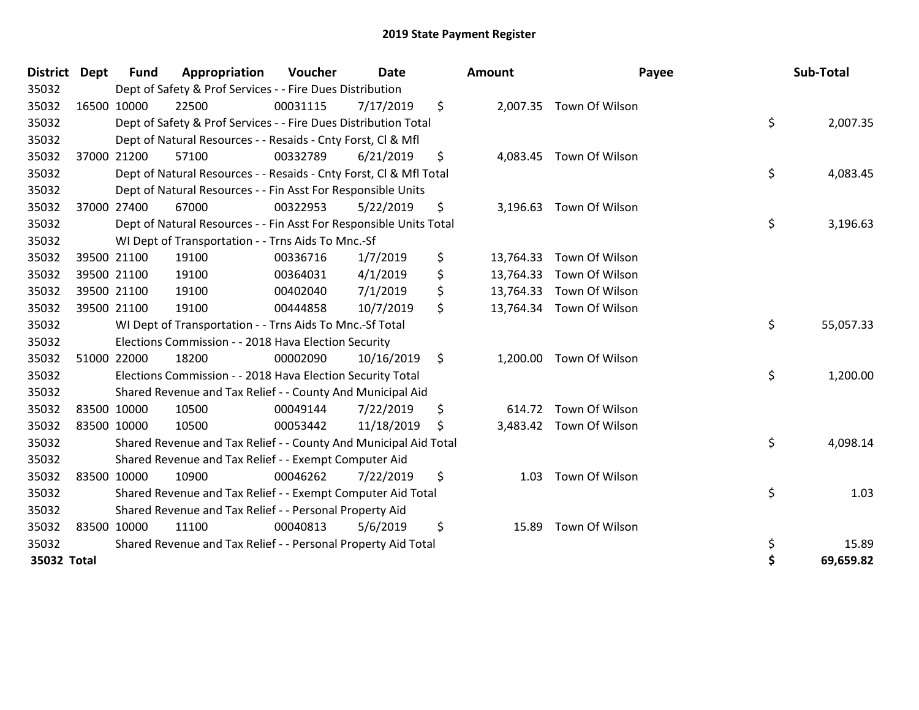# 2019 State Payment Register

| District | Dept | Fund | Appropriation | Voucher | Date | Amount | Payee | Sub-Total |
|---|---|---|---|---|---|---|---|---|
| 35032 | | Dept of Safety & Prof Services - - Fire Dues Distribution | | | | | | |
| 35032 | 16500 | 10000 | 22500 | 00031115 | 7/17/2019 | $ 2,007.35 | Town Of Wilson | |
| 35032 | | Dept of Safety & Prof Services - - Fire Dues Distribution Total | | | | | | $ 2,007.35 |
| 35032 | | Dept of Natural Resources - - Resaids - Cnty Forst, Cl & Mfl | | | | | | |
| 35032 | 37000 | 21200 | 57100 | 00332789 | 6/21/2019 | $ 4,083.45 | Town Of Wilson | |
| 35032 | | Dept of Natural Resources - - Resaids - Cnty Forst, Cl & Mfl Total | | | | | | $ 4,083.45 |
| 35032 | | Dept of Natural Resources - - Fin Asst For Responsible Units | | | | | | |
| 35032 | 37000 | 27400 | 67000 | 00322953 | 5/22/2019 | $ 3,196.63 | Town Of Wilson | |
| 35032 | | Dept of Natural Resources - - Fin Asst For Responsible Units Total | | | | | | $ 3,196.63 |
| 35032 | | WI Dept of Transportation - - Trns Aids To Mnc.-Sf | | | | | | |
| 35032 | 39500 | 21100 | 19100 | 00336716 | 1/7/2019 | $ 13,764.33 | Town Of Wilson | |
| 35032 | 39500 | 21100 | 19100 | 00364031 | 4/1/2019 | $ 13,764.33 | Town Of Wilson | |
| 35032 | 39500 | 21100 | 19100 | 00402040 | 7/1/2019 | $ 13,764.33 | Town Of Wilson | |
| 35032 | 39500 | 21100 | 19100 | 00444858 | 10/7/2019 | $ 13,764.34 | Town Of Wilson | |
| 35032 | | WI Dept of Transportation - - Trns Aids To Mnc.-Sf Total | | | | | | $ 55,057.33 |
| 35032 | | Elections Commission - - 2018 Hava Election Security | | | | | | |
| 35032 | 51000 | 22000 | 18200 | 00002090 | 10/16/2019 | $ 1,200.00 | Town Of Wilson | |
| 35032 | | Elections Commission - - 2018 Hava Election Security Total | | | | | | $ 1,200.00 |
| 35032 | | Shared Revenue and Tax Relief - - County And Municipal Aid | | | | | | |
| 35032 | 83500 | 10000 | 10500 | 00049144 | 7/22/2019 | $ 614.72 | Town Of Wilson | |
| 35032 | 83500 | 10000 | 10500 | 00053442 | 11/18/2019 | $ 3,483.42 | Town Of Wilson | |
| 35032 | | Shared Revenue and Tax Relief - - County And Municipal Aid Total | | | | | | $ 4,098.14 |
| 35032 | | Shared Revenue and Tax Relief - - Exempt Computer Aid | | | | | | |
| 35032 | 83500 | 10000 | 10900 | 00046262 | 7/22/2019 | $ 1.03 | Town Of Wilson | |
| 35032 | | Shared Revenue and Tax Relief - - Exempt Computer Aid Total | | | | | | $ 1.03 |
| 35032 | | Shared Revenue and Tax Relief - - Personal Property Aid | | | | | | |
| 35032 | 83500 | 10000 | 11100 | 00040813 | 5/6/2019 | $ 15.89 | Town Of Wilson | |
| 35032 | | Shared Revenue and Tax Relief - - Personal Property Aid Total | | | | | | $ 15.89 |
| **35032 Total** | | | | | | | | **$ 69,659.82** |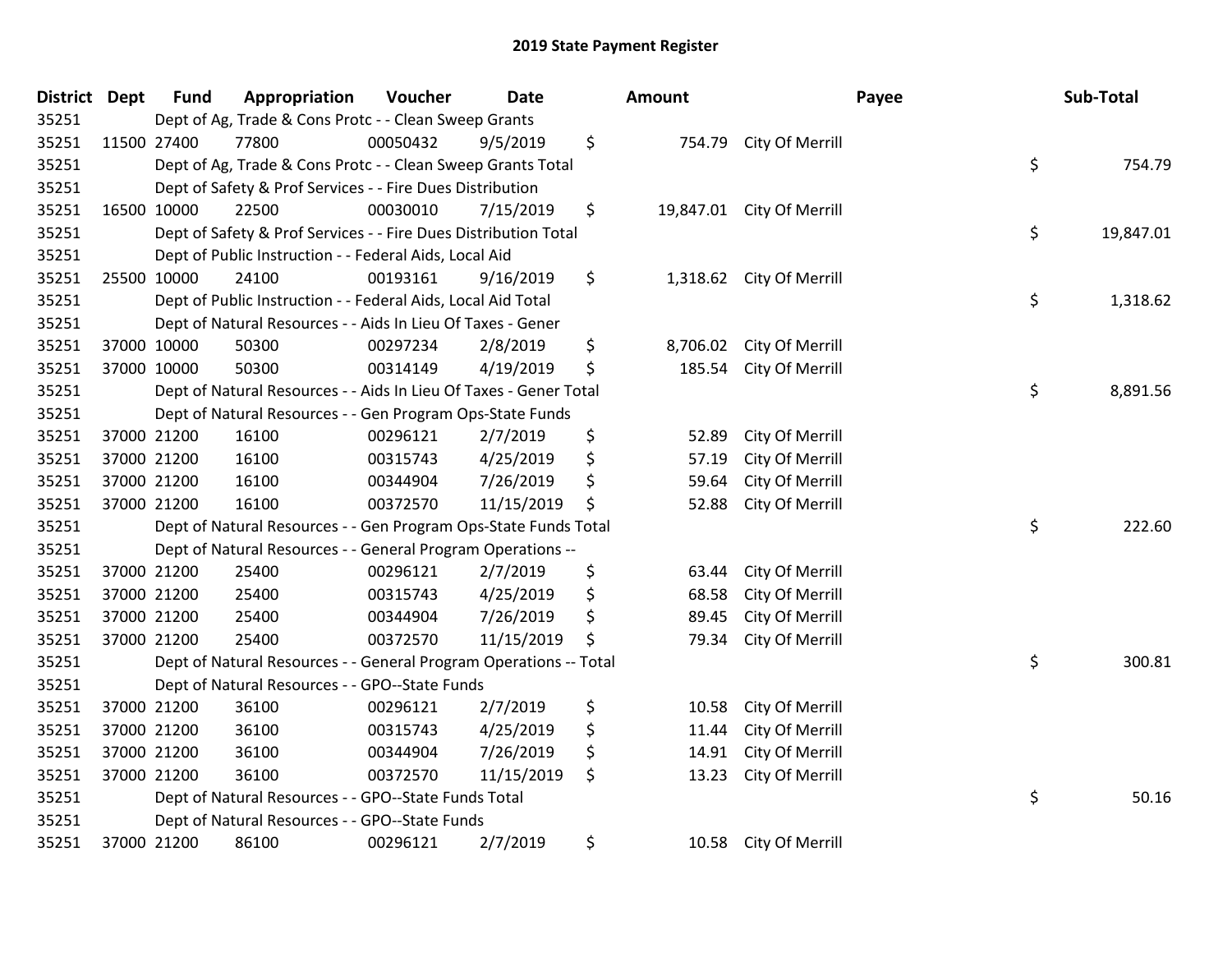# 2019 State Payment Register

| District | Dept | Fund | Appropriation | Voucher | Date | Amount | Payee | Sub-Total |
|---|---|---|---|---|---|---|---|---|
| 35251 | | Dept of Ag, Trade & Cons Protc - - Clean Sweep Grants | | | | | | |
| 35251 | 11500 | 27400 | 77800 | 00050432 | 9/5/2019 | $ 754.79 | City Of Merrill | |
| 35251 | | Dept of Ag, Trade & Cons Protc - - Clean Sweep Grants Total | | | | | | $ 754.79 |
| 35251 | | Dept of Safety & Prof Services - - Fire Dues Distribution | | | | | | |
| 35251 | 16500 | 10000 | 22500 | 00030010 | 7/15/2019 | $ 19,847.01 | City Of Merrill | |
| 35251 | | Dept of Safety & Prof Services - - Fire Dues Distribution Total | | | | | | $ 19,847.01 |
| 35251 | | Dept of Public Instruction - - Federal Aids, Local Aid | | | | | | |
| 35251 | 25500 | 10000 | 24100 | 00193161 | 9/16/2019 | $ 1,318.62 | City Of Merrill | |
| 35251 | | Dept of Public Instruction - - Federal Aids, Local Aid Total | | | | | | $ 1,318.62 |
| 35251 | | Dept of Natural Resources - - Aids In Lieu Of Taxes - Gener | | | | | | |
| 35251 | 37000 | 10000 | 50300 | 00297234 | 2/8/2019 | $ 8,706.02 | City Of Merrill | |
| 35251 | 37000 | 10000 | 50300 | 00314149 | 4/19/2019 | $ 185.54 | City Of Merrill | |
| 35251 | | Dept of Natural Resources - - Aids In Lieu Of Taxes - Gener Total | | | | | | $ 8,891.56 |
| 35251 | | Dept of Natural Resources - - Gen Program Ops-State Funds | | | | | | |
| 35251 | 37000 | 21200 | 16100 | 00296121 | 2/7/2019 | $ 52.89 | City Of Merrill | |
| 35251 | 37000 | 21200 | 16100 | 00315743 | 4/25/2019 | $ 57.19 | City Of Merrill | |
| 35251 | 37000 | 21200 | 16100 | 00344904 | 7/26/2019 | $ 59.64 | City Of Merrill | |
| 35251 | 37000 | 21200 | 16100 | 00372570 | 11/15/2019 | $ 52.88 | City Of Merrill | |
| 35251 | | Dept of Natural Resources - - Gen Program Ops-State Funds Total | | | | | | $ 222.60 |
| 35251 | | Dept of Natural Resources - - General Program Operations -- | | | | | | |
| 35251 | 37000 | 21200 | 25400 | 00296121 | 2/7/2019 | $ 63.44 | City Of Merrill | |
| 35251 | 37000 | 21200 | 25400 | 00315743 | 4/25/2019 | $ 68.58 | City Of Merrill | |
| 35251 | 37000 | 21200 | 25400 | 00344904 | 7/26/2019 | $ 89.45 | City Of Merrill | |
| 35251 | 37000 | 21200 | 25400 | 00372570 | 11/15/2019 | $ 79.34 | City Of Merrill | |
| 35251 | | Dept of Natural Resources - - General Program Operations -- Total | | | | | | $ 300.81 |
| 35251 | | Dept of Natural Resources - - GPO--State Funds | | | | | | |
| 35251 | 37000 | 21200 | 36100 | 00296121 | 2/7/2019 | $ 10.58 | City Of Merrill | |
| 35251 | 37000 | 21200 | 36100 | 00315743 | 4/25/2019 | $ 11.44 | City Of Merrill | |
| 35251 | 37000 | 21200 | 36100 | 00344904 | 7/26/2019 | $ 14.91 | City Of Merrill | |
| 35251 | 37000 | 21200 | 36100 | 00372570 | 11/15/2019 | $ 13.23 | City Of Merrill | |
| 35251 | | Dept of Natural Resources - - GPO--State Funds Total | | | | | | $ 50.16 |
| 35251 | | Dept of Natural Resources - - GPO--State Funds | | | | | | |
| 35251 | 37000 | 21200 | 86100 | 00296121 | 2/7/2019 | $ 10.58 | City Of Merrill | |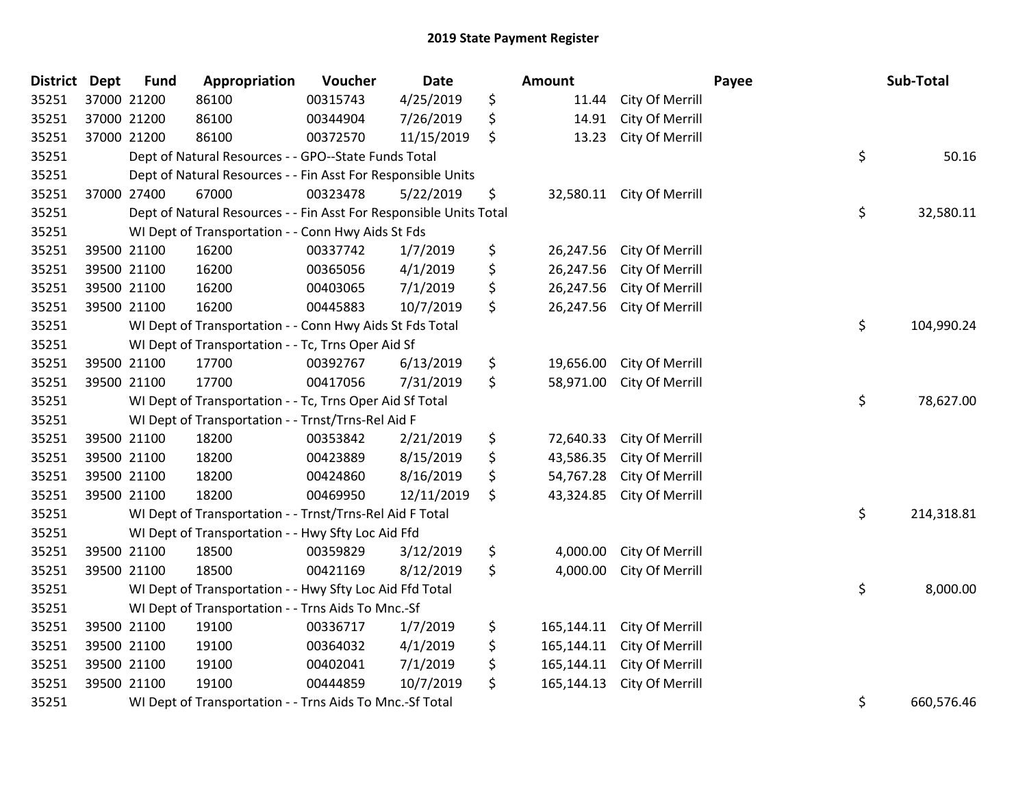# 2019 State Payment Register

| District | Dept | Fund | Appropriation | Voucher | Date | Amount | Payee | Sub-Total |
|---|---|---|---|---|---|---|---|---|
| 35251 | 37000 | 21200 | 86100 | 00315743 | 4/25/2019 | $ 11.44 | City Of Merrill | |
| 35251 | 37000 | 21200 | 86100 | 00344904 | 7/26/2019 | $ 14.91 | City Of Merrill | |
| 35251 | 37000 | 21200 | 86100 | 00372570 | 11/15/2019 | $ 13.23 | City Of Merrill | |
| 35251 | | Dept of Natural Resources - - GPO--State Funds Total | | | | | | $ 50.16 |
| 35251 | | Dept of Natural Resources - - Fin Asst For Responsible Units | | | | | | |
| 35251 | 37000 | 27400 | 67000 | 00323478 | 5/22/2019 | $ 32,580.11 | City Of Merrill | |
| 35251 | | Dept of Natural Resources - - Fin Asst For Responsible Units Total | | | | | | $ 32,580.11 |
| 35251 | | WI Dept of Transportation - - Conn Hwy Aids St Fds | | | | | | |
| 35251 | 39500 | 21100 | 16200 | 00337742 | 1/7/2019 | $ 26,247.56 | City Of Merrill | |
| 35251 | 39500 | 21100 | 16200 | 00365056 | 4/1/2019 | $ 26,247.56 | City Of Merrill | |
| 35251 | 39500 | 21100 | 16200 | 00403065 | 7/1/2019 | $ 26,247.56 | City Of Merrill | |
| 35251 | 39500 | 21100 | 16200 | 00445883 | 10/7/2019 | $ 26,247.56 | City Of Merrill | |
| 35251 | | WI Dept of Transportation - - Conn Hwy Aids St Fds Total | | | | | | $ 104,990.24 |
| 35251 | | WI Dept of Transportation - - Tc, Trns Oper Aid Sf | | | | | | |
| 35251 | 39500 | 21100 | 17700 | 00392767 | 6/13/2019 | $ 19,656.00 | City Of Merrill | |
| 35251 | 39500 | 21100 | 17700 | 00417056 | 7/31/2019 | $ 58,971.00 | City Of Merrill | |
| 35251 | | WI Dept of Transportation - - Tc, Trns Oper Aid Sf Total | | | | | | $ 78,627.00 |
| 35251 | | WI Dept of Transportation - - Trnst/Trns-Rel Aid F | | | | | | |
| 35251 | 39500 | 21100 | 18200 | 00353842 | 2/21/2019 | $ 72,640.33 | City Of Merrill | |
| 35251 | 39500 | 21100 | 18200 | 00423889 | 8/15/2019 | $ 43,586.35 | City Of Merrill | |
| 35251 | 39500 | 21100 | 18200 | 00424860 | 8/16/2019 | $ 54,767.28 | City Of Merrill | |
| 35251 | 39500 | 21100 | 18200 | 00469950 | 12/11/2019 | $ 43,324.85 | City Of Merrill | |
| 35251 | | WI Dept of Transportation - - Trnst/Trns-Rel Aid F Total | | | | | | $ 214,318.81 |
| 35251 | | WI Dept of Transportation - - Hwy Sfty Loc Aid Ffd | | | | | | |
| 35251 | 39500 | 21100 | 18500 | 00359829 | 3/12/2019 | $ 4,000.00 | City Of Merrill | |
| 35251 | 39500 | 21100 | 18500 | 00421169 | 8/12/2019 | $ 4,000.00 | City Of Merrill | |
| 35251 | | WI Dept of Transportation - - Hwy Sfty Loc Aid Ffd Total | | | | | | $ 8,000.00 |
| 35251 | | WI Dept of Transportation - - Trns Aids To Mnc.-Sf | | | | | | |
| 35251 | 39500 | 21100 | 19100 | 00336717 | 1/7/2019 | $ 165,144.11 | City Of Merrill | |
| 35251 | 39500 | 21100 | 19100 | 00364032 | 4/1/2019 | $ 165,144.11 | City Of Merrill | |
| 35251 | 39500 | 21100 | 19100 | 00402041 | 7/1/2019 | $ 165,144.11 | City Of Merrill | |
| 35251 | 39500 | 21100 | 19100 | 00444859 | 10/7/2019 | $ 165,144.13 | City Of Merrill | |
| 35251 | | WI Dept of Transportation - - Trns Aids To Mnc.-Sf Total | | | | | | $ 660,576.46 |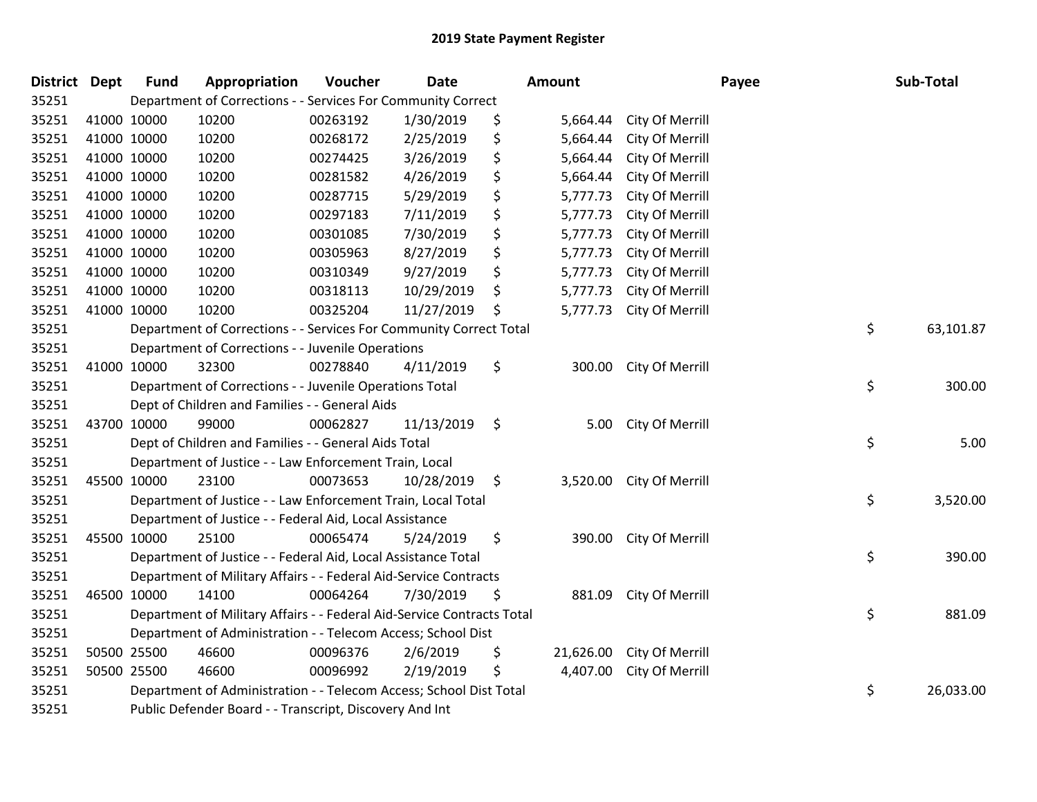# 2019 State Payment Register

| District | Dept | Fund | Appropriation | Voucher | Date | Amount | Payee | Sub-Total |
|---|---|---|---|---|---|---|---|---|
| 35251 | Department of Corrections - - Services For Community Correct | | | | | | | |
| 35251 | 41000 | 10000 | 10200 | 00263192 | 1/30/2019 | $ 5,664.44 | City Of Merrill | |
| 35251 | 41000 | 10000 | 10200 | 00268172 | 2/25/2019 | $ 5,664.44 | City Of Merrill | |
| 35251 | 41000 | 10000 | 10200 | 00274425 | 3/26/2019 | $ 5,664.44 | City Of Merrill | |
| 35251 | 41000 | 10000 | 10200 | 00281582 | 4/26/2019 | $ 5,664.44 | City Of Merrill | |
| 35251 | 41000 | 10000 | 10200 | 00287715 | 5/29/2019 | $ 5,777.73 | City Of Merrill | |
| 35251 | 41000 | 10000 | 10200 | 00297183 | 7/11/2019 | $ 5,777.73 | City Of Merrill | |
| 35251 | 41000 | 10000 | 10200 | 00301085 | 7/30/2019 | $ 5,777.73 | City Of Merrill | |
| 35251 | 41000 | 10000 | 10200 | 00305963 | 8/27/2019 | $ 5,777.73 | City Of Merrill | |
| 35251 | 41000 | 10000 | 10200 | 00310349 | 9/27/2019 | $ 5,777.73 | City Of Merrill | |
| 35251 | 41000 | 10000 | 10200 | 00318113 | 10/29/2019 | $ 5,777.73 | City Of Merrill | |
| 35251 | 41000 | 10000 | 10200 | 00325204 | 11/27/2019 | $ 5,777.73 | City Of Merrill | |
| 35251 | Department of Corrections - - Services For Community Correct Total | | | | | | | $ 63,101.87 |
| 35251 | Department of Corrections - - Juvenile Operations | | | | | | | |
| 35251 | 41000 | 10000 | 32300 | 00278840 | 4/11/2019 | $ 300.00 | City Of Merrill | |
| 35251 | Department of Corrections - - Juvenile Operations Total | | | | | | | $ 300.00 |
| 35251 | Dept of Children and Families - - General Aids | | | | | | | |
| 35251 | 43700 | 10000 | 99000 | 00062827 | 11/13/2019 | $ 5.00 | City Of Merrill | |
| 35251 | Dept of Children and Families - - General Aids Total | | | | | | | $ 5.00 |
| 35251 | Department of Justice - - Law Enforcement Train, Local | | | | | | | |
| 35251 | 45500 | 10000 | 23100 | 00073653 | 10/28/2019 | $ 3,520.00 | City Of Merrill | |
| 35251 | Department of Justice - - Law Enforcement Train, Local Total | | | | | | | $ 3,520.00 |
| 35251 | Department of Justice - - Federal Aid, Local Assistance | | | | | | | |
| 35251 | 45500 | 10000 | 25100 | 00065474 | 5/24/2019 | $ 390.00 | City Of Merrill | |
| 35251 | Department of Justice - - Federal Aid, Local Assistance Total | | | | | | | $ 390.00 |
| 35251 | Department of Military Affairs - - Federal Aid-Service Contracts | | | | | | | |
| 35251 | 46500 | 10000 | 14100 | 00064264 | 7/30/2019 | $ 881.09 | City Of Merrill | |
| 35251 | Department of Military Affairs - - Federal Aid-Service Contracts Total | | | | | | | $ 881.09 |
| 35251 | Department of Administration - - Telecom Access; School Dist | | | | | | | |
| 35251 | 50500 | 25500 | 46600 | 00096376 | 2/6/2019 | $ 21,626.00 | City Of Merrill | |
| 35251 | 50500 | 25500 | 46600 | 00096992 | 2/19/2019 | $ 4,407.00 | City Of Merrill | |
| 35251 | Department of Administration - - Telecom Access; School Dist Total | | | | | | | $ 26,033.00 |
| 35251 | Public Defender Board - - Transcript, Discovery And Int | | | | | | | |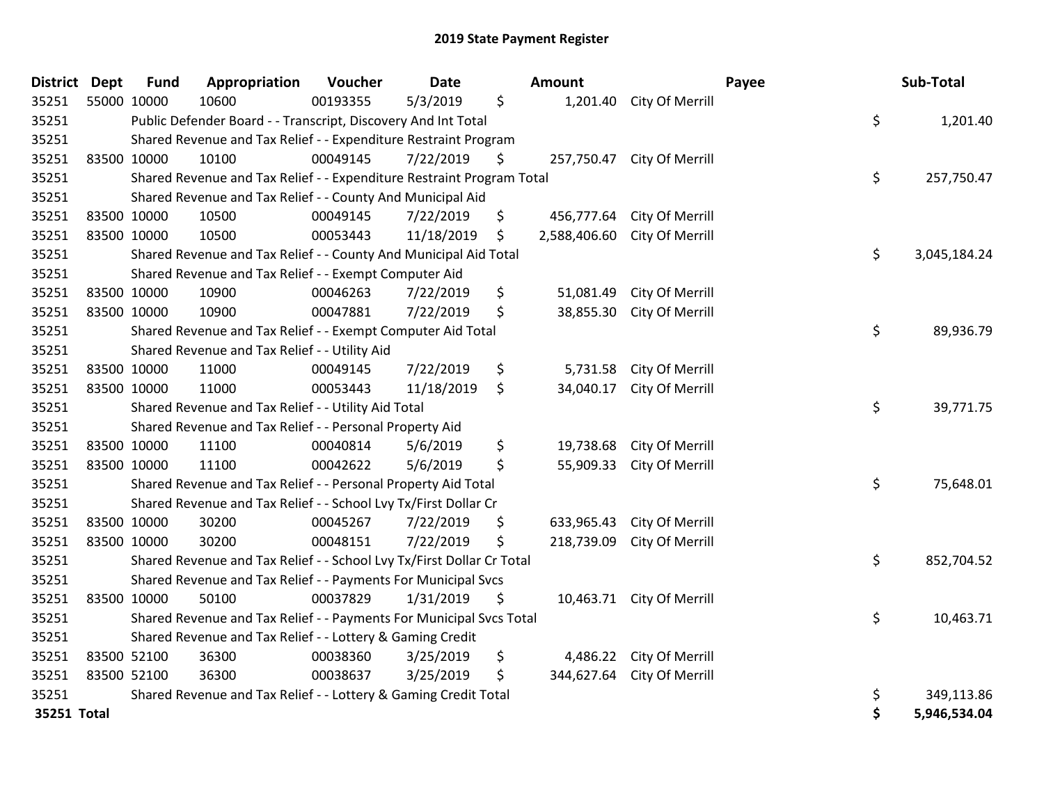## 2019 State Payment Register

| District | Dept | Fund | Appropriation | Voucher | Date | Amount | Payee | Sub-Total |
|---|---|---|---|---|---|---|---|---|
| 35251 | 55000 | 10000 | 10600 | 00193355 | 5/3/2019 | $ 1,201.40 | City Of Merrill | |
| 35251 | | Public Defender Board - - Transcript, Discovery And Int Total | | | | | | $ 1,201.40 |
| 35251 | | Shared Revenue and Tax Relief - - Expenditure Restraint Program | | | | | | |
| 35251 | 83500 | 10000 | 10100 | 00049145 | 7/22/2019 | $ 257,750.47 | City Of Merrill | |
| 35251 | | Shared Revenue and Tax Relief - - Expenditure Restraint Program Total | | | | | | $ 257,750.47 |
| 35251 | | Shared Revenue and Tax Relief - - County And Municipal Aid | | | | | | |
| 35251 | 83500 | 10000 | 10500 | 00049145 | 7/22/2019 | $ 456,777.64 | City Of Merrill | |
| 35251 | 83500 | 10000 | 10500 | 00053443 | 11/18/2019 | $ 2,588,406.60 | City Of Merrill | |
| 35251 | | Shared Revenue and Tax Relief - - County And Municipal Aid Total | | | | | | $ 3,045,184.24 |
| 35251 | | Shared Revenue and Tax Relief - - Exempt Computer Aid | | | | | | |
| 35251 | 83500 | 10000 | 10900 | 00046263 | 7/22/2019 | $ 51,081.49 | City Of Merrill | |
| 35251 | 83500 | 10000 | 10900 | 00047881 | 7/22/2019 | $ 38,855.30 | City Of Merrill | |
| 35251 | | Shared Revenue and Tax Relief - - Exempt Computer Aid Total | | | | | | $ 89,936.79 |
| 35251 | | Shared Revenue and Tax Relief - - Utility Aid | | | | | | |
| 35251 | 83500 | 10000 | 11000 | 00049145 | 7/22/2019 | $ 5,731.58 | City Of Merrill | |
| 35251 | 83500 | 10000 | 11000 | 00053443 | 11/18/2019 | $ 34,040.17 | City Of Merrill | |
| 35251 | | Shared Revenue and Tax Relief - - Utility Aid Total | | | | | | $ 39,771.75 |
| 35251 | | Shared Revenue and Tax Relief - - Personal Property Aid | | | | | | |
| 35251 | 83500 | 10000 | 11100 | 00040814 | 5/6/2019 | $ 19,738.68 | City Of Merrill | |
| 35251 | 83500 | 10000 | 11100 | 00042622 | 5/6/2019 | $ 55,909.33 | City Of Merrill | |
| 35251 | | Shared Revenue and Tax Relief - - Personal Property Aid Total | | | | | | $ 75,648.01 |
| 35251 | | Shared Revenue and Tax Relief - - School Lvy Tx/First Dollar Cr | | | | | | |
| 35251 | 83500 | 10000 | 30200 | 00045267 | 7/22/2019 | $ 633,965.43 | City Of Merrill | |
| 35251 | 83500 | 10000 | 30200 | 00048151 | 7/22/2019 | $ 218,739.09 | City Of Merrill | |
| 35251 | | Shared Revenue and Tax Relief - - School Lvy Tx/First Dollar Cr Total | | | | | | $ 852,704.52 |
| 35251 | | Shared Revenue and Tax Relief - - Payments For Municipal Svcs | | | | | | |
| 35251 | 83500 | 10000 | 50100 | 00037829 | 1/31/2019 | $ 10,463.71 | City Of Merrill | |
| 35251 | | Shared Revenue and Tax Relief - - Payments For Municipal Svcs Total | | | | | | $ 10,463.71 |
| 35251 | | Shared Revenue and Tax Relief - - Lottery & Gaming Credit | | | | | | |
| 35251 | 83500 | 52100 | 36300 | 00038360 | 3/25/2019 | $ 4,486.22 | City Of Merrill | |
| 35251 | 83500 | 52100 | 36300 | 00038637 | 3/25/2019 | $ 344,627.64 | City Of Merrill | |
| 35251 | | Shared Revenue and Tax Relief - - Lottery & Gaming Credit Total | | | | | | $ 349,113.86 |
| **35251 Total** | | | | | | | | **$ 5,946,534.04** |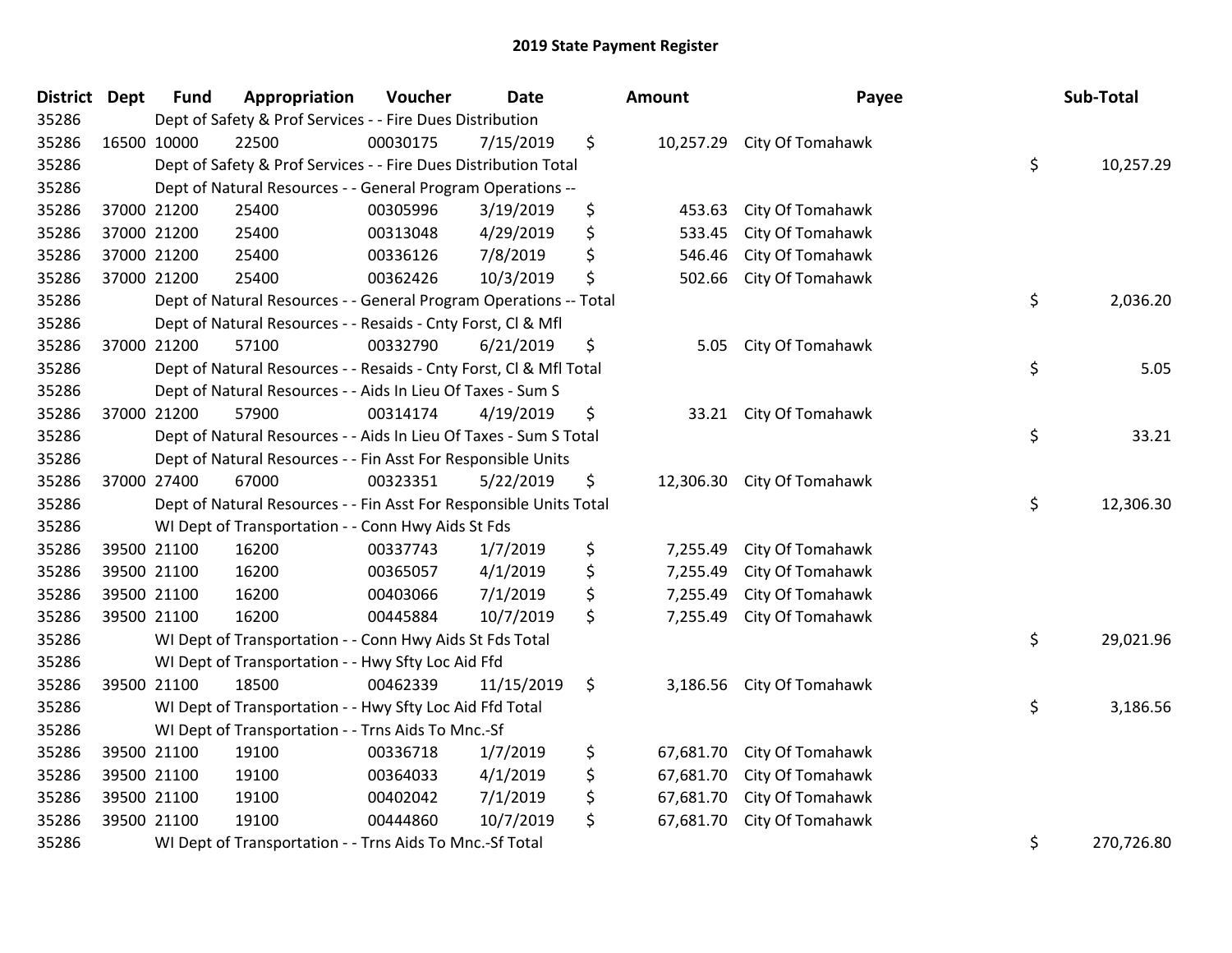# 2019 State Payment Register

| District | Dept | Fund | Appropriation | Voucher | Date | Amount | Payee | Sub-Total |
|---|---|---|---|---|---|---|---|---|
| 35286 | | Dept of Safety & Prof Services - - Fire Dues Distribution | | | | | | |
| 35286 | 16500 | 10000 | 22500 | 00030175 | 7/15/2019 | $ 10,257.29 | City Of Tomahawk | |
| 35286 | | Dept of Safety & Prof Services - - Fire Dues Distribution Total | | | | | | $ 10,257.29 |
| 35286 | | Dept of Natural Resources - - General Program Operations -- | | | | | | |
| 35286 | 37000 | 21200 | 25400 | 00305996 | 3/19/2019 | $ 453.63 | City Of Tomahawk | |
| 35286 | 37000 | 21200 | 25400 | 00313048 | 4/29/2019 | $ 533.45 | City Of Tomahawk | |
| 35286 | 37000 | 21200 | 25400 | 00336126 | 7/8/2019 | $ 546.46 | City Of Tomahawk | |
| 35286 | 37000 | 21200 | 25400 | 00362426 | 10/3/2019 | $ 502.66 | City Of Tomahawk | |
| 35286 | | Dept of Natural Resources - - General Program Operations -- Total | | | | | | $ 2,036.20 |
| 35286 | | Dept of Natural Resources - - Resaids - Cnty Forst, Cl & Mfl | | | | | | |
| 35286 | 37000 | 21200 | 57100 | 00332790 | 6/21/2019 | $ 5.05 | City Of Tomahawk | |
| 35286 | | Dept of Natural Resources - - Resaids - Cnty Forst, Cl & Mfl Total | | | | | | $ 5.05 |
| 35286 | | Dept of Natural Resources - - Aids In Lieu Of Taxes - Sum S | | | | | | |
| 35286 | 37000 | 21200 | 57900 | 00314174 | 4/19/2019 | $ 33.21 | City Of Tomahawk | |
| 35286 | | Dept of Natural Resources - - Aids In Lieu Of Taxes - Sum S Total | | | | | | $ 33.21 |
| 35286 | | Dept of Natural Resources - - Fin Asst For Responsible Units | | | | | | |
| 35286 | 37000 | 27400 | 67000 | 00323351 | 5/22/2019 | $ 12,306.30 | City Of Tomahawk | |
| 35286 | | Dept of Natural Resources - - Fin Asst For Responsible Units Total | | | | | | $ 12,306.30 |
| 35286 | | WI Dept of Transportation - - Conn Hwy Aids St Fds | | | | | | |
| 35286 | 39500 | 21100 | 16200 | 00337743 | 1/7/2019 | $ 7,255.49 | City Of Tomahawk | |
| 35286 | 39500 | 21100 | 16200 | 00365057 | 4/1/2019 | $ 7,255.49 | City Of Tomahawk | |
| 35286 | 39500 | 21100 | 16200 | 00403066 | 7/1/2019 | $ 7,255.49 | City Of Tomahawk | |
| 35286 | 39500 | 21100 | 16200 | 00445884 | 10/7/2019 | $ 7,255.49 | City Of Tomahawk | |
| 35286 | | WI Dept of Transportation - - Conn Hwy Aids St Fds Total | | | | | | $ 29,021.96 |
| 35286 | | WI Dept of Transportation - - Hwy Sfty Loc Aid Ffd | | | | | | |
| 35286 | 39500 | 21100 | 18500 | 00462339 | 11/15/2019 | $ 3,186.56 | City Of Tomahawk | |
| 35286 | | WI Dept of Transportation - - Hwy Sfty Loc Aid Ffd Total | | | | | | $ 3,186.56 |
| 35286 | | WI Dept of Transportation - - Trns Aids To Mnc.-Sf | | | | | | |
| 35286 | 39500 | 21100 | 19100 | 00336718 | 1/7/2019 | $ 67,681.70 | City Of Tomahawk | |
| 35286 | 39500 | 21100 | 19100 | 00364033 | 4/1/2019 | $ 67,681.70 | City Of Tomahawk | |
| 35286 | 39500 | 21100 | 19100 | 00402042 | 7/1/2019 | $ 67,681.70 | City Of Tomahawk | |
| 35286 | 39500 | 21100 | 19100 | 00444860 | 10/7/2019 | $ 67,681.70 | City Of Tomahawk | |
| 35286 | | WI Dept of Transportation - - Trns Aids To Mnc.-Sf Total | | | | | | $ 270,726.80 |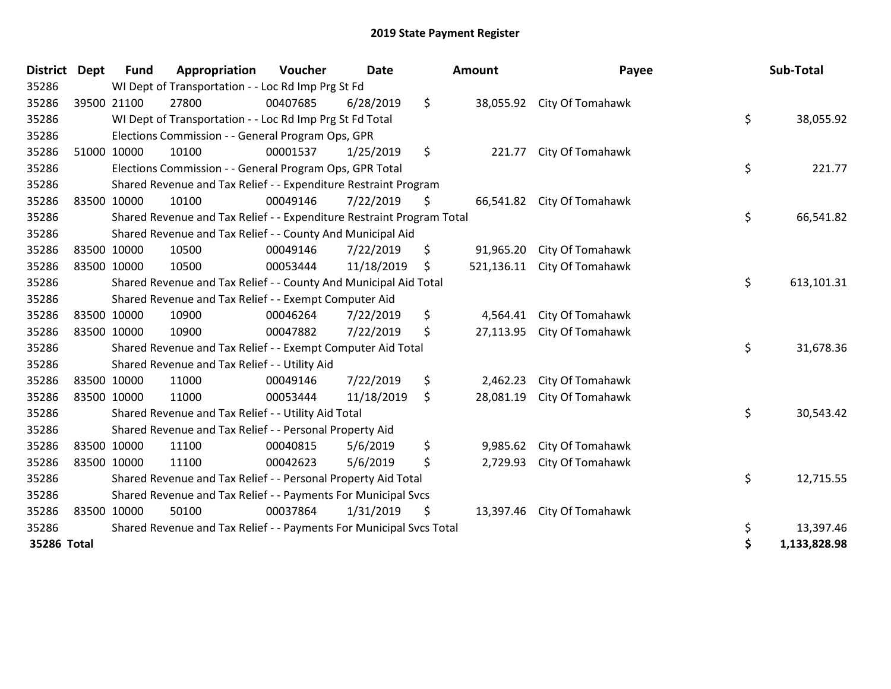## 2019 State Payment Register

| District | Dept | Fund | Appropriation | Voucher | Date | Amount | Payee | Sub-Total |
|---|---|---|---|---|---|---|---|---|
| 35286 | | WI Dept of Transportation - - Loc Rd Imp Prg St Fd | | | | | | |
| 35286 | 39500 | 21100 | 27800 | 00407685 | 6/28/2019 | $ 38,055.92 | City Of Tomahawk | |
| 35286 | | WI Dept of Transportation - - Loc Rd Imp Prg St Fd Total | | | | | | $ 38,055.92 |
| 35286 | | Elections Commission - - General Program Ops, GPR | | | | | | |
| 35286 | 51000 | 10000 | 10100 | 00001537 | 1/25/2019 | $ 221.77 | City Of Tomahawk | |
| 35286 | | Elections Commission - - General Program Ops, GPR Total | | | | | | $ 221.77 |
| 35286 | | Shared Revenue and Tax Relief - - Expenditure Restraint Program | | | | | | |
| 35286 | 83500 | 10000 | 10100 | 00049146 | 7/22/2019 | $ 66,541.82 | City Of Tomahawk | |
| 35286 | | Shared Revenue and Tax Relief - - Expenditure Restraint Program Total | | | | | | $ 66,541.82 |
| 35286 | | Shared Revenue and Tax Relief - - County And Municipal Aid | | | | | | |
| 35286 | 83500 | 10000 | 10500 | 00049146 | 7/22/2019 | $ 91,965.20 | City Of Tomahawk | |
| 35286 | 83500 | 10000 | 10500 | 00053444 | 11/18/2019 | $ 521,136.11 | City Of Tomahawk | |
| 35286 | | Shared Revenue and Tax Relief - - County And Municipal Aid Total | | | | | | $ 613,101.31 |
| 35286 | | Shared Revenue and Tax Relief - - Exempt Computer Aid | | | | | | |
| 35286 | 83500 | 10000 | 10900 | 00046264 | 7/22/2019 | $ 4,564.41 | City Of Tomahawk | |
| 35286 | 83500 | 10000 | 10900 | 00047882 | 7/22/2019 | $ 27,113.95 | City Of Tomahawk | |
| 35286 | | Shared Revenue and Tax Relief - - Exempt Computer Aid Total | | | | | | $ 31,678.36 |
| 35286 | | Shared Revenue and Tax Relief - - Utility Aid | | | | | | |
| 35286 | 83500 | 10000 | 11000 | 00049146 | 7/22/2019 | $ 2,462.23 | City Of Tomahawk | |
| 35286 | 83500 | 10000 | 11000 | 00053444 | 11/18/2019 | $ 28,081.19 | City Of Tomahawk | |
| 35286 | | Shared Revenue and Tax Relief - - Utility Aid Total | | | | | | $ 30,543.42 |
| 35286 | | Shared Revenue and Tax Relief - - Personal Property Aid | | | | | | |
| 35286 | 83500 | 10000 | 11100 | 00040815 | 5/6/2019 | $ 9,985.62 | City Of Tomahawk | |
| 35286 | 83500 | 10000 | 11100 | 00042623 | 5/6/2019 | $ 2,729.93 | City Of Tomahawk | |
| 35286 | | Shared Revenue and Tax Relief - - Personal Property Aid Total | | | | | | $ 12,715.55 |
| 35286 | | Shared Revenue and Tax Relief - - Payments For Municipal Svcs | | | | | | |
| 35286 | 83500 | 10000 | 50100 | 00037864 | 1/31/2019 | $ 13,397.46 | City Of Tomahawk | |
| 35286 | | Shared Revenue and Tax Relief - - Payments For Municipal Svcs Total | | | | | | $ 13,397.46 |
| **35286 Total** | | | | | | | | **$ 1,133,828.98** |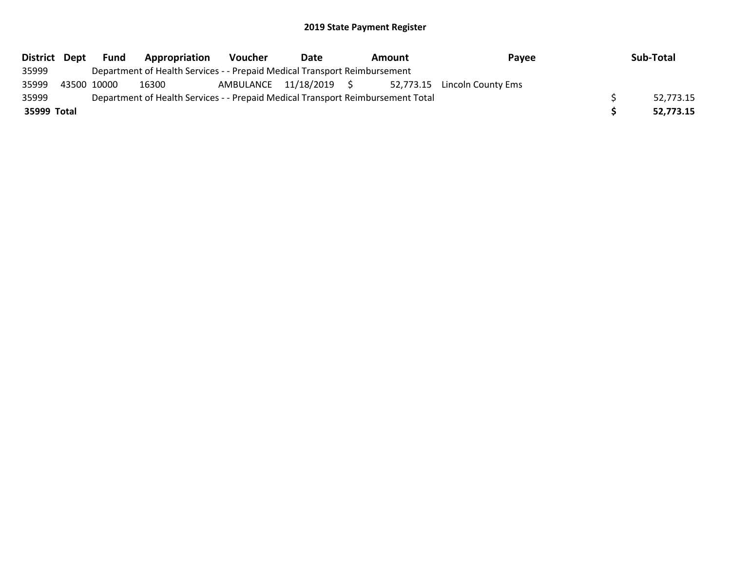## 2019 State Payment Register

| District | Dept | Fund | Appropriation | Voucher | Date | Amount | Payee | Sub-Total |
|---|---|---|---|---|---|---|---|---|
| 35999 | | Department of Health Services - - Prepaid Medical Transport Reimbursement | | | | | | |
| 35999 | 43500 | 10000 | 16300 | AMBULANCE | 11/18/2019 | $ 52,773.15 | Lincoln County Ems | |
| 35999 | | Department of Health Services - - Prepaid Medical Transport Reimbursement Total | | | | | | $ 52,773.15 |
| **35999** | **Total** | | | | | | | **$ 52,773.15** |